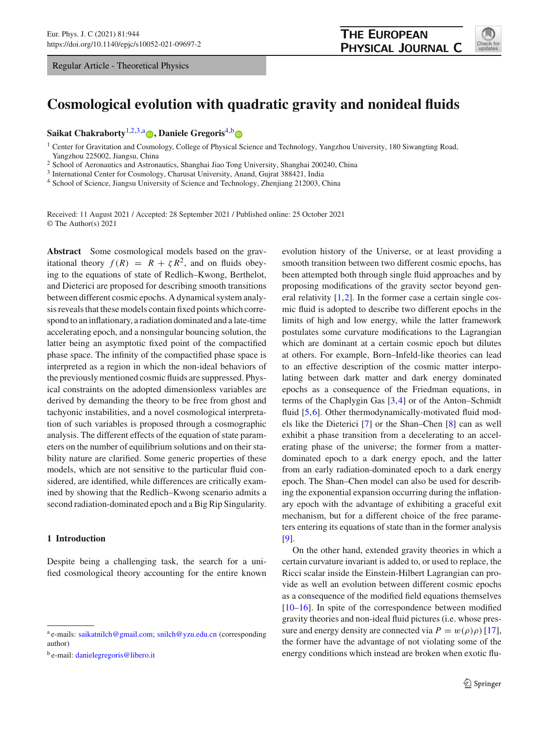Regular Article - Theoretical Physics

# Cosmological evolution with quadratic gravity and nonideal fluids

**Saikat Chakraborty**[1,2,3,a], **Daniele Gregoris**[4,b]

[1] Center for Gravitation and Cosmology, College of Physical Science and Technology, Yangzhou University, 180 Siwangting Road, Yangzhou 225002, Jiangsu, China
[2] School of Aeronautics and Astronautics, Shanghai Jiao Tong University, Shanghai 200240, China
[3] International Center for Cosmology, Charusat University, Anand, Gujrat 388421, India
[4] School of Science, Jiangsu University of Science and Technology, Zhenjiang 212003, China

Received: 11 August 2021 / Accepted: 28 September 2021 / Published online: 25 October 2021
© The Author(s) 2021

**Abstract** Some cosmological models based on the gravitational theory $f(R) = R + \zeta R^2$, and on fluids obeying to the equations of state of Redlich–Kwong, Berthelot, and Dieterici are proposed for describing smooth transitions between different cosmic epochs. A dynamical system analysis reveals that these models contain fixed points which correspond to an inflationary, a radiation dominated and a late-time accelerating epoch, and a nonsingular bouncing solution, the latter being an asymptotic fixed point of the compactified phase space. The infinity of the compactified phase space is interpreted as a region in which the non-ideal behaviors of the previously mentioned cosmic fluids are suppressed. Physical constraints on the adopted dimensionless variables are derived by demanding the theory to be free from ghost and tachyonic instabilities, and a novel cosmological interpretation of such variables is proposed through a cosmographic analysis. The different effects of the equation of state parameters on the number of equilibrium solutions and on their stability nature are clarified. Some generic properties of these models, which are not sensitive to the particular fluid considered, are identified, while differences are critically examined by showing that the Redlich–Kwong scenario admits a second radiation-dominated epoch and a Big Rip Singularity.

## 1 Introduction

Despite being a challenging task, the search for a unified cosmological theory accounting for the entire known evolution history of the Universe, or at least providing a smooth transition between two different cosmic epochs, has been attempted both through single fluid approaches and by proposing modifications of the gravity sector beyond general relativity [1,2]. In the former case a certain single cosmic fluid is adopted to describe two different epochs in the limits of high and low energy, while the latter framework postulates some curvature modifications to the Lagrangian which are dominant at a certain cosmic epoch but dilutes at others. For example, Born–Infeld-like theories can lead to an effective description of the cosmic matter interpolating between dark matter and dark energy dominated epochs as a consequence of the Friedman equations, in terms of the Chaplygin Gas [3,4] or of the Anton–Schmidt fluid [5,6]. Other thermodynamically-motivated fluid models like the Dieterici [7] or the Shan–Chen [8] can as well exhibit a phase transition from a decelerating to an accelerating phase of the universe; the former from a matter-dominated epoch to a dark energy epoch, and the latter from an early radiation-dominated epoch to a dark energy epoch. The Shan–Chen model can also be used for describing the exponential expansion occurring during the inflationary epoch with the advantage of exhibiting a graceful exit mechanism, but for a different choice of the free parameters entering its equations of state than in the former analysis [9].

On the other hand, extended gravity theories in which a certain curvature invariant is added to, or used to replace, the Ricci scalar inside the Einstein-Hilbert Lagrangian can provide as well an evolution between different cosmic epochs as a consequence of the modified field equations themselves [10–16]. In spite of the correspondence between modified gravity theories and non-ideal fluid pictures (i.e. whose pressure and energy density are connected via $P = w(\rho)\rho$) [17], the former have the advantage of not violating some of the energy conditions which instead are broken when exotic flu-

[a] e-mails: saikatnilch@gmail.com; snilch@yzu.edu.cn (corresponding author)

[b] e-mail: danielegregoris@libero.it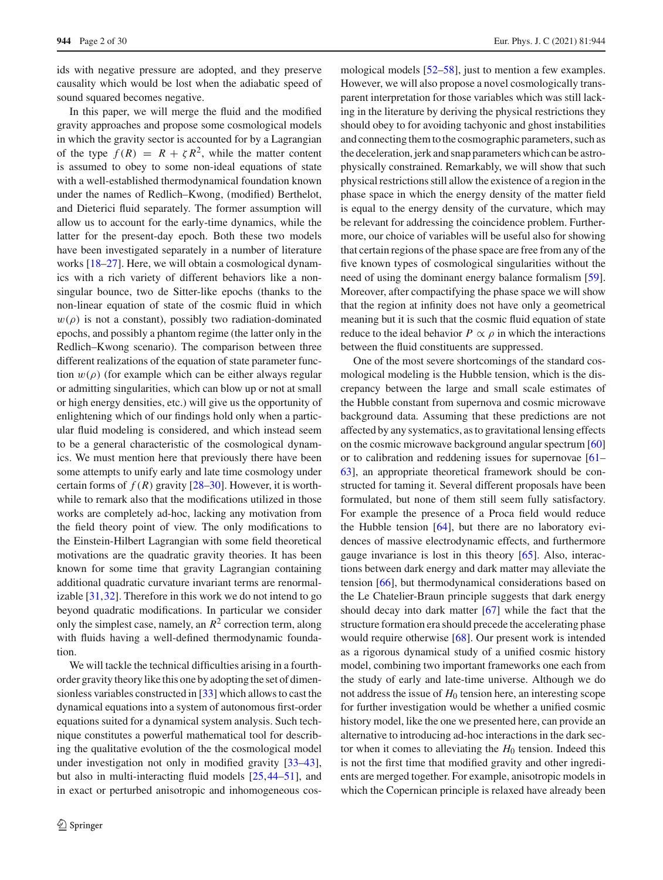ids with negative pressure are adopted, and they preserve causality which would be lost when the adiabatic speed of sound squared becomes negative.

In this paper, we will merge the fluid and the modified gravity approaches and propose some cosmological models in which the gravity sector is accounted for by a Lagrangian of the type $f(R) = R + \zeta R^2$, while the matter content is assumed to obey to some non-ideal equations of state with a well-established thermodynamical foundation known under the names of Redlich–Kwong, (modified) Berthelot, and Dieterici fluid separately. The former assumption will allow us to account for the early-time dynamics, while the latter for the present-day epoch. Both these two models have been investigated separately in a number of literature works [18–27]. Here, we will obtain a cosmological dynamics with a rich variety of different behaviors like a non-singular bounce, two de Sitter-like epochs (thanks to the non-linear equation of state of the cosmic fluid in which $w(\rho)$ is not a constant), possibly two radiation-dominated epochs, and possibly a phantom regime (the latter only in the Redlich–Kwong scenario). The comparison between three different realizations of the equation of state parameter function $w(\rho)$ (for example which can be either always regular or admitting singularities, which can blow up or not at small or high energy densities, etc.) will give us the opportunity of enlightening which of our findings hold only when a particular fluid modeling is considered, and which instead seem to be a general characteristic of the cosmological dynamics. We must mention here that previously there have been some attempts to unify early and late time cosmology under certain forms of $f(R)$ gravity [28–30]. However, it is worthwhile to remark also that the modifications utilized in those works are completely ad-hoc, lacking any motivation from the field theory point of view. The only modifications to the Einstein-Hilbert Lagrangian with some field theoretical motivations are the quadratic gravity theories. It has been known for some time that gravity Lagrangian containing additional quadratic curvature invariant terms are renormalizable [31,32]. Therefore in this work we do not intend to go beyond quadratic modifications. In particular we consider only the simplest case, namely, an $R^2$ correction term, along with fluids having a well-defined thermodynamic foundation.

We will tackle the technical difficulties arising in a fourth-order gravity theory like this one by adopting the set of dimensionless variables constructed in [33] which allows to cast the dynamical equations into a system of autonomous first-order equations suited for a dynamical system analysis. Such technique constitutes a powerful mathematical tool for describing the qualitative evolution of the the cosmological model under investigation not only in modified gravity [33–43], but also in multi-interacting fluid models [25,44–51], and in exact or perturbed anisotropic and inhomogeneous cosmological models [52–58], just to mention a few examples. However, we will also propose a novel cosmologically transparent interpretation for those variables which was still lacking in the literature by deriving the physical restrictions they should obey to for avoiding tachyonic and ghost instabilities and connecting them to the cosmographic parameters, such as the deceleration, jerk and snap parameters which can be astrophysically constrained. Remarkably, we will show that such physical restrictions still allow the existence of a region in the phase space in which the energy density of the matter field is equal to the energy density of the curvature, which may be relevant for addressing the coincidence problem. Furthermore, our choice of variables will be useful also for showing that certain regions of the phase space are free from any of the five known types of cosmological singularities without the need of using the dominant energy balance formalism [59]. Moreover, after compactifying the phase space we will show that the region at infinity does not have only a geometrical meaning but it is such that the cosmic fluid equation of state reduce to the ideal behavior $P \propto \rho$ in which the interactions between the fluid constituents are suppressed.

One of the most severe shortcomings of the standard cosmological modeling is the Hubble tension, which is the discrepancy between the large and small scale estimates of the Hubble constant from supernova and cosmic microwave background data. Assuming that these predictions are not affected by any systematics, as to gravitational lensing effects on the cosmic microwave background angular spectrum [60] or to calibration and reddening issues for supernovae [61–63], an appropriate theoretical framework should be constructed for taming it. Several different proposals have been formulated, but none of them still seem fully satisfactory. For example the presence of a Proca field would reduce the Hubble tension [64], but there are no laboratory evidences of massive electrodynamic effects, and furthermore gauge invariance is lost in this theory [65]. Also, interactions between dark energy and dark matter may alleviate the tension [66], but thermodynamical considerations based on the Le Chatelier-Braun principle suggests that dark energy should decay into dark matter [67] while the fact that the structure formation era should precede the accelerating phase would require otherwise [68]. Our present work is intended as a rigorous dynamical study of a unified cosmic history model, combining two important frameworks one each from the study of early and late-time universe. Although we do not address the issue of $H_0$ tension here, an interesting scope for further investigation would be whether a unified cosmic history model, like the one we presented here, can provide an alternative to introducing ad-hoc interactions in the dark sector when it comes to alleviating the $H_0$ tension. Indeed this is not the first time that modified gravity and other ingredients are merged together. For example, anisotropic models in which the Copernican principle is relaxed have already been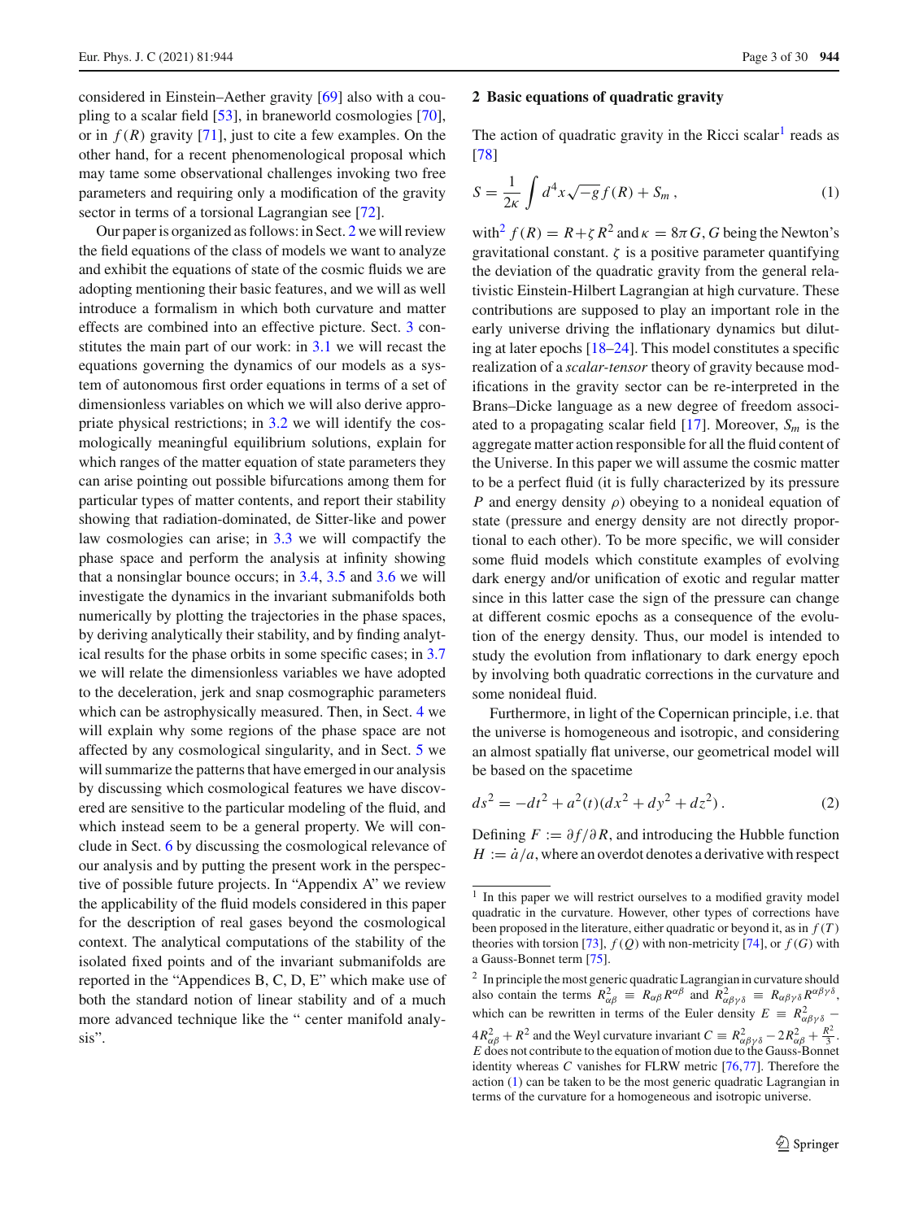considered in Einstein–Aether gravity [69] also with a coupling to a scalar field [53], in braneworld cosmologies [70], or in $f(R)$ gravity [71], just to cite a few examples. On the other hand, for a recent phenomenological proposal which may tame some observational challenges invoking two free parameters and requiring only a modification of the gravity sector in terms of a torsional Lagrangian see [72].

Our paper is organized as follows: in Sect. 2 we will review the field equations of the class of models we want to analyze and exhibit the equations of state of the cosmic fluids we are adopting mentioning their basic features, and we will as well introduce a formalism in which both curvature and matter effects are combined into an effective picture. Sect. 3 constitutes the main part of our work: in 3.1 we will recast the equations governing the dynamics of our models as a system of autonomous first order equations in terms of a set of dimensionless variables on which we will also derive appropriate physical restrictions; in 3.2 we will identify the cosmologically meaningful equilibrium solutions, explain for which ranges of the matter equation of state parameters they can arise pointing out possible bifurcations among them for particular types of matter contents, and report their stability showing that radiation-dominated, de Sitter-like and power law cosmologies can arise; in 3.3 we will compactify the phase space and perform the analysis at infinity showing that a nonsinglar bounce occurs; in 3.4, 3.5 and 3.6 we will investigate the dynamics in the invariant submanifolds both numerically by plotting the trajectories in the phase spaces, by deriving analytically their stability, and by finding analytical results for the phase orbits in some specific cases; in 3.7 we will relate the dimensionless variables we have adopted to the deceleration, jerk and snap cosmographic parameters which can be astrophysically measured. Then, in Sect. 4 we will explain why some regions of the phase space are not affected by any cosmological singularity, and in Sect. 5 we will summarize the patterns that have emerged in our analysis by discussing which cosmological features we have discovered are sensitive to the particular modeling of the fluid, and which instead seem to be a general property. We will conclude in Sect. 6 by discussing the cosmological relevance of our analysis and by putting the present work in the perspective of possible future projects. In "Appendix A" we review the applicability of the fluid models considered in this paper for the description of real gases beyond the cosmological context. The analytical computations of the stability of the isolated fixed points and of the invariant submanifolds are reported in the "Appendices B, C, D, E" which make use of both the standard notion of linear stability and of a much more advanced technique like the " center manifold analysis".

## 2 Basic equations of quadratic gravity

The action of quadratic gravity in the Ricci scalar[1] reads as [78]

$$S = \frac{1}{2\kappa} \int d^4x \sqrt{-g}\, f(R) + S_m\,, \tag{1}$$

with[2] $f(R) = R + \zeta R^2$ and $\kappa = 8\pi G$, $G$ being the Newton's gravitational constant. $\zeta$ is a positive parameter quantifying the deviation of the quadratic gravity from the general relativistic Einstein-Hilbert Lagrangian at high curvature. These contributions are supposed to play an important role in the early universe driving the inflationary dynamics but diluting at later epochs [18–24]. This model constitutes a specific realization of a *scalar-tensor* theory of gravity because modifications in the gravity sector can be re-interpreted in the Brans–Dicke language as a new degree of freedom associated to a propagating scalar field [17]. Moreover, $S_m$ is the aggregate matter action responsible for all the fluid content of the Universe. In this paper we will assume the cosmic matter to be a perfect fluid (it is fully characterized by its pressure $P$ and energy density $\rho$) obeying to a nonideal equation of state (pressure and energy density are not directly proportional to each other). To be more specific, we will consider some fluid models which constitute examples of evolving dark energy and/or unification of exotic and regular matter since in this latter case the sign of the pressure can change at different cosmic epochs as a consequence of the evolution of the energy density. Thus, our model is intended to study the evolution from inflationary to dark energy epoch by involving both quadratic corrections in the curvature and some nonideal fluid.

Furthermore, in light of the Copernican principle, i.e. that the universe is homogeneous and isotropic, and considering an almost spatially flat universe, our geometrical model will be based on the spacetime

$$ds^2 = -dt^2 + a^2(t)(dx^2 + dy^2 + dz^2)\,. \tag{2}$$

Defining $F := \partial f / \partial R$, and introducing the Hubble function $H := \dot{a}/a$, where an overdot denotes a derivative with respect

---

[1] In this paper we will restrict ourselves to a modified gravity model quadratic in the curvature. However, other types of corrections have been proposed in the literature, either quadratic or beyond it, as in $f(T)$ theories with torsion [73], $f(Q)$ with non-metricity [74], or $f(G)$ with a Gauss-Bonnet term [75].

[2] In principle the most generic quadratic Lagrangian in curvature should also contain the terms $R^2_{\alpha\beta} \equiv R_{\alpha\beta}R^{\alpha\beta}$ and $R^2_{\alpha\beta\gamma\delta} \equiv R_{\alpha\beta\gamma\delta}R^{\alpha\beta\gamma\delta}$, which can be rewritten in terms of the Euler density $E \equiv R^2_{\alpha\beta\gamma\delta} - 4R^2_{\alpha\beta} + R^2$ and the Weyl curvature invariant $C \equiv R^2_{\alpha\beta\gamma\delta} - 2R^2_{\alpha\beta} + \frac{R^2}{3}$. $E$ does not contribute to the equation of motion due to the Gauss-Bonnet identity whereas $C$ vanishes for FLRW metric [76,77]. Therefore the action (1) can be taken to be the most generic quadratic Lagrangian in terms of the curvature for a homogeneous and isotropic universe.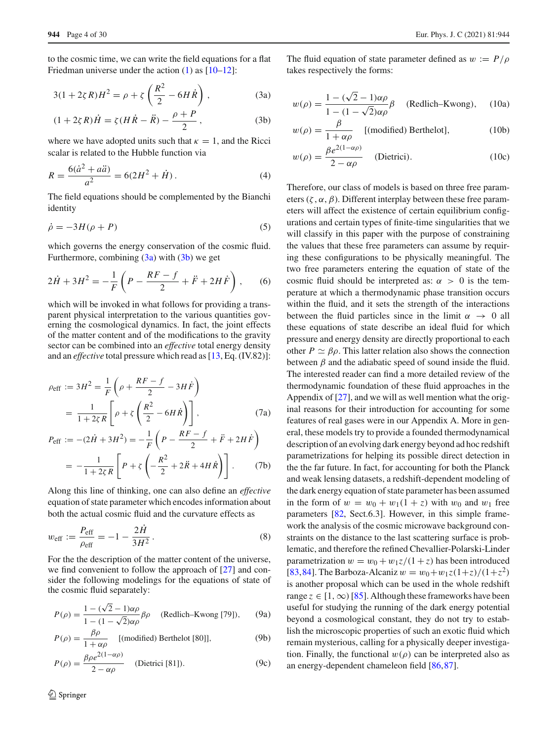to the cosmic time, we can write the field equations for a flat Friedman universe under the action (1) as [10–12]:

$$3(1+2\zeta R)H^2 = \rho + \zeta\left(\frac{R^2}{2} - 6H\dot{R}\right), \tag{3a}$$

$$(1+2\zeta R)\dot{H} = \zeta(H\dot{R} - \ddot{R}) - \frac{\rho + P}{2}, \tag{3b}$$

where we have adopted units such that $\kappa = 1$, and the Ricci scalar is related to the Hubble function via

$$R = \frac{6(\dot{a}^2 + a\ddot{a})}{a^2} = 6(2H^2 + \dot{H}). \tag{4}$$

The field equations should be complemented by the Bianchi identity

$$\dot{\rho} = -3H(\rho + P) \tag{5}$$

which governs the energy conservation of the cosmic fluid. Furthermore, combining (3a) with (3b) we get

$$2\dot{H} + 3H^2 = -\frac{1}{F}\left(P - \frac{RF - f}{2} + \ddot{F} + 2H\dot{F}\right), \tag{6}$$

which will be invoked in what follows for providing a transparent physical interpretation to the various quantities governing the cosmological dynamics. In fact, the joint effects of the matter content and of the modifications to the gravity sector can be combined into an *effective* total energy density and an *effective* total pressure which read as [13, Eq. (IV.82)]:

$$\begin{aligned}\rho_{\text{eff}} &:= 3H^2 = \frac{1}{F}\left(\rho + \frac{RF - f}{2} - 3H\dot{F}\right) \\ &= \frac{1}{1+2\zeta R}\left[\rho + \zeta\left(\frac{R^2}{2} - 6H\dot{R}\right)\right],\end{aligned} \tag{7a}$$

$$\begin{aligned}P_{\text{eff}} &:= -(2\dot{H} + 3H^2) = -\frac{1}{F}\left(P - \frac{RF - f}{2} + \ddot{F} + 2H\dot{F}\right) \\ &= -\frac{1}{1+2\zeta R}\left[P + \zeta\left(-\frac{R^2}{2} + 2\ddot{R} + 4H\dot{R}\right)\right].\end{aligned} \tag{7b}$$

Along this line of thinking, one can also define an *effective* equation of state parameter which encodes information about both the actual cosmic fluid and the curvature effects as

$$w_{\text{eff}} := \frac{P_{\text{eff}}}{\rho_{\text{eff}}} = -1 - \frac{2\dot{H}}{3H^2}. \tag{8}$$

For the the description of the matter content of the universe, we find convenient to follow the approach of [27] and consider the following modelings for the equations of state of the cosmic fluid separately:

$$P(\rho) = \frac{1 - (\sqrt{2} - 1)\alpha\rho}{1 - (1 - \sqrt{2})\alpha\rho}\beta\rho \quad \text{(Redlich–Kwong [79])}, \tag{9a}$$

$$P(\rho) = \frac{\beta\rho}{1 + \alpha\rho} \quad \text{[(modified) Berthelot [80]]}, \tag{9b}$$

$$P(\rho) = \frac{\beta\rho e^{2(1-\alpha\rho)}}{2 - \alpha\rho} \quad \text{(Dietrici [81])}. \tag{9c}$$

The fluid equation of state parameter defined as $w := P/\rho$ takes respectively the forms:

$$w(\rho) = \frac{1 - (\sqrt{2} - 1)\alpha\rho}{1 - (1 - \sqrt{2})\alpha\rho}\beta \quad \text{(Redlich–Kwong)}, \tag{10a}$$

$$w(\rho) = \frac{\beta}{1 + \alpha\rho} \quad \text{[(modified) Berthelot]}, \tag{10b}$$

$$w(\rho) = \frac{\beta e^{2(1-\alpha\rho)}}{2 - \alpha\rho} \quad \text{(Dietrici)}. \tag{10c}$$

Therefore, our class of models is based on three free parameters $(\zeta, \alpha, \beta)$. Different interplay between these free parameters will affect the existence of certain equilibrium configurations and certain types of finite-time singularities that we will classify in this paper with the purpose of constraining the values that these free parameters can assume by requiring these configurations to be physically meaningful. The two free parameters entering the equation of state of the cosmic fluid should be interpreted as: $\alpha > 0$ is the temperature at which a thermodynamic phase transition occurs within the fluid, and it sets the strength of the interactions between the fluid particles since in the limit $\alpha \to 0$ all these equations of state describe an ideal fluid for which pressure and energy density are directly proportional to each other $P \simeq \beta\rho$. This latter relation also shows the connection between $\beta$ and the adiabatic speed of sound inside the fluid. The interested reader can find a more detailed review of the thermodynamic foundation of these fluid approaches in the Appendix of [27], and we will as well mention what the original reasons for their introduction for accounting for some features of real gases were in our Appendix A. More in general, these models try to provide a founded thermodynamical description of an evolving dark energy beyond ad hoc redshift parametrizations for helping its possible direct detection in the the far future. In fact, for accounting for both the Planck and weak lensing datasets, a redshift-dependent modeling of the dark energy equation of state parameter has been assumed in the form of $w = w_0 + w_1(1 + z)$ with $w_0$ and $w_1$ free parameters [82, Sect.6.3]. However, in this simple framework the analysis of the cosmic microwave background constraints on the distance to the last scattering surface is problematic, and therefore the refined Chevallier-Polarski-Linder parametrization $w = w_0 + w_1 z/(1+z)$ has been introduced [83,84]. The Barboza-Alcaniz $w = w_0 + w_1 z(1+z)/(1+z^2)$ is another proposal which can be used in the whole redshift range $z \in [1, \infty)$ [85]. Although these frameworks have been useful for studying the running of the dark energy potential beyond a cosmological constant, they do not try to establish the microscopic properties of such an exotic fluid which remain mysterious, calling for a physically deeper investigation. Finally, the functional $w(\rho)$ can be interpreted also as an energy-dependent chameleon field [86,87].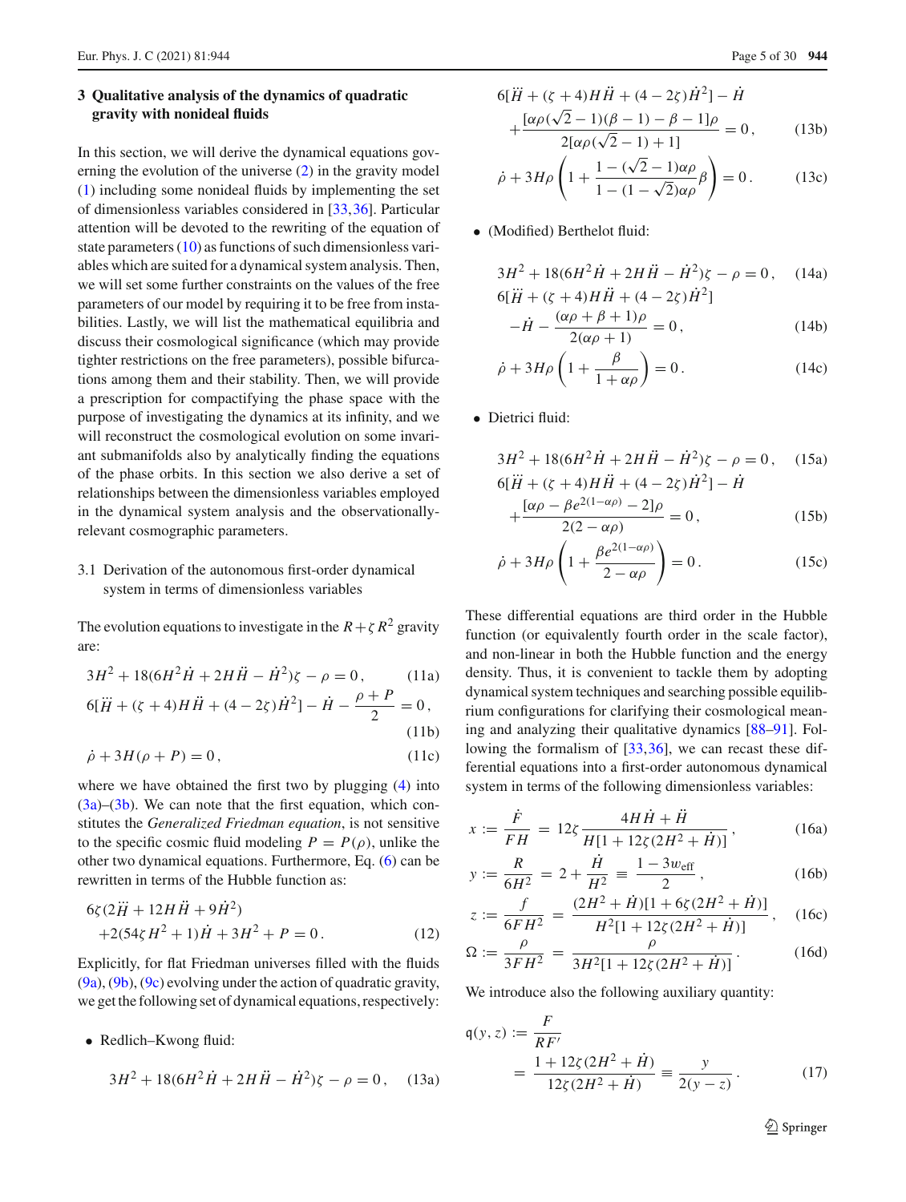## 3 Qualitative analysis of the dynamics of quadratic gravity with nonideal fluids

In this section, we will derive the dynamical equations governing the evolution of the universe (2) in the gravity model (1) including some nonideal fluids by implementing the set of dimensionless variables considered in [33,36]. Particular attention will be devoted to the rewriting of the equation of state parameters (10) as functions of such dimensionless variables which are suited for a dynamical system analysis. Then, we will set some further constraints on the values of the free parameters of our model by requiring it to be free from instabilities. Lastly, we will list the mathematical equilibria and discuss their cosmological significance (which may provide tighter restrictions on the free parameters), possible bifurcations among them and their stability. Then, we will provide a prescription for compactifying the phase space with the purpose of investigating the dynamics at its infinity, and we will reconstruct the cosmological evolution on some invariant submanifolds also by analytically finding the equations of the phase orbits. In this section we also derive a set of relationships between the dimensionless variables employed in the dynamical system analysis and the observationally-relevant cosmographic parameters.

### 3.1 Derivation of the autonomous first-order dynamical system in terms of dimensionless variables

The evolution equations to investigate in the $R+\zeta R^2$ gravity are:

$$3H^2 + 18(6H^2\dot{H} + 2H\ddot{H} - \dot{H}^2)\zeta - \rho = 0\,, \tag{11a}$$

$$6[\dddot{H} + (\zeta+4)H\ddot{H} + (4-2\zeta)\dot{H}^2] - \dot{H} - \frac{\rho+P}{2} = 0\,, \tag{11b}$$

$$\dot{\rho} + 3H(\rho+P) = 0\,, \tag{11c}$$

where we have obtained the first two by plugging (4) into (3a)–(3b). We can note that the first equation, which constitutes the *Generalized Friedman equation*, is not sensitive to the specific cosmic fluid modeling $P=P(\rho)$, unlike the other two dynamical equations. Furthermore, Eq. (6) can be rewritten in terms of the Hubble function as:

$$6\zeta(2\dddot{H} + 12H\ddot{H} + 9\dot{H}^2) + 2(54\zeta H^2 + 1)\dot{H} + 3H^2 + P = 0\,. \tag{12}$$

Explicitly, for flat Friedman universes filled with the fluids (9a), (9b), (9c) evolving under the action of quadratic gravity, we get the following set of dynamical equations, respectively:

- Redlich–Kwong fluid:

$$3H^2 + 18(6H^2\dot{H} + 2H\ddot{H} - \dot{H}^2)\zeta - \rho = 0\,, \tag{13a}$$

$$6[\dddot{H} + (\zeta+4)H\ddot{H} + (4-2\zeta)\dot{H}^2] - \dot{H} + \frac{[\alpha\rho(\sqrt{2}-1)(\beta-1)-\beta-1]\rho}{2[\alpha\rho(\sqrt{2}-1)+1]} = 0\,, \tag{13b}$$

$$\dot{\rho} + 3H\rho\left(1 + \frac{1-(\sqrt{2}-1)\alpha\rho}{1-(1-\sqrt{2})\alpha\rho}\beta\right) = 0\,. \tag{13c}$$

- (Modified) Berthelot fluid:

$$3H^2 + 18(6H^2\dot{H} + 2H\ddot{H} - \dot{H}^2)\zeta - \rho = 0\,, \tag{14a}$$

$$6[\dddot{H} + (\zeta+4)H\ddot{H} + (4-2\zeta)\dot{H}^2] - \dot{H} - \frac{(\alpha\rho+\beta+1)\rho}{2(\alpha\rho+1)} = 0\,, \tag{14b}$$

$$\dot{\rho} + 3H\rho\left(1 + \frac{\beta}{1+\alpha\rho}\right) = 0\,. \tag{14c}$$

- Dietrici fluid:

$$3H^2 + 18(6H^2\dot{H} + 2H\ddot{H} - \dot{H}^2)\zeta - \rho = 0\,, \tag{15a}$$

$$6[\dddot{H} + (\zeta+4)H\ddot{H} + (4-2\zeta)\dot{H}^2] - \dot{H} + \frac{[\alpha\rho - \beta e^{2(1-\alpha\rho)} - 2]\rho}{2(2-\alpha\rho)} = 0\,, \tag{15b}$$

$$\dot{\rho} + 3H\rho\left(1 + \frac{\beta e^{2(1-\alpha\rho)}}{2-\alpha\rho}\right) = 0\,. \tag{15c}$$

These differential equations are third order in the Hubble function (or equivalently fourth order in the scale factor), and non-linear in both the Hubble function and the energy density. Thus, it is convenient to tackle them by adopting dynamical system techniques and searching possible equilibrium configurations for clarifying their cosmological meaning and analyzing their qualitative dynamics [88–91]. Following the formalism of [33,36], we can recast these differential equations into a first-order autonomous dynamical system in terms of the following dimensionless variables:

$$x := \frac{\dot{F}}{FH} = 12\zeta\frac{4H\dot{H} + \ddot{H}}{H[1+12\zeta(2H^2+\dot{H})]}\,, \tag{16a}$$

$$y := \frac{R}{6H^2} = 2 + \frac{\dot{H}}{H^2} \equiv \frac{1-3w_{\text{eff}}}{2}\,, \tag{16b}$$

$$z := \frac{f}{6FH^2} = \frac{(2H^2+\dot{H})[1+6\zeta(2H^2+\dot{H})]}{H^2[1+12\zeta(2H^2+\dot{H})]}\,, \tag{16c}$$

$$\Omega := \frac{\rho}{3FH^2} = \frac{\rho}{3H^2[1+12\zeta(2H^2+\dot{H})]}\,. \tag{16d}$$

We introduce also the following auxiliary quantity:

$$\mathfrak{q}(y,z) := \frac{F}{RF'} = \frac{1+12\zeta(2H^2+\dot{H})}{12\zeta(2H^2+\dot{H})} \equiv \frac{y}{2(y-z)}\,. \tag{17}$$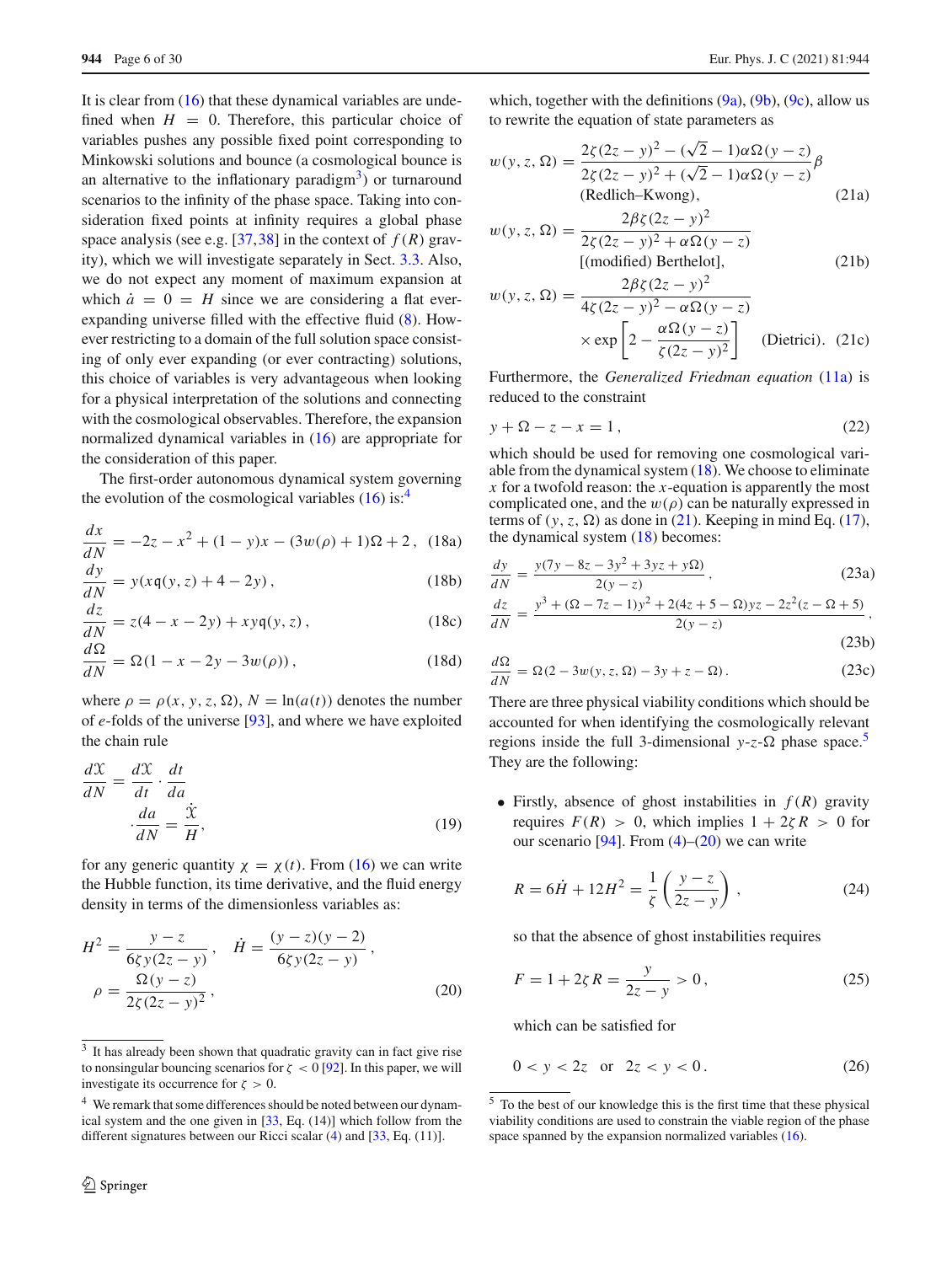It is clear from (16) that these dynamical variables are undefined when $H = 0$. Therefore, this particular choice of variables pushes any possible fixed point corresponding to Minkowski solutions and bounce (a cosmological bounce is an alternative to the inflationary paradigm[3]) or turnaround scenarios to the infinity of the phase space. Taking into consideration fixed points at infinity requires a global phase space analysis (see e.g. [37,38] in the context of $f(R)$ gravity), which we will investigate separately in Sect. 3.3. Also, we do not expect any moment of maximum expansion at which $\dot{a} = 0 = H$ since we are considering a flat ever-expanding universe filled with the effective fluid (8). However restricting to a domain of the full solution space consisting of only ever expanding (or ever contracting) solutions, this choice of variables is very advantageous when looking for a physical interpretation of the solutions and connecting with the cosmological observables. Therefore, the expansion normalized dynamical variables in (16) are appropriate for the consideration of this paper.

The first-order autonomous dynamical system governing the evolution of the cosmological variables (16) is:[4]

$$\frac{dx}{dN} = -2z - x^2 + (1-y)x - (3w(\rho)+1)\Omega + 2\,, \tag{18a}$$

$$\frac{dy}{dN} = y(x\mathfrak{q}(y,z) + 4 - 2y)\,, \tag{18b}$$

$$\frac{dz}{dN} = z(4 - x - 2y) + xy\mathfrak{q}(y,z)\,, \tag{18c}$$

$$\frac{d\Omega}{dN} = \Omega(1 - x - 2y - 3w(\rho))\,, \tag{18d}$$

where $\rho = \rho(x, y, z, \Omega)$, $N = \ln(a(t))$ denotes the number of $e$-folds of the universe [93], and where we have exploited the chain rule

$$\frac{d\mathcal{X}}{dN} = \frac{d\mathcal{X}}{dt}\cdot\frac{dt}{da}\cdot\frac{da}{dN} = \frac{\dot{\mathcal{X}}}{H}, \tag{19}$$

for any generic quantity $\chi = \chi(t)$. From (16) we can write the Hubble function, its time derivative, and the fluid energy density in terms of the dimensionless variables as:

$$H^2 = \frac{y-z}{6\zeta y(2z-y)}\,, \quad \dot{H} = \frac{(y-z)(y-2)}{6\zeta y(2z-y)}\,,$$
$$\rho = \frac{\Omega(y-z)}{2\zeta(2z-y)^2}\,, \tag{20}$$

which, together with the definitions (9a), (9b), (9c), allow us to rewrite the equation of state parameters as

$$w(y,z,\Omega) = \frac{2\zeta(2z-y)^2 - (\sqrt{2}-1)\alpha\Omega(y-z)}{2\zeta(2z-y)^2 + (\sqrt{2}-1)\alpha\Omega(y-z)}\beta \quad \text{(Redlich–Kwong)}, \tag{21a}$$

$$w(y,z,\Omega) = \frac{2\beta\zeta(2z-y)^2}{2\zeta(2z-y)^2 + \alpha\Omega(y-z)} \quad \text{[(modified) Berthelot]}, \tag{21b}$$

$$w(y,z,\Omega) = \frac{2\beta\zeta(2z-y)^2}{4\zeta(2z-y)^2 - \alpha\Omega(y-z)} \times \exp\left[2 - \frac{\alpha\Omega(y-z)}{\zeta(2z-y)^2}\right] \quad \text{(Dietrici)}. \tag{21c}$$

Furthermore, the *Generalized Friedman equation* (11a) is reduced to the constraint

$$y + \Omega - z - x = 1\,, \tag{22}$$

which should be used for removing one cosmological variable from the dynamical system (18). We choose to eliminate $x$ for a twofold reason: the $x$-equation is apparently the most complicated one, and the $w(\rho)$ can be naturally expressed in terms of $(y, z, \Omega)$ as done in (21). Keeping in mind Eq. (17), the dynamical system (18) becomes:

$$\frac{dy}{dN} = \frac{y(7y - 8z - 3y^2 + 3yz + y\Omega)}{2(y-z)}\,, \tag{23a}$$

$$\frac{dz}{dN} = \frac{y^3 + (\Omega - 7z - 1)y^2 + 2(4z + 5 - \Omega)yz - 2z^2(z - \Omega + 5)}{2(y-z)}\,, \tag{23b}$$

$$\frac{d\Omega}{dN} = \Omega(2 - 3w(y,z,\Omega) - 3y + z - \Omega)\,. \tag{23c}$$

There are three physical viability conditions which should be accounted for when identifying the cosmologically relevant regions inside the full 3-dimensional $y$-$z$-$\Omega$ phase space.[5] They are the following:

- Firstly, absence of ghost instabilities in $f(R)$ gravity requires $F(R) > 0$, which implies $1 + 2\zeta R > 0$ for our scenario [94]. From (4)–(20) we can write

  $$R = 6\dot{H} + 12H^2 = \frac{1}{\zeta}\left(\frac{y-z}{2z-y}\right), \tag{24}$$

  so that the absence of ghost instabilities requires

  $$F = 1 + 2\zeta R = \frac{y}{2z-y} > 0\,, \tag{25}$$

  which can be satisfied for

  $$0 < y < 2z \quad \text{or} \quad 2z < y < 0\,. \tag{26}$$

---

[3] It has already been shown that quadratic gravity can in fact give rise to nonsingular bouncing scenarios for $\zeta < 0$ [92]. In this paper, we will investigate its occurrence for $\zeta > 0$.

[4] We remark that some differences should be noted between our dynamical system and the one given in [33, Eq. (14)] which follow from the different signatures between our Ricci scalar (4) and [33, Eq. (11)].

[5] To the best of our knowledge this is the first time that these physical viability conditions are used to constrain the viable region of the phase space spanned by the expansion normalized variables (16).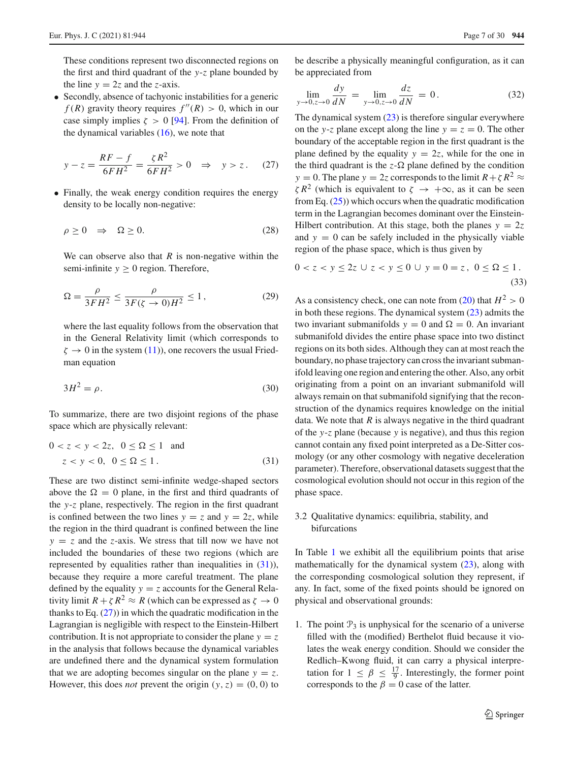These conditions represent two disconnected regions on the first and third quadrant of the $y$-$z$ plane bounded by the line $y = 2z$ and the $z$-axis.

- Secondly, absence of tachyonic instabilities for a generic $f(R)$ gravity theory requires $f''(R) > 0$, which in our case simply implies $\zeta > 0$ [94]. From the definition of the dynamical variables (16), we note that

$$y - z = \frac{RF - f}{6FH^2} = \frac{\zeta R^2}{6FH^2} > 0 \quad \Rightarrow \quad y > z\,. \tag{27}$$

- Finally, the weak energy condition requires the energy density to be locally non-negative:

$$\rho \geq 0 \quad \Rightarrow \quad \Omega \geq 0. \tag{28}$$

We can observe also that $R$ is non-negative within the semi-infinite $y \geq 0$ region. Therefore,

$$\Omega = \frac{\rho}{3FH^2} \leq \frac{\rho}{3F(\zeta \to 0)H^2} \leq 1\,, \tag{29}$$

where the last equality follows from the observation that in the General Relativity limit (which corresponds to $\zeta \to 0$ in the system (11)), one recovers the usual Friedman equation

$$3H^2 = \rho. \tag{30}$$

To summarize, there are two disjoint regions of the phase space which are physically relevant:

$$0 < z < y < 2z, \;\; 0 \leq \Omega \leq 1 \quad \text{and} \\ z < y < 0, \;\; 0 \leq \Omega \leq 1\,. \tag{31}$$

These are two distinct semi-infinite wedge-shaped sectors above the $\Omega = 0$ plane, in the first and third quadrants of the $y$-$z$ plane, respectively. The region in the first quadrant is confined between the two lines $y = z$ and $y = 2z$, while the region in the third quadrant is confined between the line $y = z$ and the $z$-axis. We stress that till now we have not included the boundaries of these two regions (which are represented by equalities rather than inequalities in (31)), because they require a more careful treatment. The plane defined by the equality $y = z$ accounts for the General Relativity limit $R + \zeta R^2 \approx R$ (which can be expressed as $\zeta \to 0$ thanks to Eq. (27)) in which the quadratic modification in the Lagrangian is negligible with respect to the Einstein-Hilbert contribution. It is not appropriate to consider the plane $y = z$ in the analysis that follows because the dynamical variables are undefined there and the dynamical system formulation that we are adopting becomes singular on the plane $y = z$. However, this does *not* prevent the origin $(y, z) = (0, 0)$ to be describe a physically meaningful configuration, as it can be appreciated from

$$\lim_{y\to 0, z\to 0} \frac{dy}{dN} = \lim_{y\to 0, z\to 0} \frac{dz}{dN} = 0\,. \tag{32}$$

The dynamical system (23) is therefore singular everywhere on the $y$-$z$ plane except along the line $y = z = 0$. The other boundary of the acceptable region in the first quadrant is the plane defined by the equality $y = 2z$, while for the one in the third quadrant is the $z$-$\Omega$ plane defined by the condition $y = 0$. The plane $y = 2z$ corresponds to the limit $R + \zeta R^2 \approx \zeta R^2$ (which is equivalent to $\zeta \to +\infty$, as it can be seen from Eq. (25)) which occurs when the quadratic modification term in the Lagrangian becomes dominant over the Einstein-Hilbert contribution. At this stage, both the planes $y = 2z$ and $y = 0$ can be safely included in the physically viable region of the phase space, which is thus given by

$$0 < z < y \leq 2z \,\cup\, z < y \leq 0 \,\cup\, y = 0 = z\,, \;\; 0 \leq \Omega \leq 1\,. \tag{33}$$

As a consistency check, one can note from (20) that $H^2 > 0$ in both these regions. The dynamical system (23) admits the two invariant submanifolds $y = 0$ and $\Omega = 0$. An invariant submanifold divides the entire phase space into two distinct regions on its both sides. Although they can at most reach the boundary, no phase trajectory can cross the invariant submanifold leaving one region and entering the other. Also, any orbit originating from a point on an invariant submanifold will always remain on that submanifold signifying that the reconstruction of the dynamics requires knowledge on the initial data. We note that $R$ is always negative in the third quadrant of the $y$-$z$ plane (because $y$ is negative), and thus this region cannot contain any fixed point interpreted as a De-Sitter cosmology (or any other cosmology with negative deceleration parameter). Therefore, observational datasets suggest that the cosmological evolution should not occur in this region of the phase space.

### 3.2 Qualitative dynamics: equilibria, stability, and bifurcations

In Table 1 we exhibit all the equilibrium points that arise mathematically for the dynamical system (23), along with the corresponding cosmological solution they represent, if any. In fact, some of the fixed points should be ignored on physical and observational grounds:

1. The point $\mathcal{P}_3$ is unphysical for the scenario of a universe filled with the (modified) Berthelot fluid because it violates the weak energy condition. Should we consider the Redlich–Kwong fluid, it can carry a physical interpretation for $1 \leq \beta \leq \frac{17}{9}$. Interestingly, the former point corresponds to the $\beta = 0$ case of the latter.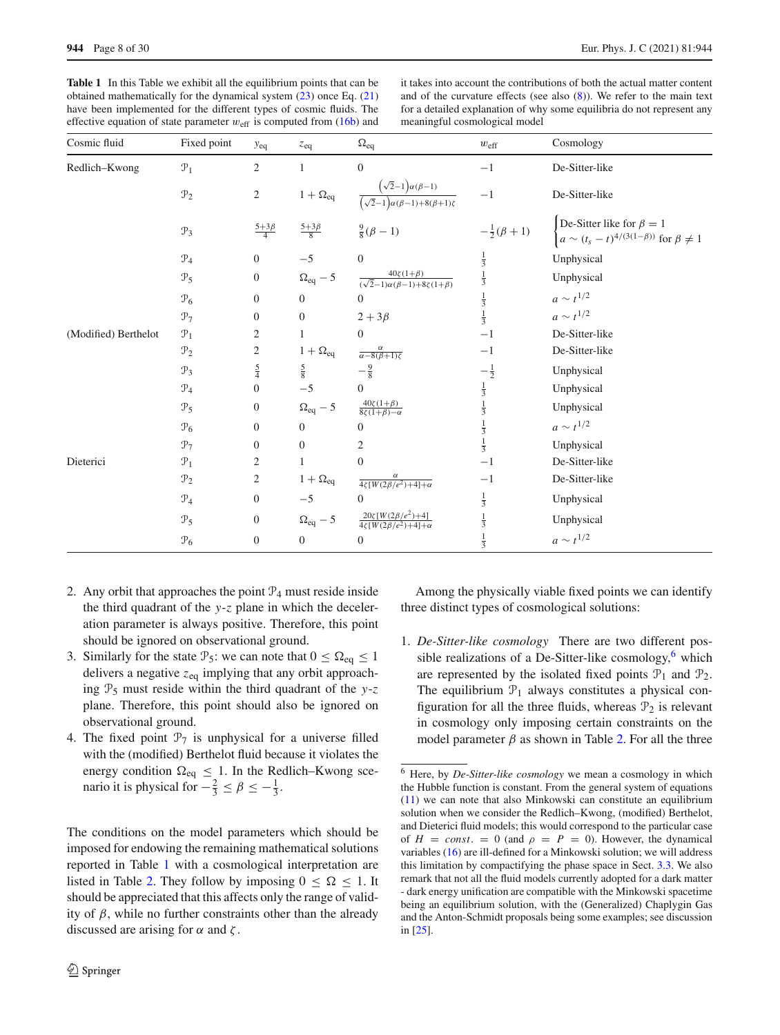**Table 1** In this Table we exhibit all the equilibrium points that can be obtained mathematically for the dynamical system (23) once Eq. (21) have been implemented for the different types of cosmic fluids. The effective equation of state parameter $w_{\rm eff}$ is computed from (16b) and it takes into account the contributions of both the actual matter content and of the curvature effects (see also (8)). We refer to the main text for a detailed explanation of why some equilibria do not represent any meaningful cosmological model

| Cosmic fluid | Fixed point | $y_{\rm eq}$ | $z_{\rm eq}$ | $\Omega_{\rm eq}$ | $w_{\rm eff}$ | Cosmology |
|---|---|---|---|---|---|---|
| Redlich–Kwong | $\mathcal{P}_1$ | 2 | 1 | 0 | $-1$ | De-Sitter-like |
| | $\mathcal{P}_2$ | 2 | $1+\Omega_{\rm eq}$ | $\frac{\left(\sqrt{2}-1\right)\alpha(\beta-1)}{\left(\sqrt{2}-1\right)\alpha(\beta-1)+8(\beta+1)\zeta}$ | $-1$ | De-Sitter-like |
| | $\mathcal{P}_3$ | $\frac{5+3\beta}{4}$ | $\frac{5+3\beta}{8}$ | $\frac{9}{8}(\beta-1)$ | $-\frac{1}{2}(\beta+1)$ | $\begin{cases}\text{De-Sitter like for } \beta=1\\ a\sim(t_s-t)^{4/(3(1-\beta))} \text{ for } \beta\neq 1\end{cases}$ |
| | $\mathcal{P}_4$ | 0 | $-5$ | 0 | $\frac{1}{3}$ | Unphysical |
| | $\mathcal{P}_5$ | 0 | $\Omega_{\rm eq}-5$ | $\frac{40\zeta(1+\beta)}{(\sqrt{2}-1)\alpha(\beta-1)+8\zeta(1+\beta)}$ | $\frac{1}{3}$ | Unphysical |
| | $\mathcal{P}_6$ | 0 | 0 | 0 | $\frac{1}{3}$ | $a\sim t^{1/2}$ |
| | $\mathcal{P}_7$ | 0 | 0 | $2+3\beta$ | $\frac{1}{3}$ | $a\sim t^{1/2}$ |
| (Modified) Berthelot | $\mathcal{P}_1$ | 2 | 1 | 0 | $-1$ | De-Sitter-like |
| | $\mathcal{P}_2$ | 2 | $1+\Omega_{\rm eq}$ | $\frac{\alpha}{\alpha-8(\beta+1)\zeta}$ | $-1$ | De-Sitter-like |
| | $\mathcal{P}_3$ | $\frac{5}{4}$ | $\frac{5}{8}$ | $-\frac{9}{8}$ | $-\frac{1}{2}$ | Unphysical |
| | $\mathcal{P}_4$ | 0 | $-5$ | 0 | $\frac{1}{3}$ | Unphysical |
| | $\mathcal{P}_5$ | 0 | $\Omega_{\rm eq}-5$ | $\frac{40\zeta(1+\beta)}{8\zeta(1+\beta)-\alpha}$ | $\frac{1}{3}$ | Unphysical |
| | $\mathcal{P}_6$ | 0 | 0 | 0 | $\frac{1}{3}$ | $a\sim t^{1/2}$ |
| | $\mathcal{P}_7$ | 0 | 0 | 2 | $\frac{1}{3}$ | Unphysical |
| Dieterici | $\mathcal{P}_1$ | 2 | 1 | 0 | $-1$ | De-Sitter-like |
| | $\mathcal{P}_2$ | 2 | $1+\Omega_{\rm eq}$ | $\frac{\alpha}{4\zeta[W(2\beta/e^2)+4]+\alpha}$ | $-1$ | De-Sitter-like |
| | $\mathcal{P}_4$ | 0 | $-5$ | 0 | $\frac{1}{3}$ | Unphysical |
| | $\mathcal{P}_5$ | 0 | $\Omega_{\rm eq}-5$ | $\frac{20\zeta[W(2\beta/e^2)+4]}{4\zeta[W(2\beta/e^2)+4]+\alpha}$ | $\frac{1}{3}$ | Unphysical |
| | $\mathcal{P}_6$ | 0 | 0 | 0 | $\frac{1}{3}$ | $a\sim t^{1/2}$ |

2. Any orbit that approaches the point $\mathcal{P}_4$ must reside inside the third quadrant of the $y$-$z$ plane in which the deceleration parameter is always positive. Therefore, this point should be ignored on observational ground.
3. Similarly for the state $\mathcal{P}_5$: we can note that $0\leq\Omega_{\rm eq}\leq 1$ delivers a negative $z_{\rm eq}$ implying that any orbit approaching $\mathcal{P}_5$ must reside within the third quadrant of the $y$-$z$ plane. Therefore, this point should also be ignored on observational ground.
4. The fixed point $\mathcal{P}_7$ is unphysical for a universe filled with the (modified) Berthelot fluid because it violates the energy condition $\Omega_{\rm eq}\leq 1$. In the Redlich–Kwong scenario it is physical for $-\frac{2}{3}\leq\beta\leq-\frac{1}{3}$.

The conditions on the model parameters which should be imposed for endowing the remaining mathematical solutions reported in Table 1 with a cosmological interpretation are listed in Table 2. They follow by imposing $0\leq\Omega\leq 1$. It should be appreciated that this affects only the range of validity of $\beta$, while no further constraints other than the already discussed are arising for $\alpha$ and $\zeta$.

Among the physically viable fixed points we can identify three distinct types of cosmological solutions:

1. *De-Sitter-like cosmology* There are two different possible realizations of a De-Sitter-like cosmology,[6] which are represented by the isolated fixed points $\mathcal{P}_1$ and $\mathcal{P}_2$. The equilibrium $\mathcal{P}_1$ always constitutes a physical configuration for all the three fluids, whereas $\mathcal{P}_2$ is relevant in cosmology only imposing certain constraints on the model parameter $\beta$ as shown in Table 2. For all the three

[6] Here, by *De-Sitter-like cosmology* we mean a cosmology in which the Hubble function is constant. From the general system of equations (11) we can note that also Minkowski can constitute an equilibrium solution when we consider the Redlich–Kwong, (modified) Berthelot, and Dieterici fluid models; this would correspond to the particular case of $H = const. = 0$ (and $\rho = P = 0$). However, the dynamical variables (16) are ill-defined for a Minkowski solution; we will address this limitation by compactifying the phase space in Sect. 3.3. We also remark that not all the fluid models currently adopted for a dark matter - dark energy unification are compatible with the Minkowski spacetime being an equilibrium solution, with the (Generalized) Chaplygin Gas and the Anton-Schmidt proposals being some examples; see discussion in [25].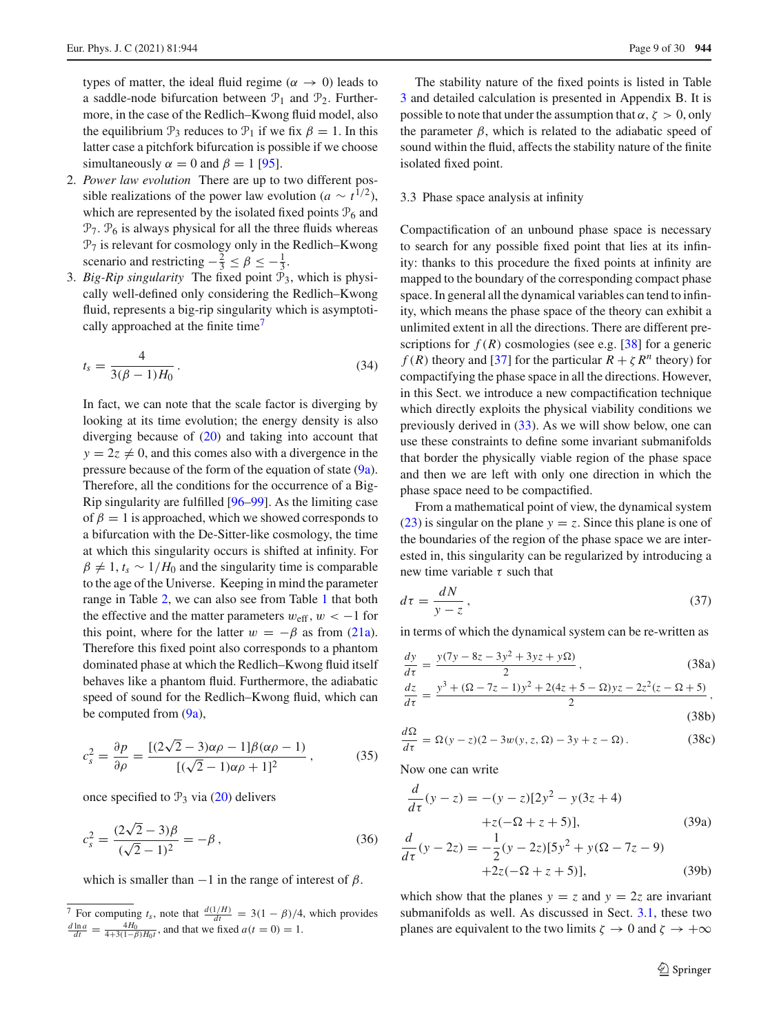types of matter, the ideal fluid regime ($\alpha \to 0$) leads to a saddle-node bifurcation between $\mathcal{P}_1$ and $\mathcal{P}_2$. Furthermore, in the case of the Redlich–Kwong fluid model, also the equilibrium $\mathcal{P}_3$ reduces to $\mathcal{P}_1$ if we fix $\beta = 1$. In this latter case a pitchfork bifurcation is possible if we choose simultaneously $\alpha = 0$ and $\beta = 1$ [95].

2. *Power law evolution* There are up to two different possible realizations of the power law evolution ($a \sim t^{1/2}$), which are represented by the isolated fixed points $\mathcal{P}_6$ and $\mathcal{P}_7$. $\mathcal{P}_6$ is always physical for all the three fluids whereas $\mathcal{P}_7$ is relevant for cosmology only in the Redlich–Kwong scenario and restricting $-\frac{2}{3} \leq \beta \leq -\frac{1}{3}$.
3. *Big-Rip singularity* The fixed point $\mathcal{P}_3$, which is physically well-defined only considering the Redlich–Kwong fluid, represents a big-rip singularity which is asymptotically approached at the finite time[7]

$$t_s = \frac{4}{3(\beta - 1)H_0}\,. \tag{34}$$

In fact, we can note that the scale factor is diverging by looking at its time evolution; the energy density is also diverging because of (20) and taking into account that $y = 2z \neq 0$, and this comes also with a divergence in the pressure because of the form of the equation of state (9a). Therefore, all the conditions for the occurrence of a Big-Rip singularity are fulfilled [96–99]. As the limiting case of $\beta = 1$ is approached, which we showed corresponds to a bifurcation with the De-Sitter-like cosmology, the time at which this singularity occurs is shifted at infinity. For $\beta \neq 1$, $t_s \sim 1/H_0$ and the singularity time is comparable to the age of the Universe. Keeping in mind the parameter range in Table 2, we can also see from Table 1 that both the effective and the matter parameters $w_{\text{eff}}$, $w < -1$ for this point, where for the latter $w = -\beta$ as from (21a). Therefore this fixed point also corresponds to a phantom dominated phase at which the Redlich–Kwong fluid itself behaves like a phantom fluid. Furthermore, the adiabatic speed of sound for the Redlich–Kwong fluid, which can be computed from (9a),

$$c_s^2 = \frac{\partial p}{\partial \rho} = \frac{[(2\sqrt{2}-3)\alpha\rho - 1]\beta(\alpha\rho - 1)}{[(\sqrt{2}-1)\alpha\rho + 1]^2}\,, \tag{35}$$

once specified to $\mathcal{P}_3$ via (20) delivers

$$c_s^2 = \frac{(2\sqrt{2}-3)\beta}{(\sqrt{2}-1)^2} = -\beta\,, \tag{36}$$

which is smaller than $-1$ in the range of interest of $\beta$.

[7] For computing $t_s$, note that $\frac{d(1/H)}{dt} = 3(1-\beta)/4$, which provides $\frac{d\ln a}{dt} = \frac{4H_0}{4+3(1-\beta)H_0 t}$, and that we fixed $a(t=0) = 1$.

The stability nature of the fixed points is listed in Table 3 and detailed calculation is presented in Appendix B. It is possible to note that under the assumption that $\alpha, \zeta > 0$, only the parameter $\beta$, which is related to the adiabatic speed of sound within the fluid, affects the stability nature of the finite isolated fixed point.

### 3.3 Phase space analysis at infinity

Compactification of an unbound phase space is necessary to search for any possible fixed point that lies at its infinity: thanks to this procedure the fixed points at infinity are mapped to the boundary of the corresponding compact phase space. In general all the dynamical variables can tend to infinity, which means the phase space of the theory can exhibit a unlimited extent in all the directions. There are different prescriptions for $f(R)$ cosmologies (see e.g. [38] for a generic $f(R)$ theory and [37] for the particular $R + \zeta R^n$ theory) for compactifying the phase space in all the directions. However, in this Sect. we introduce a new compactification technique which directly exploits the physical viability conditions we previously derived in (33). As we will show below, one can use these constraints to define some invariant submanifolds that border the physically viable region of the phase space and then we are left with only one direction in which the phase space need to be compactified.

From a mathematical point of view, the dynamical system (23) is singular on the plane $y = z$. Since this plane is one of the boundaries of the region of the phase space we are interested in, this singularity can be regularized by introducing a new time variable $\tau$ such that

$$d\tau = \frac{dN}{y - z}\,, \tag{37}$$

in terms of which the dynamical system can be re-written as

$$\frac{dy}{d\tau} = \frac{y(7y - 8z - 3y^2 + 3yz + y\Omega)}{2}\,, \tag{38a}$$

$$\frac{dz}{d\tau} = \frac{y^3 + (\Omega - 7z - 1)y^2 + 2(4z + 5 - \Omega)yz - 2z^2(z - \Omega + 5)}{2}\,, \tag{38b}$$

$$\frac{d\Omega}{d\tau} = \Omega(y - z)(2 - 3w(y, z, \Omega) - 3y + z - \Omega)\,. \tag{38c}$$

Now one can write

$$\frac{d}{d\tau}(y - z) = -(y - z)[2y^2 - y(3z + 4) + z(-\Omega + z + 5)], \tag{39a}$$

$$\frac{d}{d\tau}(y - 2z) = -\frac{1}{2}(y - 2z)[5y^2 + y(\Omega - 7z - 9) + 2z(-\Omega + z + 5)], \tag{39b}$$

which show that the planes $y = z$ and $y = 2z$ are invariant submanifolds as well. As discussed in Sect. 3.1, these two planes are equivalent to the two limits $\zeta \to 0$ and $\zeta \to +\infty$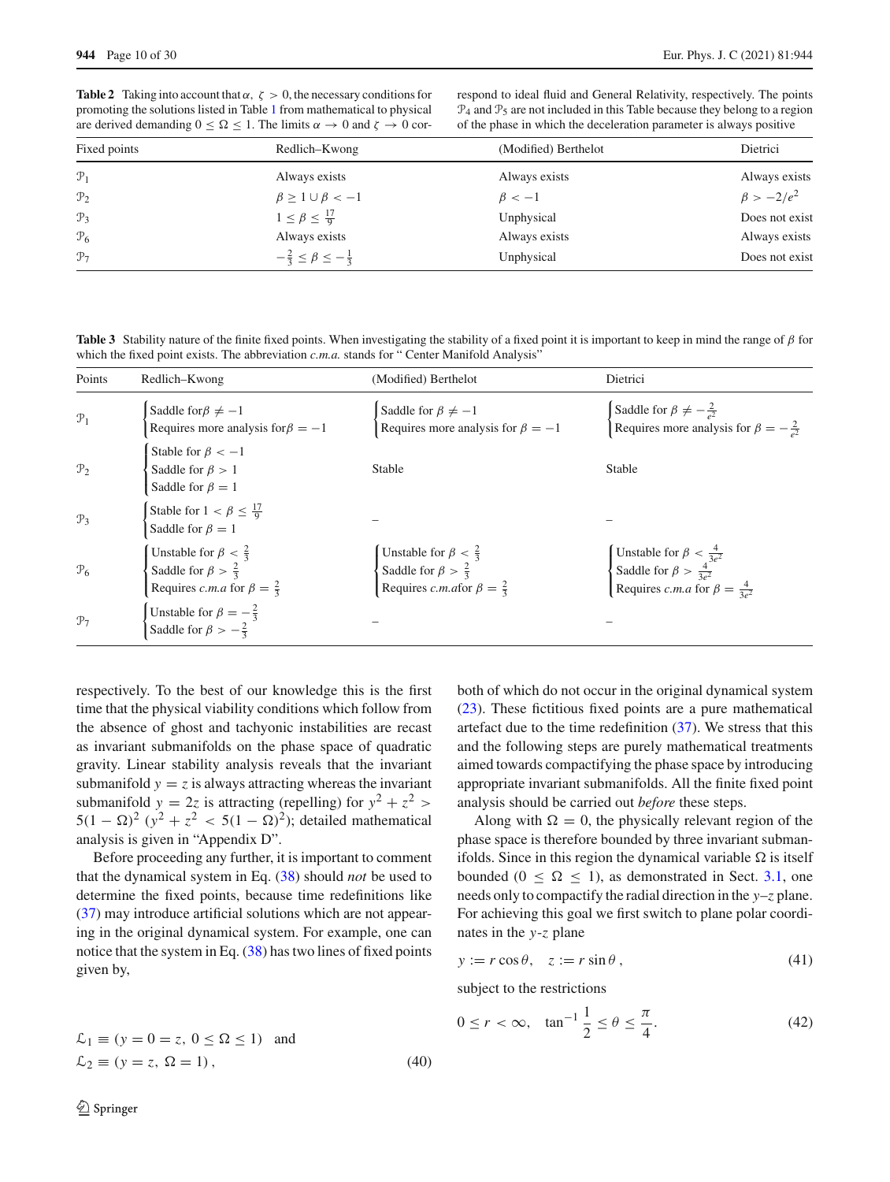**Table 2** Taking into account that $\alpha,\ \zeta > 0$, the necessary conditions for promoting the solutions listed in Table 1 from mathematical to physical are derived demanding $0 \leq \Omega \leq 1$. The limits $\alpha \to 0$ and $\zeta \to 0$ correspond to ideal fluid and General Relativity, respectively. The points $\mathcal{P}_4$ and $\mathcal{P}_5$ are not included in this Table because they belong to a region of the phase in which the deceleration parameter is always positive

| Fixed points | Redlich–Kwong | (Modified) Berthelot | Dietrici |
|---|---|---|---|
| $\mathcal{P}_1$ | Always exists | Always exists | Always exists |
| $\mathcal{P}_2$ | $\beta \geq 1 \cup \beta < -1$ | $\beta < -1$ | $\beta > -2/e^2$ |
| $\mathcal{P}_3$ | $1 \leq \beta \leq \frac{17}{9}$ | Unphysical | Does not exist |
| $\mathcal{P}_6$ | Always exists | Always exists | Always exists |
| $\mathcal{P}_7$ | $-\frac{2}{3} \leq \beta \leq -\frac{1}{3}$ | Unphysical | Does not exist |

**Table 3** Stability nature of the finite fixed points. When investigating the stability of a fixed point it is important to keep in mind the range of $\beta$ for which the fixed point exists. The abbreviation *c.m.a.* stands for " Center Manifold Analysis"

| Points | Redlich–Kwong | (Modified) Berthelot | Dietrici |
|---|---|---|---|
| $\mathcal{P}_1$ | Saddle for $\beta \neq -1$; Requires more analysis for $\beta = -1$ | Saddle for $\beta \neq -1$; Requires more analysis for $\beta = -1$ | Saddle for $\beta \neq -\frac{2}{e^2}$; Requires more analysis for $\beta = -\frac{2}{e^2}$ |
| $\mathcal{P}_2$ | Stable for $\beta < -1$; Saddle for $\beta > 1$; Saddle for $\beta = 1$ | Stable | Stable |
| $\mathcal{P}_3$ | Stable for $1 < \beta \leq \frac{17}{9}$; Saddle for $\beta = 1$ | – | – |
| $\mathcal{P}_6$ | Unstable for $\beta < \frac{2}{3}$; Saddle for $\beta > \frac{2}{3}$; Requires *c.m.a* for $\beta = \frac{2}{3}$ | Unstable for $\beta < \frac{2}{3}$; Saddle for $\beta > \frac{2}{3}$; Requires *c.m.a*for $\beta = \frac{2}{3}$ | Unstable for $\beta < \frac{4}{3e^2}$; Saddle for $\beta > \frac{4}{3e^2}$; Requires *c.m.a* for $\beta = \frac{4}{3e^2}$ |
| $\mathcal{P}_7$ | Unstable for $\beta = -\frac{2}{3}$; Saddle for $\beta > -\frac{2}{3}$ | – | – |

respectively. To the best of our knowledge this is the first time that the physical viability conditions which follow from the absence of ghost and tachyonic instabilities are recast as invariant submanifolds on the phase space of quadratic gravity. Linear stability analysis reveals that the invariant submanifold $y = z$ is always attracting whereas the invariant submanifold $y = 2z$ is attracting (repelling) for $y^2 + z^2 > 5(1-\Omega)^2$ ($y^2 + z^2 < 5(1-\Omega)^2$); detailed mathematical analysis is given in "Appendix D".

Before proceeding any further, it is important to comment that the dynamical system in Eq. (38) should *not* be used to determine the fixed points, because time redefinitions like (37) may introduce artificial solutions which are not appearing in the original dynamical system. For example, one can notice that the system in Eq. (38) has two lines of fixed points given by,

$$
\mathcal{L}_1 \equiv (y = 0 = z,\ 0 \leq \Omega \leq 1) \quad \text{and} \\
\mathcal{L}_2 \equiv (y = z,\ \Omega = 1)\,, \tag{40}
$$

both of which do not occur in the original dynamical system (23). These fictitious fixed points are a pure mathematical artefact due to the time redefinition (37). We stress that this and the following steps are purely mathematical treatments aimed towards compactifying the phase space by introducing appropriate invariant submanifolds. All the finite fixed point analysis should be carried out *before* these steps.

Along with $\Omega = 0$, the physically relevant region of the phase space is therefore bounded by three invariant submanifolds. Since in this region the dynamical variable $\Omega$ is itself bounded ($0 \leq \Omega \leq 1$), as demonstrated in Sect. 3.1, one needs only to compactify the radial direction in the $y$–$z$ plane. For achieving this goal we first switch to plane polar coordinates in the $y$-$z$ plane

$$
y := r\cos\theta, \quad z := r\sin\theta\,, \tag{41}
$$

subject to the restrictions

$$
0 \leq r < \infty, \quad \tan^{-1}\frac{1}{2} \leq \theta \leq \frac{\pi}{4}. \tag{42}
$$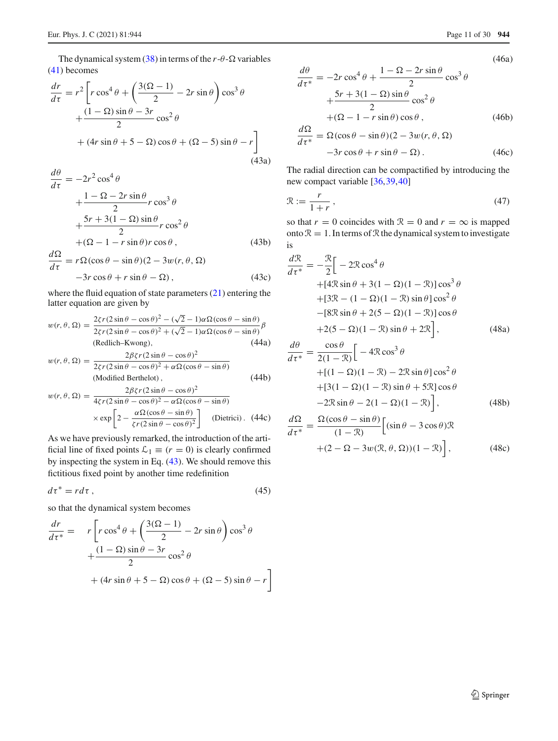The dynamical system (38) in terms of the $r$-$\theta$-$\Omega$ variables (41) becomes

$$
\begin{aligned}
\frac{dr}{d\tau} &= r^2\left[r\cos^4\theta + \left(\frac{3(\Omega-1)}{2} - 2r\sin\theta\right)\cos^3\theta \right.\\
&\quad + \frac{(1-\Omega)\sin\theta - 3r}{2}\cos^2\theta \\
&\quad \left. + (4r\sin\theta + 5 - \Omega)\cos\theta + (\Omega - 5)\sin\theta - r\right]
\end{aligned} \tag{43a}
$$

$$
\begin{aligned}
\frac{d\theta}{d\tau} &= -2r^2\cos^4\theta \\
&\quad + \frac{1-\Omega-2r\sin\theta}{2} r\cos^3\theta \\
&\quad + \frac{5r + 3(1-\Omega)\sin\theta}{2} r\cos^2\theta \\
&\quad + (\Omega - 1 - r\sin\theta) r\cos\theta \,,
\end{aligned} \tag{43b}
$$

$$
\begin{aligned}
\frac{d\Omega}{d\tau} &= r\Omega(\cos\theta - \sin\theta)(2 - 3w(r,\theta,\Omega) \\
&\quad - 3r\cos\theta + r\sin\theta - \Omega)\,,
\end{aligned} \tag{43c}
$$

where the fluid equation of state parameters (21) entering the latter equation are given by

$$
w(r,\theta,\Omega) = \frac{2\zeta r(2\sin\theta - \cos\theta)^2 - (\sqrt{2}-1)\alpha\Omega(\cos\theta - \sin\theta)}{2\zeta r(2\sin\theta - \cos\theta)^2 + (\sqrt{2}-1)\alpha\Omega(\cos\theta - \sin\theta)}\beta \quad \text{(Redlich–Kwong)}, \tag{44a}
$$

$$
w(r,\theta,\Omega) = \frac{2\beta\zeta r(2\sin\theta - \cos\theta)^2}{2\zeta r(2\sin\theta - \cos\theta)^2 + \alpha\Omega(\cos\theta - \sin\theta)} \quad \text{(Modified Berthelot)}, \tag{44b}
$$

$$
w(r,\theta,\Omega) = \frac{2\beta\zeta r(2\sin\theta - \cos\theta)^2}{4\zeta r(2\sin\theta - \cos\theta)^2 - \alpha\Omega(\cos\theta - \sin\theta)} \times \exp\left[2 - \frac{\alpha\Omega(\cos\theta - \sin\theta)}{\zeta r(2\sin\theta - \cos\theta)^2}\right] \quad \text{(Dietrici)}. \tag{44c}
$$

As we have previously remarked, the introduction of the artificial line of fixed points $\mathcal{L}_1 \equiv (r = 0)$ is clearly confirmed by inspecting the system in Eq. (43). We should remove this fictitious fixed point by another time redefinition

$$
d\tau^* = r\,d\tau\,, \tag{45}
$$

so that the dynamical system becomes

$$
\begin{aligned}
\frac{dr}{d\tau^*} &= r\left[r\cos^4\theta + \left(\frac{3(\Omega-1)}{2} - 2r\sin\theta\right)\cos^3\theta \right.\\
&\quad + \frac{(1-\Omega)\sin\theta - 3r}{2}\cos^2\theta \\
&\quad \left. + (4r\sin\theta + 5 - \Omega)\cos\theta + (\Omega - 5)\sin\theta - r\right]
\end{aligned} \tag{46a}
$$

$$
\begin{aligned}
\frac{d\theta}{d\tau^*} &= -2r\cos^4\theta + \frac{1-\Omega-2r\sin\theta}{2}\cos^3\theta \\
&\quad + \frac{5r + 3(1-\Omega)\sin\theta}{2}\cos^2\theta \\
&\quad + (\Omega - 1 - r\sin\theta)\cos\theta\,,
\end{aligned} \tag{46b}
$$

$$
\begin{aligned}
\frac{d\Omega}{d\tau^*} &= \Omega(\cos\theta - \sin\theta)(2 - 3w(r,\theta,\Omega) \\
&\quad - 3r\cos\theta + r\sin\theta - \Omega)\,.
\end{aligned} \tag{46c}
$$

The radial direction can be compactified by introducing the new compact variable [36,39,40]

$$
\mathcal{R} := \frac{r}{1+r}\,, \tag{47}
$$

so that $r = 0$ coincides with $\mathcal{R} = 0$ and $r = \infty$ is mapped onto $\mathcal{R} = 1$. In terms of $\mathcal{R}$ the dynamical system to investigate is

$$
\begin{aligned}
\frac{d\mathcal{R}}{d\tau^*} &= -\frac{\mathcal{R}}{2}\Big[-2\mathcal{R}\cos^4\theta \\
&\quad + [4\mathcal{R}\sin\theta + 3(1-\Omega)(1-\mathcal{R})]\cos^3\theta \\
&\quad + [3\mathcal{R} - (1-\Omega)(1-\mathcal{R})\sin\theta]\cos^2\theta \\
&\quad - [8\mathcal{R}\sin\theta + 2(5-\Omega)(1-\mathcal{R})]\cos\theta \\
&\quad + 2(5-\Omega)(1-\mathcal{R})\sin\theta + 2\mathcal{R}\Big]\,,
\end{aligned} \tag{48a}
$$

$$
\begin{aligned}
\frac{d\theta}{d\tau^*} &= \frac{\cos\theta}{2(1-\mathcal{R})}\Big[-4\mathcal{R}\cos^3\theta \\
&\quad + [(1-\Omega)(1-\mathcal{R}) - 2\mathcal{R}\sin\theta]\cos^2\theta \\
&\quad + [3(1-\Omega)(1-\mathcal{R})\sin\theta + 5\mathcal{R}]\cos\theta \\
&\quad - 2\mathcal{R}\sin\theta - 2(1-\Omega)(1-\mathcal{R})\Big]\,,
\end{aligned} \tag{48b}
$$

$$
\begin{aligned}
\frac{d\Omega}{d\tau^*} &= \frac{\Omega(\cos\theta - \sin\theta)}{(1-\mathcal{R})}\Big[(\sin\theta - 3\cos\theta)\mathcal{R} \\
&\quad + (2 - \Omega - 3w(\mathcal{R},\theta,\Omega))(1-\mathcal{R})\Big]\,,
\end{aligned} \tag{48c}
$$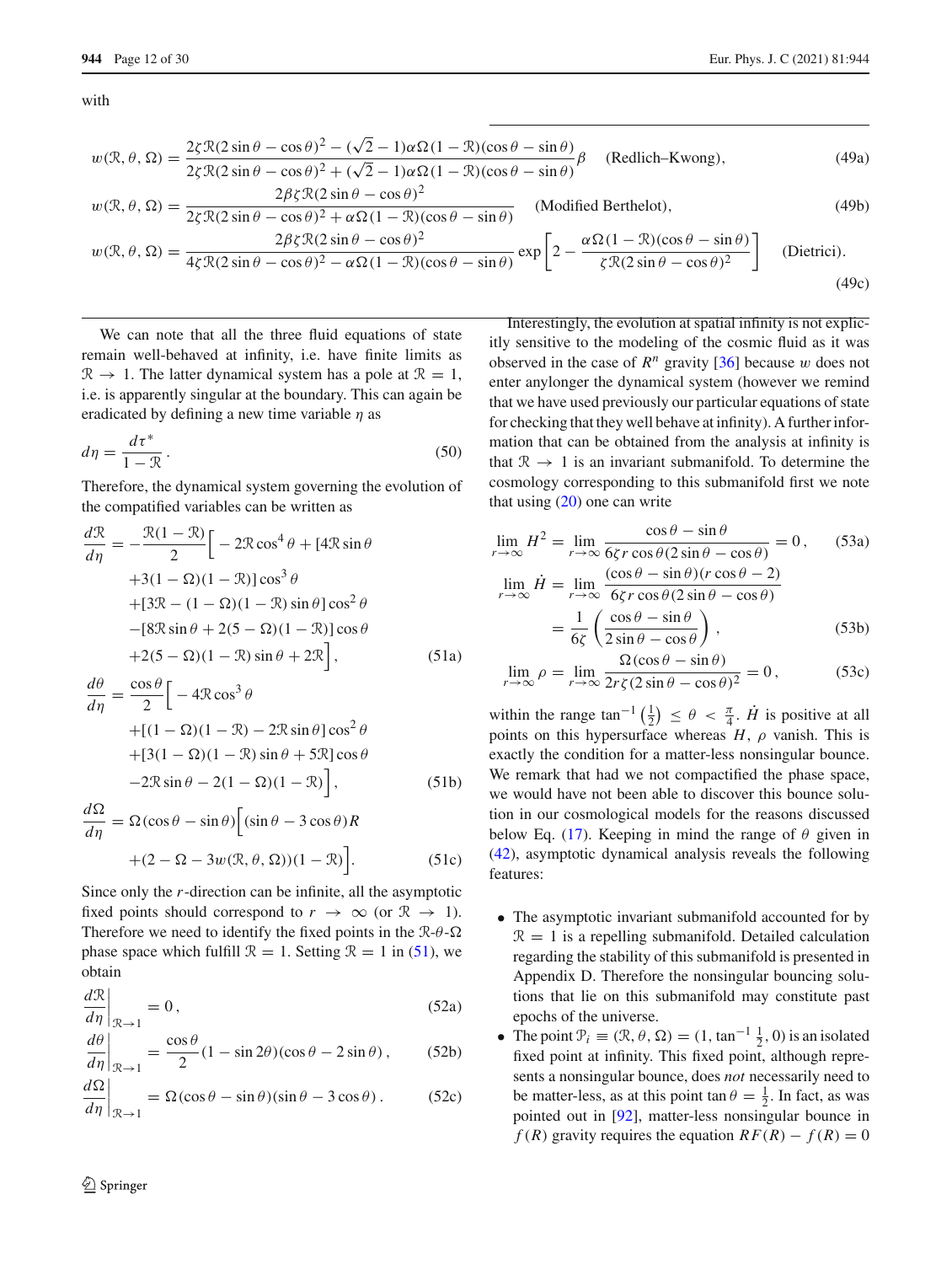with

$$
w(\mathcal{R}, \theta, \Omega) = \frac{2\zeta\mathcal{R}(2\sin\theta - \cos\theta)^2 - (\sqrt{2}-1)\alpha\Omega(1-\mathcal{R})(\cos\theta - \sin\theta)}{2\zeta\mathcal{R}(2\sin\theta - \cos\theta)^2 + (\sqrt{2}-1)\alpha\Omega(1-\mathcal{R})(\cos\theta - \sin\theta)}\beta \quad \text{(Redlich–Kwong)}, \tag{49a}
$$

$$
w(\mathcal{R}, \theta, \Omega) = \frac{2\beta\zeta\mathcal{R}(2\sin\theta - \cos\theta)^2}{2\zeta\mathcal{R}(2\sin\theta - \cos\theta)^2 + \alpha\Omega(1-\mathcal{R})(\cos\theta - \sin\theta)} \quad \text{(Modified Berthelot)}, \tag{49b}
$$

$$
w(\mathcal{R}, \theta, \Omega) = \frac{2\beta\zeta\mathcal{R}(2\sin\theta - \cos\theta)^2}{4\zeta\mathcal{R}(2\sin\theta - \cos\theta)^2 - \alpha\Omega(1-\mathcal{R})(\cos\theta - \sin\theta)} \exp\left[2 - \frac{\alpha\Omega(1-\mathcal{R})(\cos\theta - \sin\theta)}{\zeta\mathcal{R}(2\sin\theta - \cos\theta)^2}\right] \quad \text{(Dietrici)}. \tag{49c}
$$

We can note that all the three fluid equations of state remain well-behaved at infinity, i.e. have finite limits as $\mathcal{R} \to 1$. The latter dynamical system has a pole at $\mathcal{R} = 1$, i.e. is apparently singular at the boundary. This can again be eradicated by defining a new time variable $\eta$ as

$$
d\eta = \frac{d\tau^*}{1-\mathcal{R}}\,. \tag{50}
$$

Therefore, the dynamical system governing the evolution of the compatified variables can be written as

$$
\begin{aligned}
\frac{d\mathcal{R}}{d\eta} = -\frac{\mathcal{R}(1-\mathcal{R})}{2}\Big[ & -2\mathcal{R}\cos^4\theta + [4\mathcal{R}\sin\theta \\
& +3(1-\Omega)(1-\mathcal{R})]\cos^3\theta \\
& +[3\mathcal{R} - (1-\Omega)(1-\mathcal{R})\sin\theta]\cos^2\theta \\
& -[8\mathcal{R}\sin\theta + 2(5-\Omega)(1-\mathcal{R})]\cos\theta \\
& +2(5-\Omega)(1-\mathcal{R})\sin\theta + 2\mathcal{R}\Big],
\end{aligned} \tag{51a}
$$

$$
\begin{aligned}
\frac{d\theta}{d\eta} = \frac{\cos\theta}{2}\Big[ & -4\mathcal{R}\cos^3\theta \\
& +[(1-\Omega)(1-\mathcal{R}) - 2\mathcal{R}\sin\theta]\cos^2\theta \\
& +[3(1-\Omega)(1-\mathcal{R})\sin\theta + 5\mathcal{R}]\cos\theta \\
& -2\mathcal{R}\sin\theta - 2(1-\Omega)(1-\mathcal{R})\Big],
\end{aligned} \tag{51b}
$$

$$
\begin{aligned}
\frac{d\Omega}{d\eta} = \Omega(\cos\theta - \sin\theta)\Big[ & (\sin\theta - 3\cos\theta)R \\
& +(2-\Omega-3w(\mathcal{R},\theta,\Omega))(1-\mathcal{R})\Big].
\end{aligned} \tag{51c}
$$

Since only the $r$-direction can be infinite, all the asymptotic fixed points should correspond to $r \to \infty$ (or $\mathcal{R} \to 1$). Therefore we need to identify the fixed points in the $\mathcal{R}$-$\theta$-$\Omega$ phase space which fulfill $\mathcal{R} = 1$. Setting $\mathcal{R} = 1$ in (51), we obtain

$$
\left.\frac{d\mathcal{R}}{d\eta}\right|_{\mathcal{R}\to 1} = 0\,, \tag{52a}
$$

$$
\left.\frac{d\theta}{d\eta}\right|_{\mathcal{R}\to 1} = \frac{\cos\theta}{2}(1-\sin 2\theta)(\cos\theta - 2\sin\theta)\,, \tag{52b}
$$

$$
\left.\frac{d\Omega}{d\eta}\right|_{\mathcal{R}\to 1} = \Omega(\cos\theta - \sin\theta)(\sin\theta - 3\cos\theta)\,. \tag{52c}
$$

Interestingly, the evolution at spatial infinity is not explicitly sensitive to the modeling of the cosmic fluid as it was observed in the case of $R^n$ gravity [36] because $w$ does not enter anylonger the dynamical system (however we remind that we have used previously our particular equations of state for checking that they well behave at infinity). A further information that can be obtained from the analysis at infinity is that $\mathcal{R} \to 1$ is an invariant submanifold. To determine the cosmology corresponding to this submanifold first we note that using (20) one can write

$$
\lim_{r\to\infty} H^2 = \lim_{r\to\infty} \frac{\cos\theta - \sin\theta}{6\zeta r\cos\theta(2\sin\theta - \cos\theta)} = 0\,, \tag{53a}
$$

$$
\begin{aligned}
\lim_{r\to\infty} \dot{H} &= \lim_{r\to\infty} \frac{(\cos\theta - \sin\theta)(r\cos\theta - 2)}{6\zeta r\cos\theta(2\sin\theta - \cos\theta)} \\
&= \frac{1}{6\zeta}\left(\frac{\cos\theta - \sin\theta}{2\sin\theta - \cos\theta}\right),
\end{aligned} \tag{53b}
$$

$$
\lim_{r\to\infty} \rho = \lim_{r\to\infty} \frac{\Omega(\cos\theta - \sin\theta)}{2r\zeta(2\sin\theta - \cos\theta)^2} = 0\,, \tag{53c}
$$

within the range $\tan^{-1}\left(\frac{1}{2}\right) \leq \theta < \frac{\pi}{4}$. $\dot{H}$ is positive at all points on this hypersurface whereas $H$, $\rho$ vanish. This is exactly the condition for a matter-less nonsingular bounce. We remark that had we not compactified the phase space, we would have not been able to discover this bounce solution in our cosmological models for the reasons discussed below Eq. (17). Keeping in mind the range of $\theta$ given in (42), asymptotic dynamical analysis reveals the following features:

- The asymptotic invariant submanifold accounted for by $\mathcal{R} = 1$ is a repelling submanifold. Detailed calculation regarding the stability of this submanifold is presented in Appendix D. Therefore the nonsingular bouncing solutions that lie on this submanifold may constitute past epochs of the universe.
- The point $\mathcal{P}_i \equiv (\mathcal{R}, \theta, \Omega) = (1, \tan^{-1}\frac{1}{2}, 0)$ is an isolated fixed point at infinity. This fixed point, although represents a nonsingular bounce, does *not* necessarily need to be matter-less, as at this point $\tan\theta = \frac{1}{2}$. In fact, as was pointed out in [92], matter-less nonsingular bounce in $f(R)$ gravity requires the equation $RF(R) - f(R) = 0$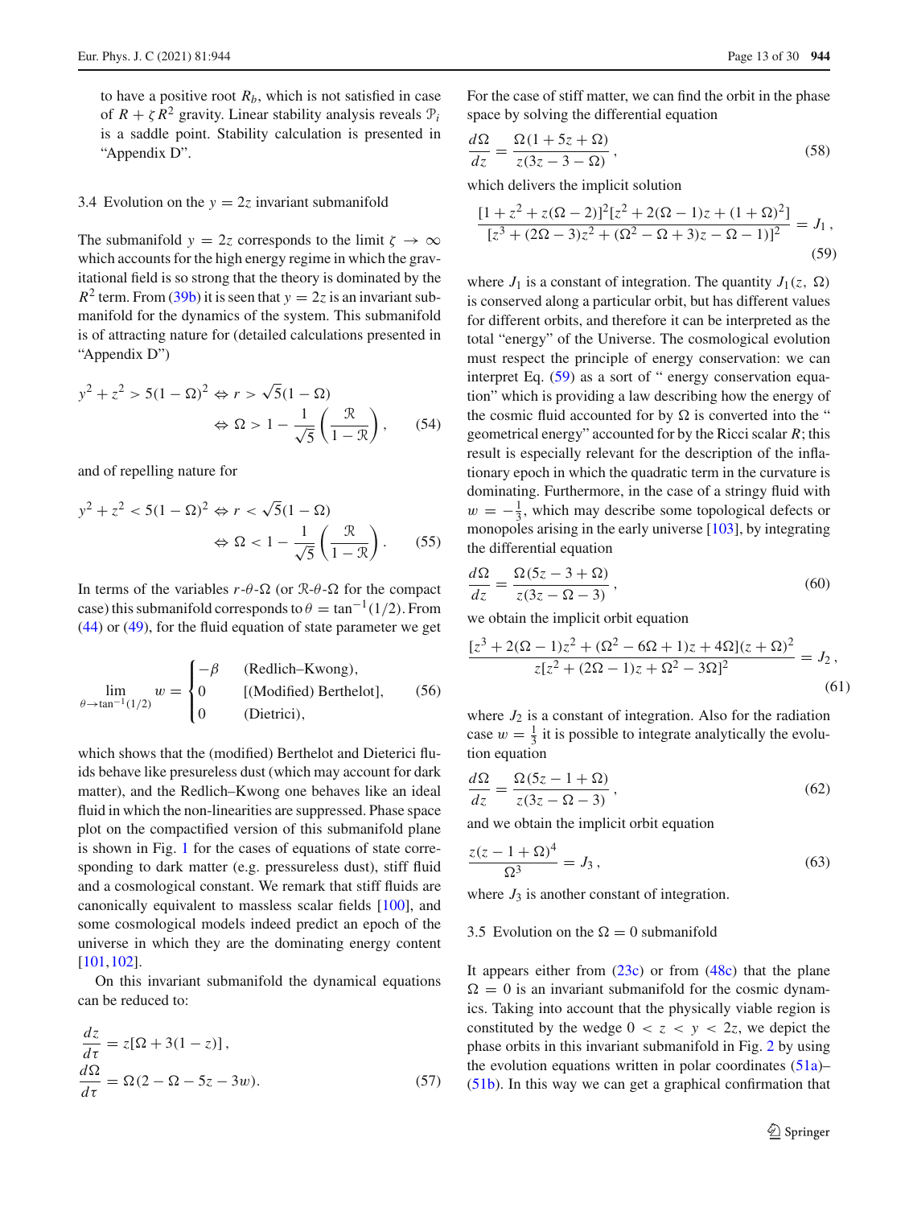to have a positive root $R_b$, which is not satisfied in case of $R + \zeta R^2$ gravity. Linear stability analysis reveals $\mathcal{P}_i$ is a saddle point. Stability calculation is presented in "Appendix D".

### 3.4 Evolution on the $y = 2z$ invariant submanifold

The submanifold $y = 2z$ corresponds to the limit $\zeta \to \infty$ which accounts for the high energy regime in which the gravitational field is so strong that the theory is dominated by the $R^2$ term. From (39b) it is seen that $y = 2z$ is an invariant submanifold for the dynamics of the system. This submanifold is of attracting nature for (detailed calculations presented in "Appendix D")

$$y^2 + z^2 > 5(1-\Omega)^2 \Leftrightarrow r > \sqrt{5}(1-\Omega) \Leftrightarrow \Omega > 1 - \frac{1}{\sqrt{5}}\left(\frac{\mathcal{R}}{1-\mathcal{R}}\right), \quad (54)$$

and of repelling nature for

$$y^2 + z^2 < 5(1-\Omega)^2 \Leftrightarrow r < \sqrt{5}(1-\Omega) \Leftrightarrow \Omega < 1 - \frac{1}{\sqrt{5}}\left(\frac{\mathcal{R}}{1-\mathcal{R}}\right). \quad (55)$$

In terms of the variables $r$-$\theta$-$\Omega$ (or $\mathcal{R}$-$\theta$-$\Omega$ for the compact case) this submanifold corresponds to $\theta = \tan^{-1}(1/2)$. From (44) or (49), for the fluid equation of state parameter we get

$$\lim_{\theta \to \tan^{-1}(1/2)} w = \begin{cases} -\beta & \text{(Redlich–Kwong)}, \\ 0 & \text{[(Modified) Berthelot]}, \\ 0 & \text{(Dietrici)}, \end{cases} \quad (56)$$

which shows that the (modified) Berthelot and Dieterici fluids behave like presureless dust (which may account for dark matter), and the Redlich–Kwong one behaves like an ideal fluid in which the non-linearities are suppressed. Phase space plot on the compactified version of this submanifold plane is shown in Fig. 1 for the cases of equations of state corresponding to dark matter (e.g. pressureless dust), stiff fluid and a cosmological constant. We remark that stiff fluids are canonically equivalent to massless scalar fields [100], and some cosmological models indeed predict an epoch of the universe in which they are the dominating energy content [101,102].

On this invariant submanifold the dynamical equations can be reduced to:

$$\frac{dz}{d\tau} = z[\Omega + 3(1-z)],$$
$$\frac{d\Omega}{d\tau} = \Omega(2 - \Omega - 5z - 3w). \quad (57)$$

For the case of stiff matter, we can find the orbit in the phase space by solving the differential equation

$$\frac{d\Omega}{dz} = \frac{\Omega(1 + 5z + \Omega)}{z(3z - 3 - \Omega)}, \quad (58)$$

which delivers the implicit solution

$$\frac{[1 + z^2 + z(\Omega - 2)]^2 [z^2 + 2(\Omega - 1)z + (1 + \Omega)^2]}{[z^3 + (2\Omega - 3)z^2 + (\Omega^2 - \Omega + 3)z - \Omega - 1)]^2} = J_1, \quad (59)$$

where $J_1$ is a constant of integration. The quantity $J_1(z, \Omega)$ is conserved along a particular orbit, but has different values for different orbits, and therefore it can be interpreted as the total "energy" of the Universe. The cosmological evolution must respect the principle of energy conservation: we can interpret Eq. (59) as a sort of " energy conservation equation" which is providing a law describing how the energy of the cosmic fluid accounted for by $\Omega$ is converted into the " geometrical energy" accounted for by the Ricci scalar $R$; this result is especially relevant for the description of the inflationary epoch in which the quadratic term in the curvature is dominating. Furthermore, in the case of a stringy fluid with $w = -\frac{1}{3}$, which may describe some topological defects or monopoles arising in the early universe [103], by integrating the differential equation

$$\frac{d\Omega}{dz} = \frac{\Omega(5z - 3 + \Omega)}{z(3z - \Omega - 3)}, \quad (60)$$

we obtain the implicit orbit equation

$$\frac{[z^3 + 2(\Omega - 1)z^2 + (\Omega^2 - 6\Omega + 1)z + 4\Omega](z + \Omega)^2}{z[z^2 + (2\Omega - 1)z + \Omega^2 - 3\Omega]^2} = J_2, \quad (61)$$

where $J_2$ is a constant of integration. Also for the radiation case $w = \frac{1}{3}$ it is possible to integrate analytically the evolution equation

$$\frac{d\Omega}{dz} = \frac{\Omega(5z - 1 + \Omega)}{z(3z - \Omega - 3)}, \quad (62)$$

and we obtain the implicit orbit equation

$$\frac{z(z - 1 + \Omega)^4}{\Omega^3} = J_3, \quad (63)$$

where $J_3$ is another constant of integration.

### 3.5 Evolution on the $\Omega = 0$ submanifold

It appears either from (23c) or from (48c) that the plane $\Omega = 0$ is an invariant submanifold for the cosmic dynamics. Taking into account that the physically viable region is constituted by the wedge $0 < z < y < 2z$, we depict the phase orbits in this invariant submanifold in Fig. 2 by using the evolution equations written in polar coordinates (51a)–(51b). In this way we can get a graphical confirmation that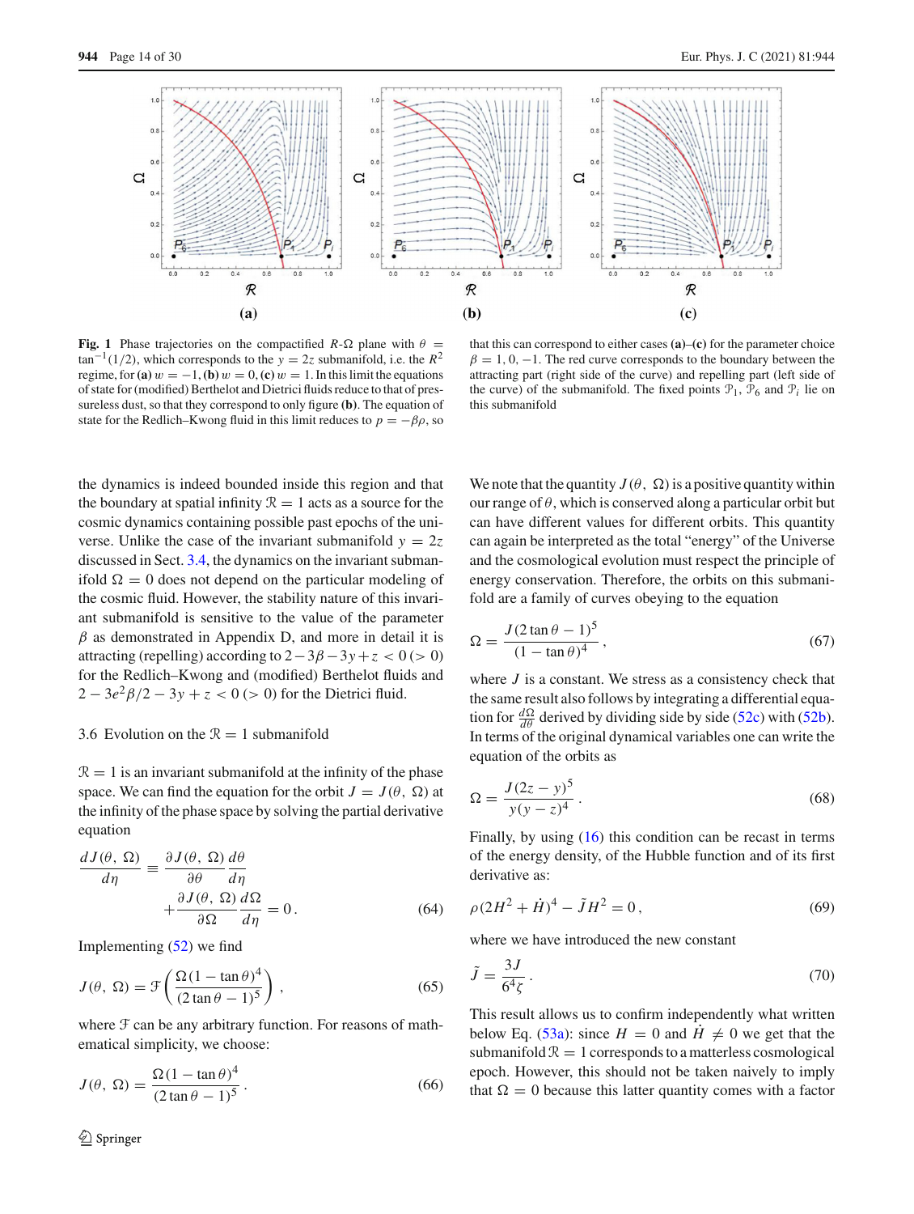Fig. 1 Phase trajectories on the compactified $R$-$\Omega$ plane with $\theta = \tan^{-1}(1/2)$, which corresponds to the $y = 2z$ submanifold, i.e. the $R^2$ regime, for **(a)** $w = -1$, **(b)** $w = 0$, **(c)** $w = 1$. In this limit the equations of state for (modified) Berthelot and Dietrici fluids reduce to that of pressureless dust, so that they correspond to only figure **(b)**. The equation of state for the Redlich–Kwong fluid in this limit reduces to $p = -\beta\rho$, so that this can correspond to either cases **(a)**–**(c)** for the parameter choice $\beta = 1, 0, -1$. The red curve corresponds to the boundary between the attracting part (right side of the curve) and repelling part (left side of the curve) of the submanifold. The fixed points $\mathcal{P}_1$, $\mathcal{P}_6$ and $\mathcal{P}_i$ lie on this submanifold

the dynamics is indeed bounded inside this region and that the boundary at spatial infinity $\mathcal{R} = 1$ acts as a source for the cosmic dynamics containing possible past epochs of the universe. Unlike the case of the invariant submanifold $y = 2z$ discussed in Sect. 3.4, the dynamics on the invariant submanifold $\Omega = 0$ does not depend on the particular modeling of the cosmic fluid. However, the stability nature of this invariant submanifold is sensitive to the value of the parameter $\beta$ as demonstrated in Appendix D, and more in detail it is attracting (repelling) according to $2 - 3\beta - 3y + z < 0\,(> 0)$ for the Redlich–Kwong and (modified) Berthelot fluids and $2 - 3e^2\beta/2 - 3y + z < 0\,(> 0)$ for the Dietrici fluid.

### 3.6 Evolution on the $\mathcal{R} = 1$ submanifold

$\mathcal{R} = 1$ is an invariant submanifold at the infinity of the phase space. We can find the equation for the orbit $J = J(\theta, \Omega)$ at the infinity of the phase space by solving the partial derivative equation

$$\frac{dJ(\theta, \Omega)}{d\eta} \equiv \frac{\partial J(\theta, \Omega)}{\partial \theta}\frac{d\theta}{d\eta} + \frac{\partial J(\theta, \Omega)}{\partial \Omega}\frac{d\Omega}{d\eta} = 0\,. \tag{64}$$

Implementing (52) we find

$$J(\theta, \Omega) = \mathcal{F}\left(\frac{\Omega(1 - \tan\theta)^4}{(2\tan\theta - 1)^5}\right), \tag{65}$$

where $\mathcal{F}$ can be any arbitrary function. For reasons of mathematical simplicity, we choose:

$$J(\theta, \Omega) = \frac{\Omega(1 - \tan\theta)^4}{(2\tan\theta - 1)^5}\,. \tag{66}$$

We note that the quantity $J(\theta, \Omega)$ is a positive quantity within our range of $\theta$, which is conserved along a particular orbit but can have different values for different orbits. This quantity can again be interpreted as the total "energy" of the Universe and the cosmological evolution must respect the principle of energy conservation. Therefore, the orbits on this submanifold are a family of curves obeying to the equation

$$\Omega = \frac{J(2\tan\theta - 1)^5}{(1 - \tan\theta)^4}\,, \tag{67}$$

where $J$ is a constant. We stress as a consistency check that the same result also follows by integrating a differential equation for $\frac{d\Omega}{d\theta}$ derived by dividing side by side (52c) with (52b). In terms of the original dynamical variables one can write the equation of the orbits as

$$\Omega = \frac{J(2z - y)^5}{y(y - z)^4}\,. \tag{68}$$

Finally, by using (16) this condition can be recast in terms of the energy density, of the Hubble function and of its first derivative as:

$$\rho(2H^2 + \dot{H})^4 - \tilde{J}H^2 = 0\,, \tag{69}$$

where we have introduced the new constant

$$\tilde{J} = \frac{3J}{6^4\zeta}\,. \tag{70}$$

This result allows us to confirm independently what written below Eq. (53a): since $H = 0$ and $\dot{H} \neq 0$ we get that the submanifold $\mathcal{R} = 1$ corresponds to a matterless cosmological epoch. However, this should not be taken naively to imply that $\Omega = 0$ because this latter quantity comes with a factor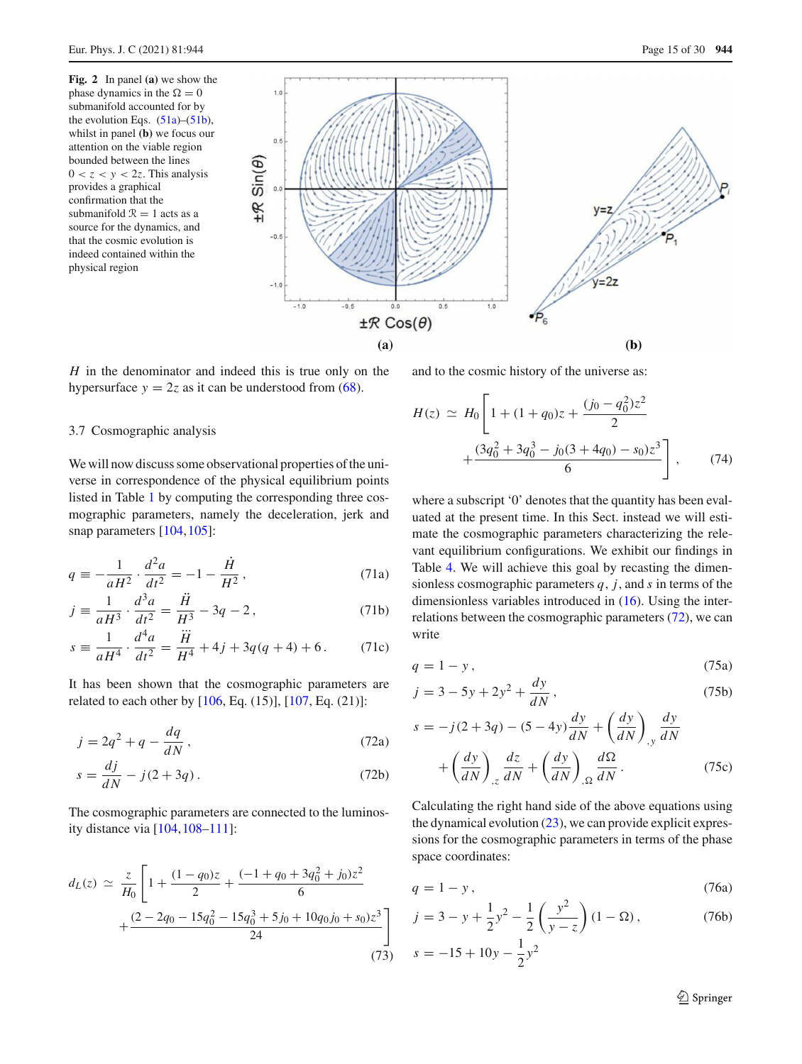**Fig. 2** In panel **(a)** we show the phase dynamics in the $\Omega = 0$ submanifold accounted for by the evolution Eqs. (51a)–(51b), whilst in panel **(b)** we focus our attention on the viable region bounded between the lines $0 < z < y < 2z$. This analysis provides a graphical confirmation that the submanifold $\mathcal{R} = 1$ acts as a source for the dynamics, and that the cosmic evolution is indeed contained within the physical region

$H$ in the denominator and indeed this is true only on the hypersurface $y = 2z$ as it can be understood from (68).

### 3.7 Cosmographic analysis

We will now discuss some observational properties of the universe in correspondence of the physical equilibrium points listed in Table 1 by computing the corresponding three cosmographic parameters, namely the deceleration, jerk and snap parameters [104,105]:

$$q \equiv -\frac{1}{aH^2} \cdot \frac{d^2 a}{dt^2} = -1 - \frac{\dot{H}}{H^2}, \tag{71a}$$

$$j \equiv \frac{1}{aH^3} \cdot \frac{d^3 a}{dt^2} = \frac{\ddot{H}}{H^3} - 3q - 2, \tag{71b}$$

$$s \equiv \frac{1}{aH^4} \cdot \frac{d^4 a}{dt^2} = \frac{\dddot{H}}{H^4} + 4j + 3q(q+4) + 6. \tag{71c}$$

It has been shown that the cosmographic parameters are related to each other by [106, Eq. (15)], [107, Eq. (21)]:

$$j = 2q^2 + q - \frac{dq}{dN}, \tag{72a}$$

$$s = \frac{dj}{dN} - j(2+3q). \tag{72b}$$

The cosmographic parameters are connected to the luminosity distance via [104,108–111]:

$$d_L(z) \simeq \frac{z}{H_0}\left[1 + \frac{(1-q_0)z}{2} + \frac{(-1+q_0+3q_0^2+j_0)z^2}{6} + \frac{(2-2q_0-15q_0^2-15q_0^3+5j_0+10q_0 j_0+s_0)z^3}{24}\right] \tag{73}$$

and to the cosmic history of the universe as:

$$H(z) \simeq H_0\left[1 + (1+q_0)z + \frac{(j_0-q_0^2)z^2}{2} + \frac{(3q_0^2+3q_0^3-j_0(3+4q_0)-s_0)z^3}{6}\right], \tag{74}$$

where a subscript '0' denotes that the quantity has been evaluated at the present time. In this Sect. instead we will estimate the cosmographic parameters characterizing the relevant equilibrium configurations. We exhibit our findings in Table 4. We will achieve this goal by recasting the dimensionless cosmographic parameters $q$, $j$, and $s$ in terms of the dimensionless variables introduced in (16). Using the interrelations between the cosmographic parameters (72), we can write

$$q = 1 - y, \tag{75a}$$

$$j = 3 - 5y + 2y^2 + \frac{dy}{dN}, \tag{75b}$$

$$s = -j(2+3q) - (5-4y)\frac{dy}{dN} + \left(\frac{dy}{dN}\right)_{,y}\frac{dy}{dN} + \left(\frac{dy}{dN}\right)_{,z}\frac{dz}{dN} + \left(\frac{dy}{dN}\right)_{,\Omega}\frac{d\Omega}{dN}. \tag{75c}$$

Calculating the right hand side of the above equations using the dynamical evolution (23), we can provide explicit expressions for the cosmographic parameters in terms of the phase space coordinates:

$$q = 1 - y, \tag{76a}$$

$$j = 3 - y + \frac{1}{2}y^2 - \frac{1}{2}\left(\frac{y^2}{y-z}\right)(1-\Omega), \tag{76b}$$

$$s = -15 + 10y - \frac{1}{2}y^2$$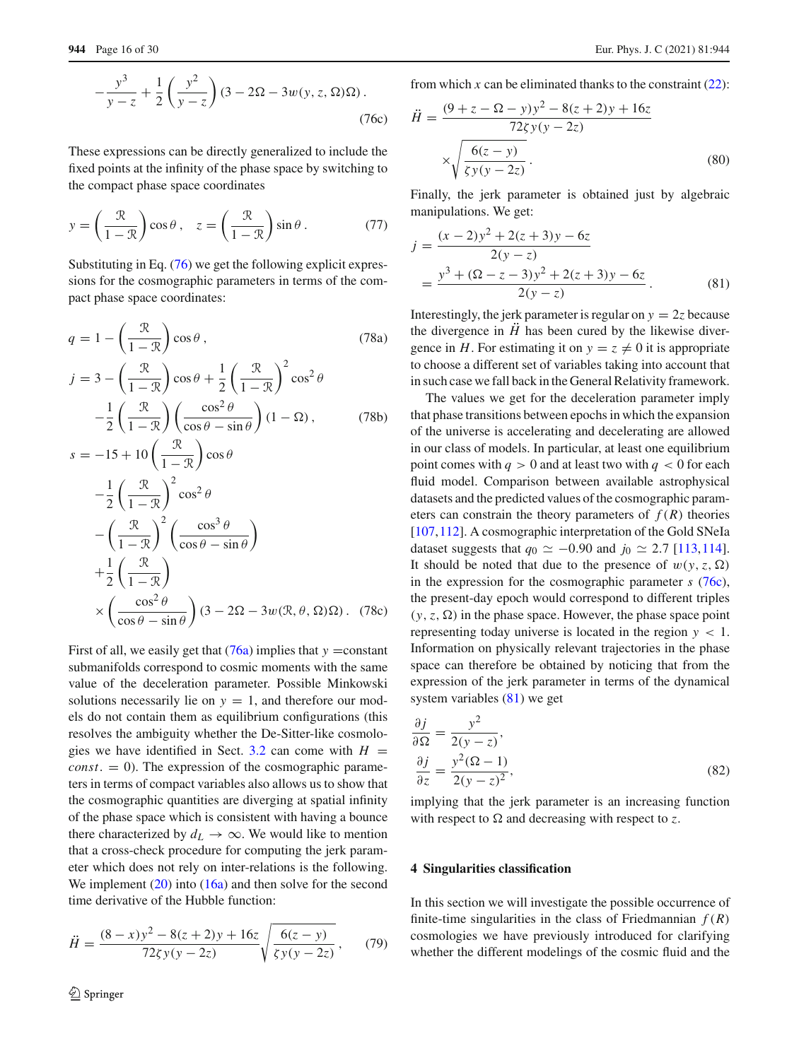$$-\frac{y^3}{y-z}+\frac{1}{2}\left(\frac{y^2}{y-z}\right)(3-2\Omega-3w(y,z,\Omega)\Omega)\,. \tag{76c}$$

These expressions can be directly generalized to include the fixed points at the infinity of the phase space by switching to the compact phase space coordinates

$$y=\left(\frac{\mathcal{R}}{1-\mathcal{R}}\right)\cos\theta\,,\quad z=\left(\frac{\mathcal{R}}{1-\mathcal{R}}\right)\sin\theta\,. \tag{77}$$

Substituting in Eq. (76) we get the following explicit expressions for the cosmographic parameters in terms of the compact phase space coordinates:

$$q=1-\left(\frac{\mathcal{R}}{1-\mathcal{R}}\right)\cos\theta\,, \tag{78a}$$

$$j=3-\left(\frac{\mathcal{R}}{1-\mathcal{R}}\right)\cos\theta+\frac{1}{2}\left(\frac{\mathcal{R}}{1-\mathcal{R}}\right)^2\cos^2\theta -\frac{1}{2}\left(\frac{\mathcal{R}}{1-\mathcal{R}}\right)\left(\frac{\cos^2\theta}{\cos\theta-\sin\theta}\right)(1-\Omega)\,, \tag{78b}$$

$$\begin{aligned}s=&-15+10\left(\frac{\mathcal{R}}{1-\mathcal{R}}\right)\cos\theta\\&-\frac{1}{2}\left(\frac{\mathcal{R}}{1-\mathcal{R}}\right)^2\cos^2\theta\\&-\left(\frac{\mathcal{R}}{1-\mathcal{R}}\right)^2\left(\frac{\cos^3\theta}{\cos\theta-\sin\theta}\right)\\&+\frac{1}{2}\left(\frac{\mathcal{R}}{1-\mathcal{R}}\right)\\&\times\left(\frac{\cos^2\theta}{\cos\theta-\sin\theta}\right)(3-2\Omega-3w(\mathcal{R},\theta,\Omega)\Omega)\,.\end{aligned} \tag{78c}$$

First of all, we easily get that (76a) implies that $y$ =constant submanifolds correspond to cosmic moments with the same value of the deceleration parameter. Possible Minkowski solutions necessarily lie on $y=1$, and therefore our models do not contain them as equilibrium configurations (this resolves the ambiguity whether the De-Sitter-like cosmologies we have identified in Sect. 3.2 can come with $H=const.=0$). The expression of the cosmographic parameters in terms of compact variables also allows us to show that the cosmographic quantities are diverging at spatial infinity of the phase space which is consistent with having a bounce there characterized by $d_L\to\infty$. We would like to mention that a cross-check procedure for computing the jerk parameter which does not rely on inter-relations is the following. We implement (20) into (16a) and then solve for the second time derivative of the Hubble function:

$$\ddot{H}=\frac{(8-x)y^2-8(z+2)y+16z}{72\zeta y(y-2z)}\sqrt{\frac{6(z-y)}{\zeta y(y-2z)}}\,, \tag{79}$$

from which $x$ can be eliminated thanks to the constraint (22):

$$\ddot{H}=\frac{(9+z-\Omega-y)y^2-8(z+2)y+16z}{72\zeta y(y-2z)}\times\sqrt{\frac{6(z-y)}{\zeta y(y-2z)}}\,. \tag{80}$$

Finally, the jerk parameter is obtained just by algebraic manipulations. We get:

$$\begin{aligned}j&=\frac{(x-2)y^2+2(z+3)y-6z}{2(y-z)}\\&=\frac{y^3+(\Omega-z-3)y^2+2(z+3)y-6z}{2(y-z)}\,.\end{aligned} \tag{81}$$

Interestingly, the jerk parameter is regular on $y=2z$ because the divergence in $\ddot{H}$ has been cured by the likewise divergence in $H$. For estimating it on $y=z\neq 0$ it is appropriate to choose a different set of variables taking into account that in such case we fall back in the General Relativity framework.

The values we get for the deceleration parameter imply that phase transitions between epochs in which the expansion of the universe is accelerating and decelerating are allowed in our class of models. In particular, at least one equilibrium point comes with $q>0$ and at least two with $q<0$ for each fluid model. Comparison between available astrophysical datasets and the predicted values of the cosmographic parameters can constrain the theory parameters of $f(R)$ theories [107,112]. A cosmographic interpretation of the Gold SNeIa dataset suggests that $q_0\simeq -0.90$ and $j_0\simeq 2.7$ [113,114]. It should be noted that due to the presence of $w(y,z,\Omega)$ in the expression for the cosmographic parameter $s$ (76c), the present-day epoch would correspond to different triples $(y,z,\Omega)$ in the phase space. However, the phase space point representing today universe is located in the region $y<1$. Information on physically relevant trajectories in the phase space can therefore be obtained by noticing that from the expression of the jerk parameter in terms of the dynamical system variables (81) we get

$$\begin{aligned}\frac{\partial j}{\partial\Omega}&=\frac{y^2}{2(y-z)},\\ \frac{\partial j}{\partial z}&=\frac{y^2(\Omega-1)}{2(y-z)^2},\end{aligned} \tag{82}$$

implying that the jerk parameter is an increasing function with respect to $\Omega$ and decreasing with respect to $z$.

## 4 Singularities classification

In this section we will investigate the possible occurrence of finite-time singularities in the class of Friedmannian $f(R)$ cosmologies we have previously introduced for clarifying whether the different modelings of the cosmic fluid and the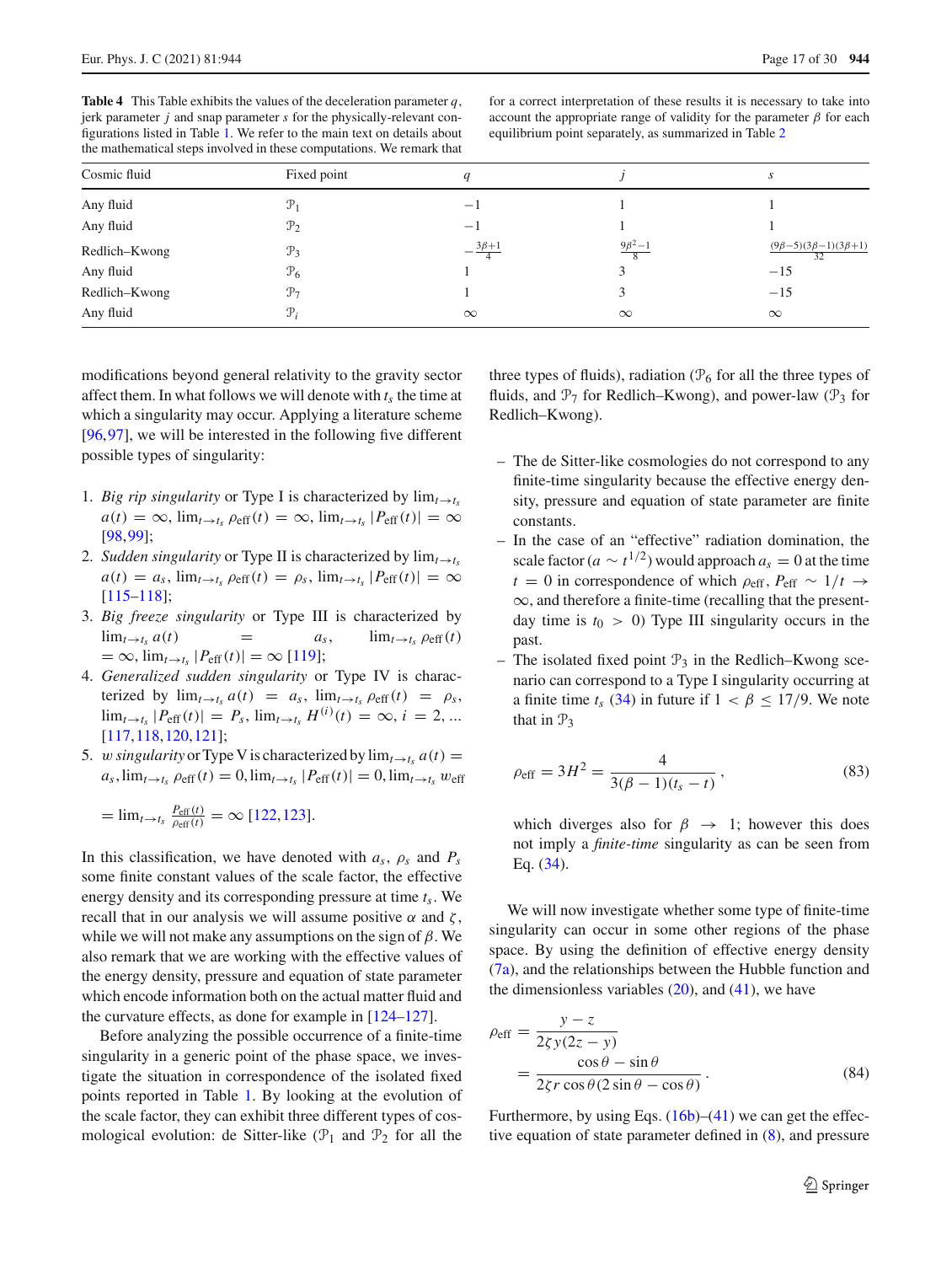**Table 4** This Table exhibits the values of the deceleration parameter $q$, jerk parameter $j$ and snap parameter $s$ for the physically-relevant configurations listed in Table 1. We refer to the main text on details about the mathematical steps involved in these computations. We remark that for a correct interpretation of these results it is necessary to take into account the appropriate range of validity for the parameter $\beta$ for each equilibrium point separately, as summarized in Table 2

| Cosmic fluid | Fixed point | $q$ | $j$ | $s$ |
|---|---|---|---|---|
| Any fluid | $\mathcal{P}_1$ | $-1$ | 1 | 1 |
| Any fluid | $\mathcal{P}_2$ | $-1$ | 1 | 1 |
| Redlich–Kwong | $\mathcal{P}_3$ | $-\frac{3\beta+1}{4}$ | $\frac{9\beta^2-1}{8}$ | $\frac{(9\beta-5)(3\beta-1)(3\beta+1)}{32}$ |
| Any fluid | $\mathcal{P}_6$ | 1 | 3 | $-15$ |
| Redlich–Kwong | $\mathcal{P}_7$ | 1 | 3 | $-15$ |
| Any fluid | $\mathcal{P}_i$ | $\infty$ | $\infty$ | $\infty$ |

modifications beyond general relativity to the gravity sector affect them. In what follows we will denote with $t_s$ the time at which a singularity may occur. Applying a literature scheme [96,97], we will be interested in the following five different possible types of singularity:

1. *Big rip singularity* or Type I is characterized by $\lim_{t\to t_s} a(t) = \infty$, $\lim_{t\to t_s} \rho_{\rm eff}(t) = \infty$, $\lim_{t\to t_s} |P_{\rm eff}(t)| = \infty$ [98,99];
2. *Sudden singularity* or Type II is characterized by $\lim_{t\to t_s} a(t) = a_s$, $\lim_{t\to t_s} \rho_{\rm eff}(t) = \rho_s$, $\lim_{t\to t_s} |P_{\rm eff}(t)| = \infty$ [115–118];
3. *Big freeze singularity* or Type III is characterized by $\lim_{t\to t_s} a(t) = a_s$, $\lim_{t\to t_s} \rho_{\rm eff}(t) = \infty$, $\lim_{t\to t_s} |P_{\rm eff}(t)| = \infty$ [119];
4. *Generalized sudden singularity* or Type IV is characterized by $\lim_{t\to t_s} a(t) = a_s$, $\lim_{t\to t_s} \rho_{\rm eff}(t) = \rho_s$, $\lim_{t\to t_s} |P_{\rm eff}(t)| = P_s$, $\lim_{t\to t_s} H^{(i)}(t) = \infty$, $i = 2, \ldots$ [117,118,120,121];
5. *w singularity* or Type V is characterized by $\lim_{t\to t_s} a(t) = a_s$, $\lim_{t\to t_s} \rho_{\rm eff}(t) = 0$, $\lim_{t\to t_s} |P_{\rm eff}(t)| = 0$, $\lim_{t\to t_s} w_{\rm eff} = \lim_{t\to t_s} \frac{P_{\rm eff}(t)}{\rho_{\rm eff}(t)} = \infty$ [122,123].

In this classification, we have denoted with $a_s$, $\rho_s$ and $P_s$ some finite constant values of the scale factor, the effective energy density and its corresponding pressure at time $t_s$. We recall that in our analysis we will assume positive $\alpha$ and $\zeta$, while we will not make any assumptions on the sign of $\beta$. We also remark that we are working with the effective values of the energy density, pressure and equation of state parameter which encode information both on the actual matter fluid and the curvature effects, as done for example in [124–127].

Before analyzing the possible occurrence of a finite-time singularity in a generic point of the phase space, we investigate the situation in correspondence of the isolated fixed points reported in Table 1. By looking at the evolution of the scale factor, they can exhibit three different types of cosmological evolution: de Sitter-like ($\mathcal{P}_1$ and $\mathcal{P}_2$ for all the three types of fluids), radiation ($\mathcal{P}_6$ for all the three types of fluids, and $\mathcal{P}_7$ for Redlich–Kwong), and power-law ($\mathcal{P}_3$ for Redlich–Kwong).

- The de Sitter-like cosmologies do not correspond to any finite-time singularity because the effective energy density, pressure and equation of state parameter are finite constants.
- In the case of an "effective" radiation domination, the scale factor ($a \sim t^{1/2}$) would approach $a_s = 0$ at the time $t = 0$ in correspondence of which $\rho_{\rm eff}$, $P_{\rm eff} \sim 1/t \to \infty$, and therefore a finite-time (recalling that the present-day time is $t_0 > 0$) Type III singularity occurs in the past.
- The isolated fixed point $\mathcal{P}_3$ in the Redlich–Kwong scenario can correspond to a Type I singularity occurring at a finite time $t_s$ (34) in future if $1 < \beta \leq 17/9$. We note that in $\mathcal{P}_3$

$$\rho_{\rm eff} = 3H^2 = \frac{4}{3(\beta-1)(t_s-t)}\,, \tag{83}$$

which diverges also for $\beta \to 1$; however this does not imply a *finite-time* singularity as can be seen from Eq. (34).

We will now investigate whether some type of finite-time singularity can occur in some other regions of the phase space. By using the definition of effective energy density (7a), and the relationships between the Hubble function and the dimensionless variables (20), and (41), we have

$$\begin{aligned}\rho_{\rm eff} &= \frac{y-z}{2\zeta y(2z-y)} \\ &= \frac{\cos\theta - \sin\theta}{2\zeta r\cos\theta(2\sin\theta - \cos\theta)}\,.\end{aligned} \tag{84}$$

Furthermore, by using Eqs. (16b)–(41) we can get the effective equation of state parameter defined in (8), and pressure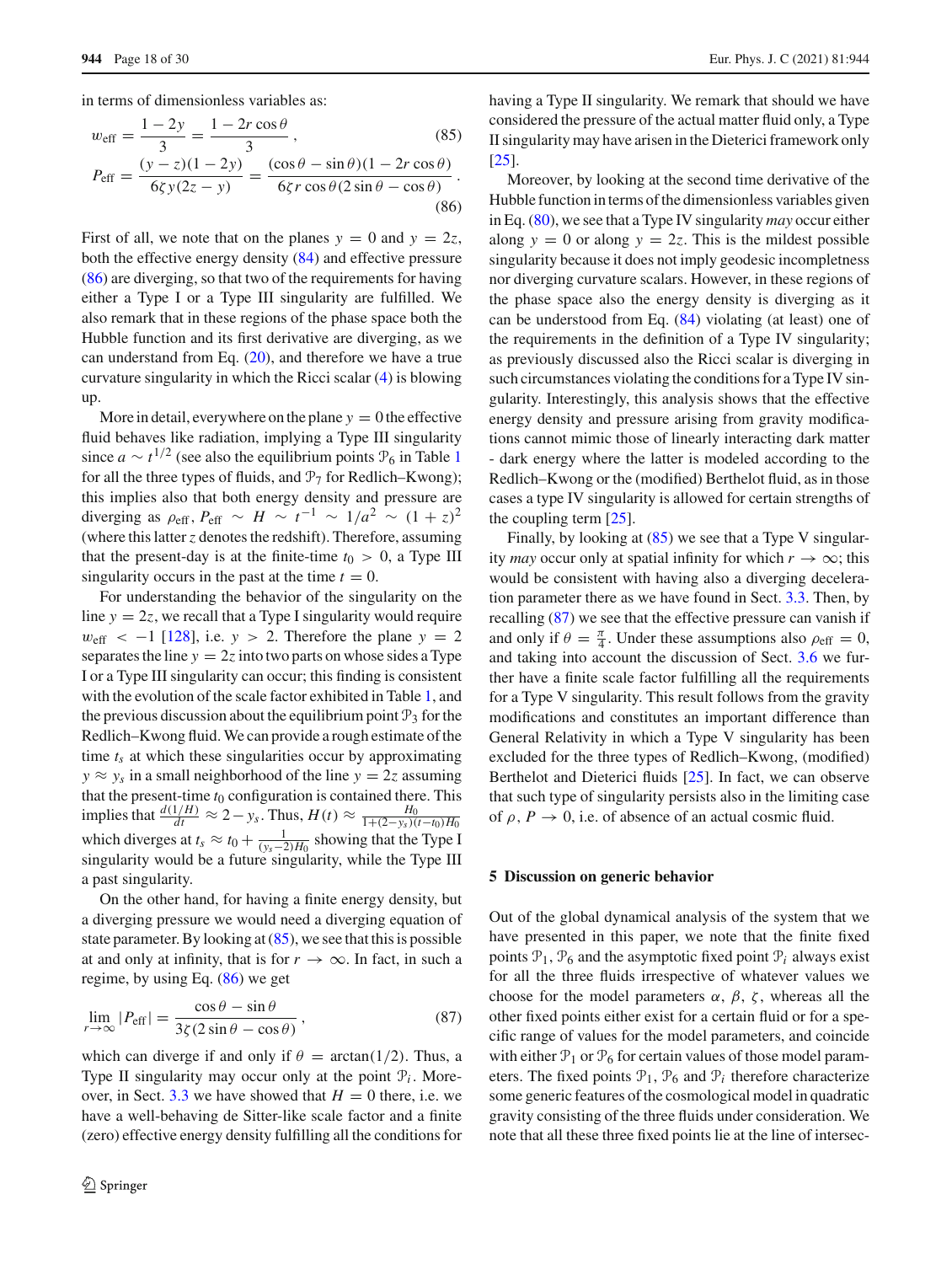in terms of dimensionless variables as:

$$w_{\text{eff}} = \frac{1-2y}{3} = \frac{1-2r\cos\theta}{3}\,, \tag{85}$$

$$P_{\text{eff}} = \frac{(y-z)(1-2y)}{6\zeta y(2z-y)} = \frac{(\cos\theta - \sin\theta)(1-2r\cos\theta)}{6\zeta r\cos\theta(2\sin\theta - \cos\theta)}\,. \tag{86}$$

First of all, we note that on the planes $y = 0$ and $y = 2z$, both the effective energy density (84) and effective pressure (86) are diverging, so that two of the requirements for having either a Type I or a Type III singularity are fulfilled. We also remark that in these regions of the phase space both the Hubble function and its first derivative are diverging, as we can understand from Eq. (20), and therefore we have a true curvature singularity in which the Ricci scalar (4) is blowing up.

More in detail, everywhere on the plane $y = 0$ the effective fluid behaves like radiation, implying a Type III singularity since $a \sim t^{1/2}$ (see also the equilibrium points $\mathcal{P}_6$ in Table 1 for all the three types of fluids, and $\mathcal{P}_7$ for Redlich–Kwong); this implies also that both energy density and pressure are diverging as $\rho_{\text{eff}}, P_{\text{eff}} \sim H \sim t^{-1} \sim 1/a^2 \sim (1+z)^2$ (where this latter $z$ denotes the redshift). Therefore, assuming that the present-day is at the finite-time $t_0 > 0$, a Type III singularity occurs in the past at the time $t = 0$.

For understanding the behavior of the singularity on the line $y = 2z$, we recall that a Type I singularity would require $w_{\text{eff}} < -1$ [128], i.e. $y > 2$. Therefore the plane $y = 2$ separates the line $y = 2z$ into two parts on whose sides a Type I or a Type III singularity can occur; this finding is consistent with the evolution of the scale factor exhibited in Table 1, and the previous discussion about the equilibrium point $\mathcal{P}_3$ for the Redlich–Kwong fluid. We can provide a rough estimate of the time $t_s$ at which these singularities occur by approximating $y \approx y_s$ in a small neighborhood of the line $y = 2z$ assuming that the present-time $t_0$ configuration is contained there. This implies that $\frac{d(1/H)}{dt} \approx 2 - y_s$. Thus, $H(t) \approx \frac{H_0}{1+(2-y_s)(t-t_0)H_0}$ which diverges at $t_s \approx t_0 + \frac{1}{(y_s-2)H_0}$ showing that the Type I singularity would be a future singularity, while the Type III a past singularity.

On the other hand, for having a finite energy density, but a diverging pressure we would need a diverging equation of state parameter. By looking at (85), we see that this is possible at and only at infinity, that is for $r \to \infty$. In fact, in such a regime, by using Eq. (86) we get

$$\lim_{r\to\infty} |P_{\text{eff}}| = \frac{\cos\theta - \sin\theta}{3\zeta(2\sin\theta - \cos\theta)}\,, \tag{87}$$

which can diverge if and only if $\theta = \arctan(1/2)$. Thus, a Type II singularity may occur only at the point $\mathcal{P}_i$. Moreover, in Sect. 3.3 we have showed that $H = 0$ there, i.e. we have a well-behaving de Sitter-like scale factor and a finite (zero) effective energy density fulfilling all the conditions for having a Type II singularity. We remark that should we have considered the pressure of the actual matter fluid only, a Type II singularity may have arisen in the Dieterici framework only [25].

Moreover, by looking at the second time derivative of the Hubble function in terms of the dimensionless variables given in Eq. (80), we see that a Type IV singularity *may* occur either along $y = 0$ or along $y = 2z$. This is the mildest possible singularity because it does not imply geodesic incompletness nor diverging curvature scalars. However, in these regions of the phase space also the energy density is diverging as it can be understood from Eq. (84) violating (at least) one of the requirements in the definition of a Type IV singularity; as previously discussed also the Ricci scalar is diverging in such circumstances violating the conditions for a Type IV singularity. Interestingly, this analysis shows that the effective energy density and pressure arising from gravity modifications cannot mimic those of linearly interacting dark matter - dark energy where the latter is modeled according to the Redlich–Kwong or the (modified) Berthelot fluid, as in those cases a type IV singularity is allowed for certain strengths of the coupling term [25].

Finally, by looking at (85) we see that a Type V singularity *may* occur only at spatial infinity for which $r \to \infty$; this would be consistent with having also a diverging deceleration parameter there as we have found in Sect. 3.3. Then, by recalling (87) we see that the effective pressure can vanish if and only if $\theta = \frac{\pi}{4}$. Under these assumptions also $\rho_{\text{eff}} = 0$, and taking into account the discussion of Sect. 3.6 we further have a finite scale factor fulfilling all the requirements for a Type V singularity. This result follows from the gravity modifications and constitutes an important difference than General Relativity in which a Type V singularity has been excluded for the three types of Redlich–Kwong, (modified) Berthelot and Dieterici fluids [25]. In fact, we can observe that such type of singularity persists also in the limiting case of $\rho, P \to 0$, i.e. of absence of an actual cosmic fluid.

## 5 Discussion on generic behavior

Out of the global dynamical analysis of the system that we have presented in this paper, we note that the finite fixed points $\mathcal{P}_1$, $\mathcal{P}_6$ and the asymptotic fixed point $\mathcal{P}_i$ always exist for all the three fluids irrespective of whatever values we choose for the model parameters $\alpha$, $\beta$, $\zeta$, whereas all the other fixed points either exist for a certain fluid or for a specific range of values for the model parameters, and coincide with either $\mathcal{P}_1$ or $\mathcal{P}_6$ for certain values of those model parameters. The fixed points $\mathcal{P}_1$, $\mathcal{P}_6$ and $\mathcal{P}_i$ therefore characterize some generic features of the cosmological model in quadratic gravity consisting of the three fluids under consideration. We note that all these three fixed points lie at the line of intersec-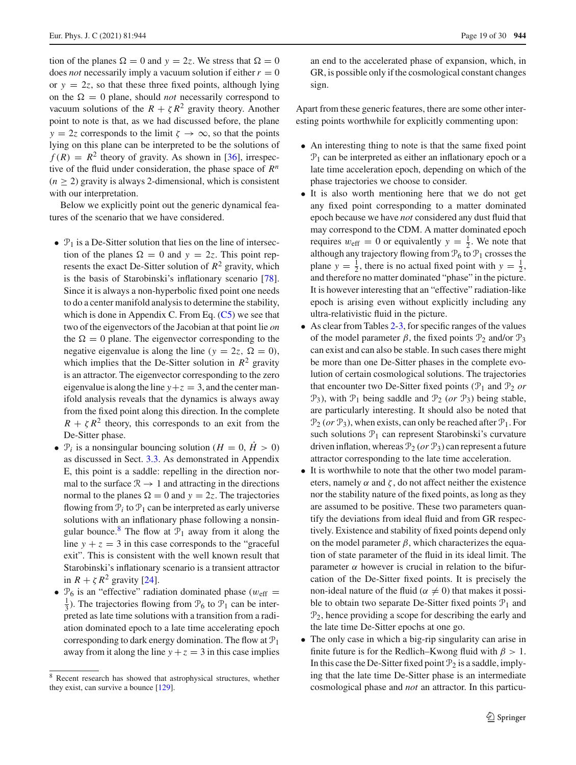tion of the planes $\Omega = 0$ and $y = 2z$. We stress that $\Omega = 0$ does *not* necessarily imply a vacuum solution if either $r = 0$ or $y = 2z$, so that these three fixed points, although lying on the $\Omega = 0$ plane, should *not* necessarily correspond to vacuum solutions of the $R + \zeta R^2$ gravity theory. Another point to note is that, as we had discussed before, the plane $y = 2z$ corresponds to the limit $\zeta \to \infty$, so that the points lying on this plane can be interpreted to be the solutions of $f(R) = R^2$ theory of gravity. As shown in [36], irrespective of the fluid under consideration, the phase space of $R^n$ ($n \geq 2$) gravity is always 2-dimensional, which is consistent with our interpretation.

Below we explicitly point out the generic dynamical features of the scenario that we have considered.

- $\mathcal{P}_1$ is a De-Sitter solution that lies on the line of intersection of the planes $\Omega = 0$ and $y = 2z$. This point represents the exact De-Sitter solution of $R^2$ gravity, which is the basis of Starobinski's inflationary scenario [78]. Since it is always a non-hyperbolic fixed point one needs to do a center manifold analysis to determine the stability, which is done in Appendix C. From Eq. (C5) we see that two of the eigenvectors of the Jacobian at that point lie *on* the $\Omega = 0$ plane. The eigenvector corresponding to the negative eigenvalue is along the line ($y = 2z$, $\Omega = 0$), which implies that the De-Sitter solution in $R^2$ gravity is an attractor. The eigenvector corresponding to the zero eigenvalue is along the line $y+z = 3$, and the center manifold analysis reveals that the dynamics is always away from the fixed point along this direction. In the complete $R + \zeta R^2$ theory, this corresponds to an exit from the De-Sitter phase.
- $\mathcal{P}_i$ is a nonsingular bouncing solution ($H = 0$, $\dot{H} > 0$) as discussed in Sect. 3.3. As demonstrated in Appendix E, this point is a saddle: repelling in the direction normal to the surface $\mathcal{R} \to 1$ and attracting in the directions normal to the planes $\Omega = 0$ and $y = 2z$. The trajectories flowing from $\mathcal{P}_i$ to $\mathcal{P}_1$ can be interpreted as early universe solutions with an inflationary phase following a nonsingular bounce.[8] The flow at $\mathcal{P}_1$ away from it along the line $y + z = 3$ in this case corresponds to the "graceful exit". This is consistent with the well known result that Starobinski's inflationary scenario is a transient attractor in $R + \zeta R^2$ gravity [24].
- $\mathcal{P}_6$ is an "effective" radiation dominated phase ($w_{\text{eff}} = \frac{1}{3}$). The trajectories flowing from $\mathcal{P}_6$ to $\mathcal{P}_1$ can be interpreted as late time solutions with a transition from a radiation dominated epoch to a late time accelerating epoch corresponding to dark energy domination. The flow at $\mathcal{P}_1$ away from it along the line $y+z = 3$ in this case implies an end to the accelerated phase of expansion, which, in GR, is possible only if the cosmological constant changes sign.

Apart from these generic features, there are some other interesting points worthwhile for explicitly commenting upon:

- An interesting thing to note is that the same fixed point $\mathcal{P}_1$ can be interpreted as either an inflationary epoch or a late time acceleration epoch, depending on which of the phase trajectories we choose to consider.
- It is also worth mentioning here that we do not get any fixed point corresponding to a matter dominated epoch because we have *not* considered any dust fluid that may correspond to the CDM. A matter dominated epoch requires $w_{\text{eff}} = 0$ or equivalently $y = \frac{1}{2}$. We note that although any trajectory flowing from $\mathcal{P}_6$ to $\mathcal{P}_1$ crosses the plane $y = \frac{1}{2}$, there is no actual fixed point with $y = \frac{1}{2}$, and therefore no matter dominated "phase" in the picture. It is however interesting that an "effective" radiation-like epoch is arising even without explicitly including any ultra-relativistic fluid in the picture.
- As clear from Tables 2-3, for specific ranges of the values of the model parameter $\beta$, the fixed points $\mathcal{P}_2$ and/or $\mathcal{P}_3$ can exist and can also be stable. In such cases there might be more than one De-Sitter phases in the complete evolution of certain cosmological solutions. The trajectories that encounter two De-Sitter fixed points ($\mathcal{P}_1$ and $\mathcal{P}_2$ *or* $\mathcal{P}_3$), with $\mathcal{P}_1$ being saddle and $\mathcal{P}_2$ (*or* $\mathcal{P}_3$) being stable, are particularly interesting. It should also be noted that $\mathcal{P}_2$ (*or* $\mathcal{P}_3$), when exists, can only be reached after $\mathcal{P}_1$. For such solutions $\mathcal{P}_1$ can represent Starobinski's curvature driven inflation, whereas $\mathcal{P}_2$ (*or* $\mathcal{P}_3$) can represent a future attractor corresponding to the late time acceleration.
- It is worthwhile to note that the other two model parameters, namely $\alpha$ and $\zeta$, do not affect neither the existence nor the stability nature of the fixed points, as long as they are assumed to be positive. These two parameters quantify the deviations from ideal fluid and from GR respectively. Existence and stability of fixed points depend only on the model parameter $\beta$, which characterizes the equation of state parameter of the fluid in its ideal limit. The parameter $\alpha$ however is crucial in relation to the bifurcation of the De-Sitter fixed points. It is precisely the non-ideal nature of the fluid ($\alpha \neq 0$) that makes it possible to obtain two separate De-Sitter fixed points $\mathcal{P}_1$ and $\mathcal{P}_2$, hence providing a scope for describing the early and the late time De-Sitter epochs at one go.
- The only case in which a big-rip singularity can arise in finite future is for the Redlich–Kwong fluid with $\beta > 1$. In this case the De-Sitter fixed point $\mathcal{P}_2$ is a saddle, implying that the late time De-Sitter phase is an intermediate cosmological phase and *not* an attractor. In this particu-

[8] Recent research has showed that astrophysical structures, whether they exist, can survive a bounce [129].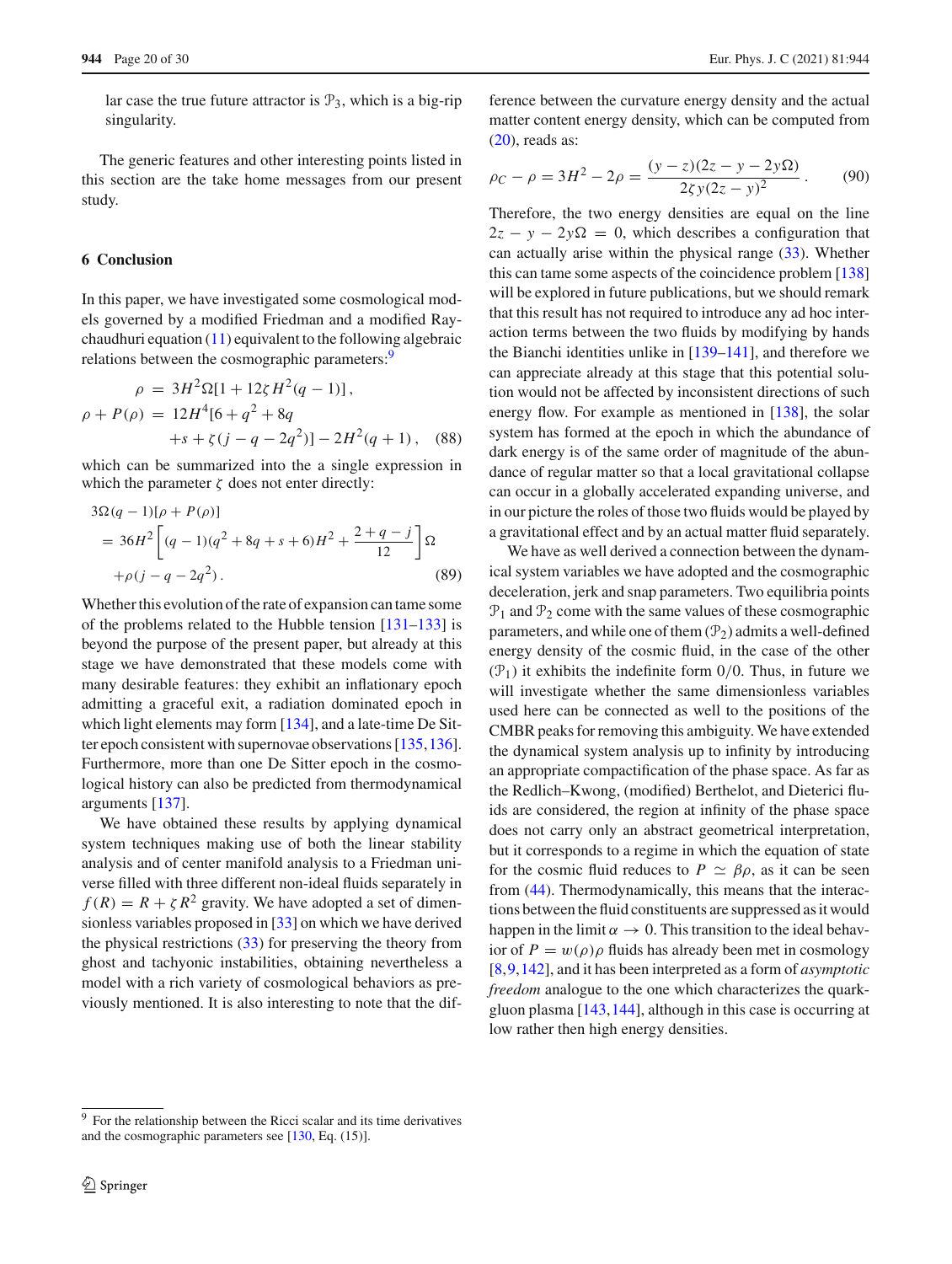lar case the true future attractor is $\mathcal{P}_3$, which is a big-rip singularity.

The generic features and other interesting points listed in this section are the take home messages from our present study.

## 6 Conclusion

In this paper, we have investigated some cosmological models governed by a modified Friedman and a modified Raychaudhuri equation (11) equivalent to the following algebraic relations between the cosmographic parameters:[9]

$$
\begin{aligned}
\rho &= 3H^2\Omega[1 + 12\zeta H^2(q-1)]\,, \\
\rho + P(\rho) &= 12H^4[6 + q^2 + 8q \\
&\quad + s + \zeta(j - q - 2q^2)] - 2H^2(q+1)\,,
\end{aligned}
\tag{88}
$$

which can be summarized into the a single expression in which the parameter $\zeta$ does not enter directly:

$$
\begin{aligned}
&3\Omega(q-1)[\rho + P(\rho)] \\
&= 36H^2\left[(q-1)(q^2 + 8q + s + 6)H^2 + \frac{2 + q - j}{12}\right]\Omega \\
&\quad + \rho(j - q - 2q^2)\,.
\end{aligned}
\tag{89}
$$

Whether this evolution of the rate of expansion can tame some of the problems related to the Hubble tension [131–133] is beyond the purpose of the present paper, but already at this stage we have demonstrated that these models come with many desirable features: they exhibit an inflationary epoch admitting a graceful exit, a radiation dominated epoch in which light elements may form [134], and a late-time De Sitter epoch consistent with supernovae observations [135,136]. Furthermore, more than one De Sitter epoch in the cosmological history can also be predicted from thermodynamical arguments [137].

We have obtained these results by applying dynamical system techniques making use of both the linear stability analysis and of center manifold analysis to a Friedman universe filled with three different non-ideal fluids separately in $f(R) = R + \zeta R^2$ gravity. We have adopted a set of dimensionless variables proposed in [33] on which we have derived the physical restrictions (33) for preserving the theory from ghost and tachyonic instabilities, obtaining nevertheless a model with a rich variety of cosmological behaviors as previously mentioned. It is also interesting to note that the difference between the curvature energy density and the actual matter content energy density, which can be computed from (20), reads as:

$$
\rho_C - \rho = 3H^2 - 2\rho = \frac{(y-z)(2z - y - 2y\Omega)}{2\zeta y(2z - y)^2}\,.
\tag{90}
$$

Therefore, the two energy densities are equal on the line $2z - y - 2y\Omega = 0$, which describes a configuration that can actually arise within the physical range (33). Whether this can tame some aspects of the coincidence problem [138] will be explored in future publications, but we should remark that this result has not required to introduce any ad hoc interaction terms between the two fluids by modifying by hands the Bianchi identities unlike in [139–141], and therefore we can appreciate already at this stage that this potential solution would not be affected by inconsistent directions of such energy flow. For example as mentioned in [138], the solar system has formed at the epoch in which the abundance of dark energy is of the same order of magnitude of the abundance of regular matter so that a local gravitational collapse can occur in a globally accelerated expanding universe, and in our picture the roles of those two fluids would be played by a gravitational effect and by an actual matter fluid separately.

We have as well derived a connection between the dynamical system variables we have adopted and the cosmographic deceleration, jerk and snap parameters. Two equilibria points $\mathcal{P}_1$ and $\mathcal{P}_2$ come with the same values of these cosmographic parameters, and while one of them ($\mathcal{P}_2$) admits a well-defined energy density of the cosmic fluid, in the case of the other ($\mathcal{P}_1$) it exhibits the indefinite form 0/0. Thus, in future we will investigate whether the same dimensionless variables used here can be connected as well to the positions of the CMBR peaks for removing this ambiguity. We have extended the dynamical system analysis up to infinity by introducing an appropriate compactification of the phase space. As far as the Redlich–Kwong, (modified) Berthelot, and Dieterici fluids are considered, the region at infinity of the phase space does not carry only an abstract geometrical interpretation, but it corresponds to a regime in which the equation of state for the cosmic fluid reduces to $P \simeq \beta\rho$, as it can be seen from (44). Thermodynamically, this means that the interactions between the fluid constituents are suppressed as it would happen in the limit $\alpha \to 0$. This transition to the ideal behavior of $P = w(\rho)\rho$ fluids has already been met in cosmology [8,9,142], and it has been interpreted as a form of *asymptotic freedom* analogue to the one which characterizes the quark-gluon plasma [143,144], although in this case is occurring at low rather then high energy densities.

[9] For the relationship between the Ricci scalar and its time derivatives and the cosmographic parameters see [130, Eq. (15)].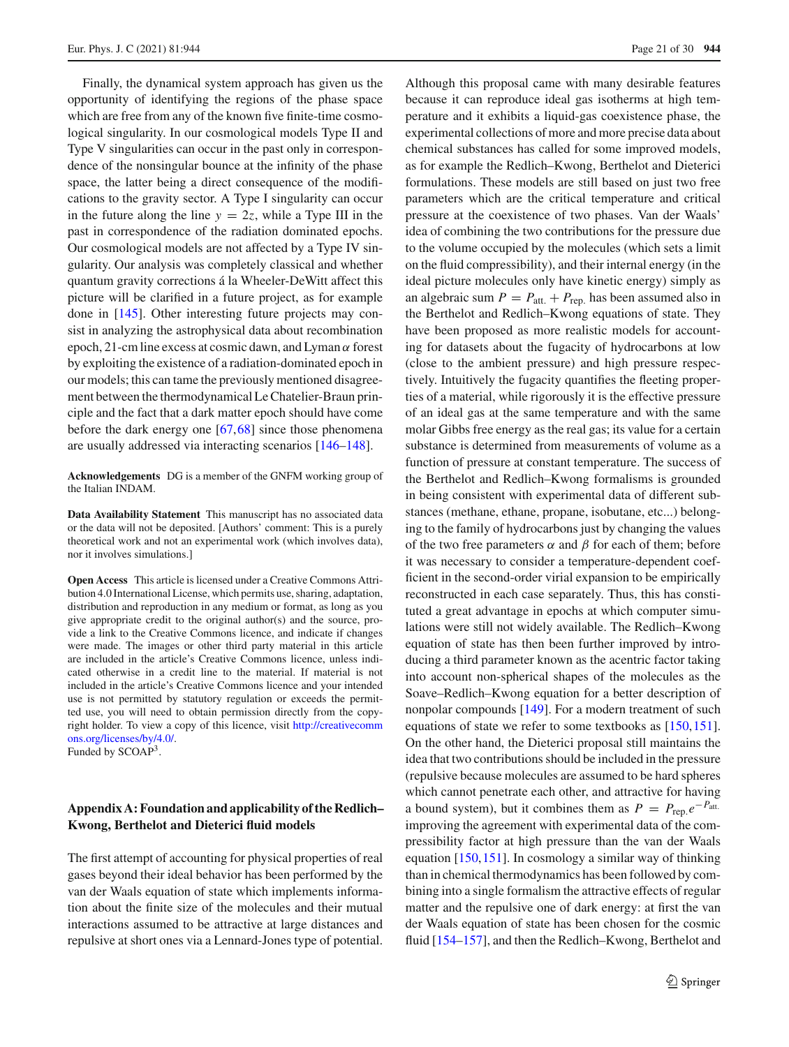Finally, the dynamical system approach has given us the opportunity of identifying the regions of the phase space which are free from any of the known five finite-time cosmological singularity. In our cosmological models Type II and Type V singularities can occur in the past only in correspondence of the nonsingular bounce at the infinity of the phase space, the latter being a direct consequence of the modifications to the gravity sector. A Type I singularity can occur in the future along the line $y = 2z$, while a Type III in the past in correspondence of the radiation dominated epochs. Our cosmological models are not affected by a Type IV singularity. Our analysis was completely classical and whether quantum gravity corrections á la Wheeler-DeWitt affect this picture will be clarified in a future project, as for example done in [145]. Other interesting future projects may consist in analyzing the astrophysical data about recombination epoch, 21-cm line excess at cosmic dawn, and Lyman $\alpha$ forest by exploiting the existence of a radiation-dominated epoch in our models; this can tame the previously mentioned disagreement between the thermodynamical Le Chatelier-Braun principle and the fact that a dark matter epoch should have come before the dark energy one [67,68] since those phenomena are usually addressed via interacting scenarios [146–148].

**Acknowledgements** DG is a member of the GNFM working group of the Italian INDAM.

**Data Availability Statement** This manuscript has no associated data or the data will not be deposited. [Authors' comment: This is a purely theoretical work and not an experimental work (which involves data), nor it involves simulations.]

**Open Access** This article is licensed under a Creative Commons Attribution 4.0 International License, which permits use, sharing, adaptation, distribution and reproduction in any medium or format, as long as you give appropriate credit to the original author(s) and the source, provide a link to the Creative Commons licence, and indicate if changes were made. The images or other third party material in this article are included in the article's Creative Commons licence, unless indicated otherwise in a credit line to the material. If material is not included in the article's Creative Commons licence and your intended use is not permitted by statutory regulation or exceeds the permitted use, you will need to obtain permission directly from the copyright holder. To view a copy of this licence, visit http://creativecommons.org/licenses/by/4.0/.
Funded by SCOAP[3].

## Appendix A: Foundation and applicability of the Redlich–Kwong, Berthelot and Dieterici fluid models

The first attempt of accounting for physical properties of real gases beyond their ideal behavior has been performed by the van der Waals equation of state which implements information about the finite size of the molecules and their mutual interactions assumed to be attractive at large distances and repulsive at short ones via a Lennard-Jones type of potential. Although this proposal came with many desirable features because it can reproduce ideal gas isotherms at high temperature and it exhibits a liquid-gas coexistence phase, the experimental collections of more and more precise data about chemical substances has called for some improved models, as for example the Redlich–Kwong, Berthelot and Dieterici formulations. These models are still based on just two free parameters which are the critical temperature and critical pressure at the coexistence of two phases. Van der Waals' idea of combining the two contributions for the pressure due to the volume occupied by the molecules (which sets a limit on the fluid compressibility), and their internal energy (in the ideal picture molecules only have kinetic energy) simply as an algebraic sum $P = P_{\text{att.}} + P_{\text{rep.}}$ has been assumed also in the Berthelot and Redlich–Kwong equations of state. They have been proposed as more realistic models for accounting for datasets about the fugacity of hydrocarbons at low (close to the ambient pressure) and high pressure respectively. Intuitively the fugacity quantifies the fleeting properties of a material, while rigorously it is the effective pressure of an ideal gas at the same temperature and with the same molar Gibbs free energy as the real gas; its value for a certain substance is determined from measurements of volume as a function of pressure at constant temperature. The success of the Berthelot and Redlich–Kwong formalisms is grounded in being consistent with experimental data of different substances (methane, ethane, propane, isobutane, etc...) belonging to the family of hydrocarbons just by changing the values of the two free parameters $\alpha$ and $\beta$ for each of them; before it was necessary to consider a temperature-dependent coefficient in the second-order virial expansion to be empirically reconstructed in each case separately. Thus, this has constituted a great advantage in epochs at which computer simulations were still not widely available. The Redlich–Kwong equation of state has then been further improved by introducing a third parameter known as the acentric factor taking into account non-spherical shapes of the molecules as the Soave–Redlich–Kwong equation for a better description of nonpolar compounds [149]. For a modern treatment of such equations of state we refer to some textbooks as [150,151]. On the other hand, the Dieterici proposal still maintains the idea that two contributions should be included in the pressure (repulsive because molecules are assumed to be hard spheres which cannot penetrate each other, and attractive for having a bound system), but it combines them as $P = P_{\text{rep.}} e^{-P_{\text{att.}}}$ improving the agreement with experimental data of the compressibility factor at high pressure than the van der Waals equation [150,151]. In cosmology a similar way of thinking than in chemical thermodynamics has been followed by combining into a single formalism the attractive effects of regular matter and the repulsive one of dark energy: at first the van der Waals equation of state has been chosen for the cosmic fluid [154–157], and then the Redlich–Kwong, Berthelot and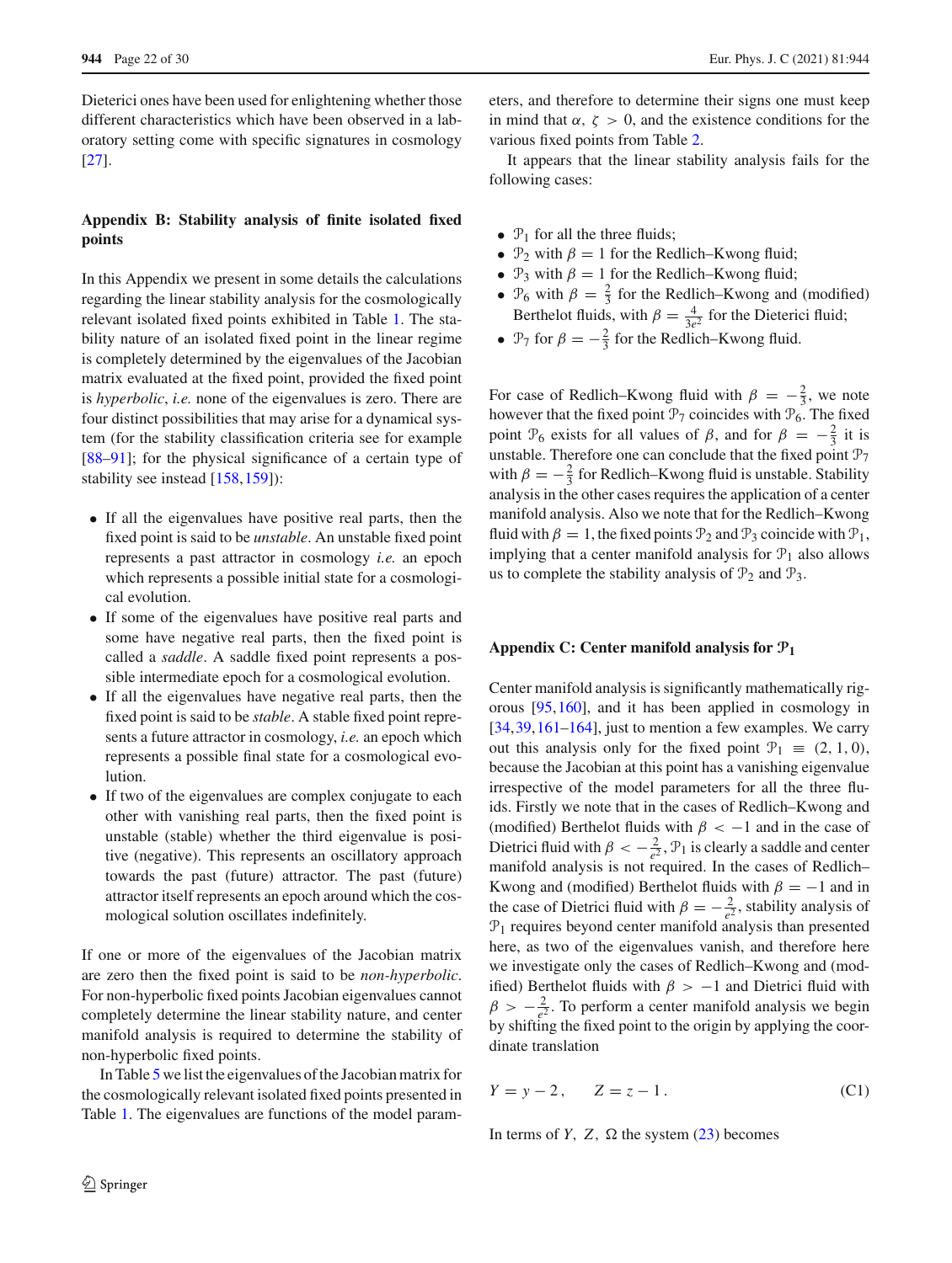Dieterici ones have been used for enlightening whether those different characteristics which have been observed in a laboratory setting come with specific signatures in cosmology [27].

## Appendix B: Stability analysis of finite isolated fixed points

In this Appendix we present in some details the calculations regarding the linear stability analysis for the cosmologically relevant isolated fixed points exhibited in Table 1. The stability nature of an isolated fixed point in the linear regime is completely determined by the eigenvalues of the Jacobian matrix evaluated at the fixed point, provided the fixed point is *hyperbolic*, *i.e.* none of the eigenvalues is zero. There are four distinct possibilities that may arise for a dynamical system (for the stability classification criteria see for example [88–91]; for the physical significance of a certain type of stability see instead [158,159]):

- If all the eigenvalues have positive real parts, then the fixed point is said to be *unstable*. An unstable fixed point represents a past attractor in cosmology *i.e.* an epoch which represents a possible initial state for a cosmological evolution.
- If some of the eigenvalues have positive real parts and some have negative real parts, then the fixed point is called a *saddle*. A saddle fixed point represents a possible intermediate epoch for a cosmological evolution.
- If all the eigenvalues have negative real parts, then the fixed point is said to be *stable*. A stable fixed point represents a future attractor in cosmology, *i.e.* an epoch which represents a possible final state for a cosmological evolution.
- If two of the eigenvalues are complex conjugate to each other with vanishing real parts, then the fixed point is unstable (stable) whether the third eigenvalue is positive (negative). This represents an oscillatory approach towards the past (future) attractor. The past (future) attractor itself represents an epoch around which the cosmological solution oscillates indefinitely.

If one or more of the eigenvalues of the Jacobian matrix are zero then the fixed point is said to be *non-hyperbolic*. For non-hyperbolic fixed points Jacobian eigenvalues cannot completely determine the linear stability nature, and center manifold analysis is required to determine the stability of non-hyperbolic fixed points.

In Table 5 we list the eigenvalues of the Jacobian matrix for the cosmologically relevant isolated fixed points presented in Table 1. The eigenvalues are functions of the model parameters, and therefore to determine their signs one must keep in mind that $\alpha,\ \zeta > 0$, and the existence conditions for the various fixed points from Table 2.

It appears that the linear stability analysis fails for the following cases:

- $\mathcal{P}_1$ for all the three fluids;
- $\mathcal{P}_2$ with $\beta = 1$ for the Redlich–Kwong fluid;
- $\mathcal{P}_3$ with $\beta = 1$ for the Redlich–Kwong fluid;
- $\mathcal{P}_6$ with $\beta = \frac{2}{3}$ for the Redlich–Kwong and (modified) Berthelot fluids, with $\beta = \frac{4}{3e^2}$ for the Dieterici fluid;
- $\mathcal{P}_7$ for $\beta = -\frac{2}{3}$ for the Redlich–Kwong fluid.

For case of Redlich–Kwong fluid with $\beta = -\frac{2}{3}$, we note however that the fixed point $\mathcal{P}_7$ coincides with $\mathcal{P}_6$. The fixed point $\mathcal{P}_6$ exists for all values of $\beta$, and for $\beta = -\frac{2}{3}$ it is unstable. Therefore one can conclude that the fixed point $\mathcal{P}_7$ with $\beta = -\frac{2}{3}$ for Redlich–Kwong fluid is unstable. Stability analysis in the other cases requires the application of a center manifold analysis. Also we note that for the Redlich–Kwong fluid with $\beta = 1$, the fixed points $\mathcal{P}_2$ and $\mathcal{P}_3$ coincide with $\mathcal{P}_1$, implying that a center manifold analysis for $\mathcal{P}_1$ also allows us to complete the stability analysis of $\mathcal{P}_2$ and $\mathcal{P}_3$.

## Appendix C: Center manifold analysis for $\mathcal{P}_1$

Center manifold analysis is significantly mathematically rigorous [95,160], and it has been applied in cosmology in [34,39,161–164], just to mention a few examples. We carry out this analysis only for the fixed point $\mathcal{P}_1 \equiv (2, 1, 0)$, because the Jacobian at this point has a vanishing eigenvalue irrespective of the model parameters for all the three fluids. Firstly we note that in the cases of Redlich–Kwong and (modified) Berthelot fluids with $\beta < -1$ and in the case of Dietrici fluid with $\beta < -\frac{2}{e^2}$, $\mathcal{P}_1$ is clearly a saddle and center manifold analysis is not required. In the cases of Redlich–Kwong and (modified) Berthelot fluids with $\beta = -1$ and in the case of Dietrici fluid with $\beta = -\frac{2}{e^2}$, stability analysis of $\mathcal{P}_1$ requires beyond center manifold analysis than presented here, as two of the eigenvalues vanish, and therefore here we investigate only the cases of Redlich–Kwong and (modified) Berthelot fluids with $\beta > -1$ and Dietrici fluid with $\beta > -\frac{2}{e^2}$. To perform a center manifold analysis we begin by shifting the fixed point to the origin by applying the coordinate translation

$$
Y = y - 2\,, \qquad Z = z - 1\,. \tag{C1}
$$

In terms of $Y,\ Z,\ \Omega$ the system (23) becomes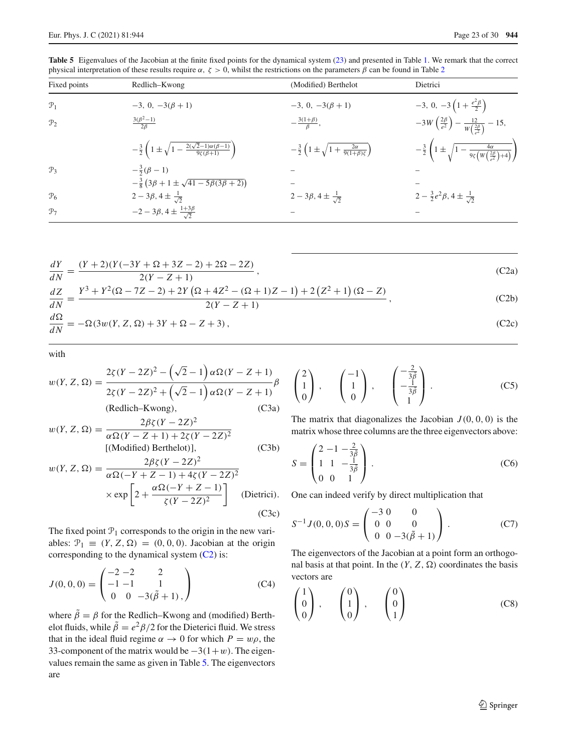**Table 5** Eigenvalues of the Jacobian at the finite fixed points for the dynamical system (23) and presented in Table 1. We remark that the correct physical interpretation of these results require $\alpha$, $\zeta > 0$, whilst the restrictions on the parameters $\beta$ can be found in Table 2

| Fixed points | Redlich–Kwong | (Modified) Berthelot | Dietrici |
|---|---|---|---|
| $\mathcal{P}_1$ | $-3,\ 0,\ -3(\beta+1)$ | $-3,\ 0,\ -3(\beta+1)$ | $-3,\ 0,\ -3\left(1+\frac{e^2\beta}{2}\right)$ |
| $\mathcal{P}_2$ | $\frac{3(\beta^2-1)}{2\beta}$ | $-\frac{3(1+\beta)}{\beta}$, | $-3W\left(\frac{2\beta}{e^2}\right)-\frac{12}{W\left(\frac{2\beta}{e^2}\right)}-15$, |
| | $-\frac{3}{2}\left(1\pm\sqrt{1-\frac{2(\sqrt{2}-1)\alpha(\beta-1)}{9\zeta(\beta+1)}}\right)$ | $-\frac{3}{2}\left(1\pm\sqrt{1+\frac{2\alpha}{9(1+\beta)\zeta}}\right)$ | $-\frac{3}{2}\left(1\pm\sqrt{1-\frac{4\alpha}{9\zeta\left(W\left(\frac{2\beta}{e^2}\right)+4\right)}}\right)$ |
| $\mathcal{P}_3$ | $-\frac{3}{2}(\beta-1)$ | – | – |
| | $-\frac{3}{8}\left(3\beta+1\pm\sqrt{41-5\beta(3\beta+2)}\right)$ | – | – |
| $\mathcal{P}_6$ | $2-3\beta,\ 4\pm\frac{1}{\sqrt{2}}$ | $2-3\beta,\ 4\pm\frac{1}{\sqrt{2}}$ | $2-\frac{3}{2}e^2\beta,\ 4\pm\frac{1}{\sqrt{2}}$ |
| $\mathcal{P}_7$ | $-2-3\beta,\ 4\pm\frac{1+3\beta}{\sqrt{2}}$ | – | – |

$$\frac{dY}{dN}=\frac{(Y+2)(Y(-3Y+\Omega+3Z-2)+2\Omega-2Z)}{2(Y-Z+1)}, \tag{C2a}$$

$$\frac{dZ}{dN}=\frac{Y^3+Y^2(\Omega-7Z-2)+2Y\left(\Omega+4Z^2-(\Omega+1)Z-1\right)+2\left(Z^2+1\right)(\Omega-Z)}{2(Y-Z+1)}, \tag{C2b}$$

$$\frac{d\Omega}{dN}=-\Omega(3w(Y,Z,\Omega)+3Y+\Omega-Z+3), \tag{C2c}$$

with

$$w(Y,Z,\Omega)=\frac{2\zeta(Y-2Z)^2-\left(\sqrt{2}-1\right)\alpha\Omega(Y-Z+1)}{2\zeta(Y-2Z)^2+\left(\sqrt{2}-1\right)\alpha\Omega(Y-Z+1)}\beta \quad \text{(Redlich–Kwong)}, \tag{C3a}$$

$$w(Y,Z,\Omega)=\frac{2\beta\zeta(Y-2Z)^2}{\alpha\Omega(Y-Z+1)+2\zeta(Y-2Z)^2} \quad \text{[(Modified) Berthelot]}, \tag{C3b}$$

$$w(Y,Z,\Omega)=\frac{2\beta\zeta(Y-2Z)^2}{\alpha\Omega(-Y+Z-1)+4\zeta(Y-2Z)^2}\times\exp\left[2+\frac{\alpha\Omega(-Y+Z-1)}{\zeta(Y-2Z)^2}\right] \quad \text{(Dietrici)}. \tag{C3c}$$

The fixed point $\mathcal{P}_1$ corresponds to the origin in the new variables: $\mathcal{P}_1\equiv(Y,Z,\Omega)=(0,0,0)$. Jacobian at the origin corresponding to the dynamical system (C2) is:

$$J(0,0,0)=\begin{pmatrix}-2 & -2 & 2\\ -1 & -1 & 1\\ 0 & 0 & -3(\tilde{\beta}+1)\end{pmatrix}, \tag{C4}$$

where $\tilde{\beta}=\beta$ for the Redlich–Kwong and (modified) Berthelot fluids, while $\tilde{\beta}=e^2\beta/2$ for the Dieterici fluid. We stress that in the ideal fluid regime $\alpha\to 0$ for which $P=w\rho$, the 33-component of the matrix would be $-3(1+w)$. The eigenvalues remain the same as given in Table 5. The eigenvectors are

$$\begin{pmatrix}2\\1\\0\end{pmatrix},\quad \begin{pmatrix}-1\\1\\0\end{pmatrix},\quad \begin{pmatrix}-\frac{2}{3\beta}\\-\frac{1}{3\beta}\\1\end{pmatrix}. \tag{C5}$$

The matrix that diagonalizes the Jacobian $J(0,0,0)$ is the matrix whose three columns are the three eigenvectors above:

$$S=\begin{pmatrix}2 & -1 & -\frac{2}{3\beta}\\ 1 & 1 & -\frac{1}{3\beta}\\ 0 & 0 & 1\end{pmatrix}. \tag{C6}$$

One can indeed verify by direct multiplication that

$$S^{-1}J(0,0,0)S=\begin{pmatrix}-3 & 0 & 0\\ 0 & 0 & 0\\ 0 & 0 & -3(\tilde{\beta}+1)\end{pmatrix}. \tag{C7}$$

The eigenvectors of the Jacobian at a point form an orthogonal basis at that point. In the $(Y,Z,\Omega)$ coordinates the basis vectors are

$$\begin{pmatrix}1\\0\\0\end{pmatrix},\quad \begin{pmatrix}0\\1\\0\end{pmatrix},\quad \begin{pmatrix}0\\0\\1\end{pmatrix} \tag{C8}$$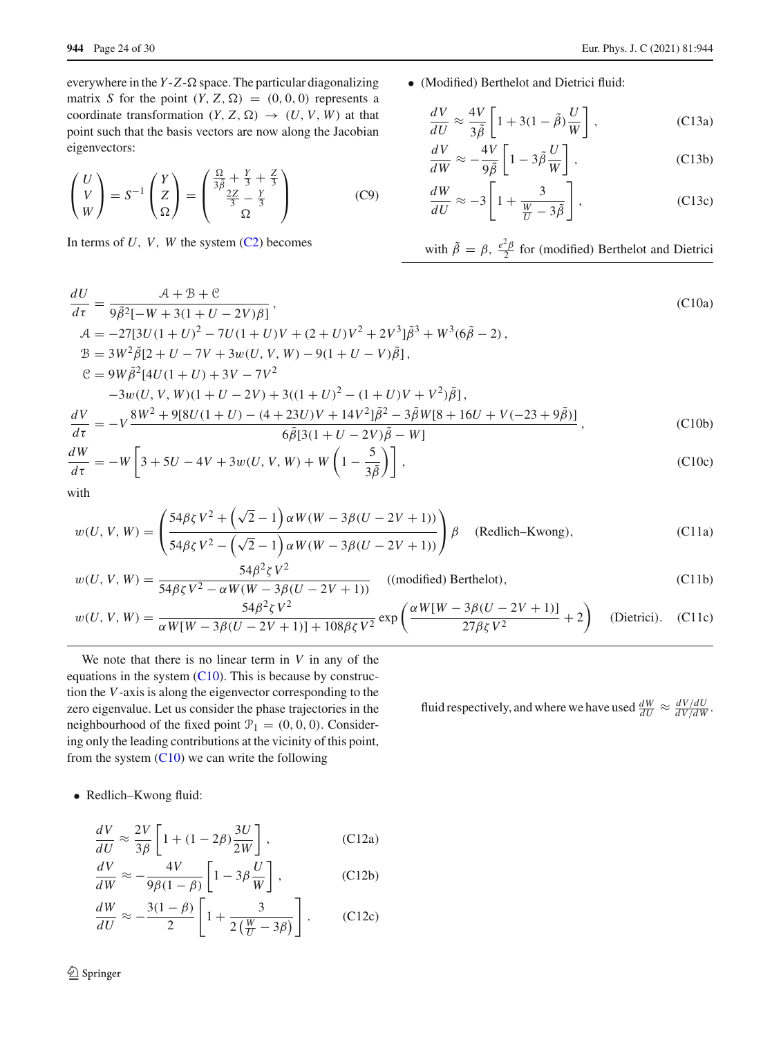everywhere in the $Y$-$Z$-$\Omega$ space. The particular diagonalizing matrix $S$ for the point $(Y, Z, \Omega) = (0, 0, 0)$ represents a coordinate transformation $(Y, Z, \Omega) \to (U, V, W)$ at that point such that the basis vectors are now along the Jacobian eigenvectors:

$$
\begin{pmatrix} U \\ V \\ W \end{pmatrix} = S^{-1} \begin{pmatrix} Y \\ Z \\ \Omega \end{pmatrix} = \begin{pmatrix} \frac{\Omega}{3\tilde{\beta}} + \frac{Y}{3} + \frac{Z}{3} \\ \frac{2Z}{3} - \frac{Y}{3} \\ \Omega \end{pmatrix} \tag{C9}
$$

In terms of $U$, $V$, $W$ the system (C2) becomes

$$
\frac{dU}{d\tau} = \frac{\mathcal{A} + \mathcal{B} + \mathcal{C}}{9\tilde{\beta}^2[-W + 3(1 + U - 2V)\beta]}, \tag{C10a}
$$

$$
\mathcal{A} = -27[3U(1+U)^2 - 7U(1+U)V + (2+U)V^2 + 2V^3]\tilde{\beta}^3 + W^3(6\tilde{\beta} - 2),
$$

$$
\mathcal{B} = 3W^2\tilde{\beta}[2 + U - 7V + 3w(U, V, W) - 9(1 + U - V)\tilde{\beta}],
$$

$$
\mathcal{C} = 9W\tilde{\beta}^2[4U(1+U) + 3V - 7V^2 - 3w(U, V, W)(1 + U - 2V) + 3((1+U)^2 - (1+U)V + V^2)\tilde{\beta}],
$$

$$
\frac{dV}{d\tau} = -V\frac{8W^2 + 9[8U(1+U) - (4 + 23U)V + 14V^2]\tilde{\beta}^2 - 3\tilde{\beta}W[8 + 16U + V(-23 + 9\tilde{\beta})]}{6\tilde{\beta}[3(1 + U - 2V)\tilde{\beta} - W]}, \tag{C10b}
$$

$$
\frac{dW}{d\tau} = -W\left[3 + 5U - 4V + 3w(U, V, W) + W\left(1 - \frac{5}{3\tilde{\beta}}\right)\right], \tag{C10c}
$$

with

$$
w(U, V, W) = \left(\frac{54\beta\zeta V^2 + \left(\sqrt{2} - 1\right)\alpha W(W - 3\beta(U - 2V + 1))}{54\beta\zeta V^2 - \left(\sqrt{2} - 1\right)\alpha W(W - 3\beta(U - 2V + 1))}\right)\beta \quad \text{(Redlich–Kwong)}, \tag{C11a}
$$

$$
w(U, V, W) = \frac{54\beta^2\zeta V^2}{54\beta\zeta V^2 - \alpha W(W - 3\beta(U - 2V + 1))} \quad \text{((modified) Berthelot)}, \tag{C11b}
$$

$$
w(U, V, W) = \frac{54\beta^2\zeta V^2}{\alpha W[W - 3\beta(U - 2V + 1)] + 108\beta\zeta V^2}\exp\left(\frac{\alpha W[W - 3\beta(U - 2V + 1)]}{27\beta\zeta V^2} + 2\right) \quad \text{(Dietrici)}. \tag{C11c}
$$

We note that there is no linear term in $V$ in any of the equations in the system (C10). This is because by construction the $V$-axis is along the eigenvector corresponding to the zero eigenvalue. Let us consider the phase trajectories in the neighbourhood of the fixed point $\mathcal{P}_1 = (0, 0, 0)$. Considering only the leading contributions at the vicinity of this point, from the system (C10) we can write the following

- Redlich–Kwong fluid:

$$
\frac{dV}{dU} \approx \frac{2V}{3\beta}\left[1 + (1 - 2\beta)\frac{3U}{2W}\right], \tag{C12a}
$$

$$
\frac{dV}{dW} \approx -\frac{4V}{9\beta(1-\beta)}\left[1 - 3\beta\frac{U}{W}\right], \tag{C12b}
$$

$$
\frac{dW}{dU} \approx -\frac{3(1-\beta)}{2}\left[1 + \frac{3}{2\left(\frac{W}{U} - 3\beta\right)}\right]. \tag{C12c}
$$

- (Modified) Berthelot and Dietrici fluid:

$$
\frac{dV}{dU} \approx \frac{4V}{3\tilde{\beta}}\left[1 + 3(1 - \tilde{\beta})\frac{U}{W}\right], \tag{C13a}
$$

$$
\frac{dV}{dW} \approx -\frac{4V}{9\tilde{\beta}}\left[1 - 3\tilde{\beta}\frac{U}{W}\right], \tag{C13b}
$$

$$
\frac{dW}{dU} \approx -3\left[1 + \frac{3}{\frac{W}{U} - 3\tilde{\beta}}\right], \tag{C13c}
$$

with $\tilde{\beta} = \beta, \frac{e^2\beta}{2}$ for (modified) Berthelot and Dietrici fluid respectively, and where we have used $\frac{dW}{dU} \approx \frac{dV/dU}{dV/dW}$.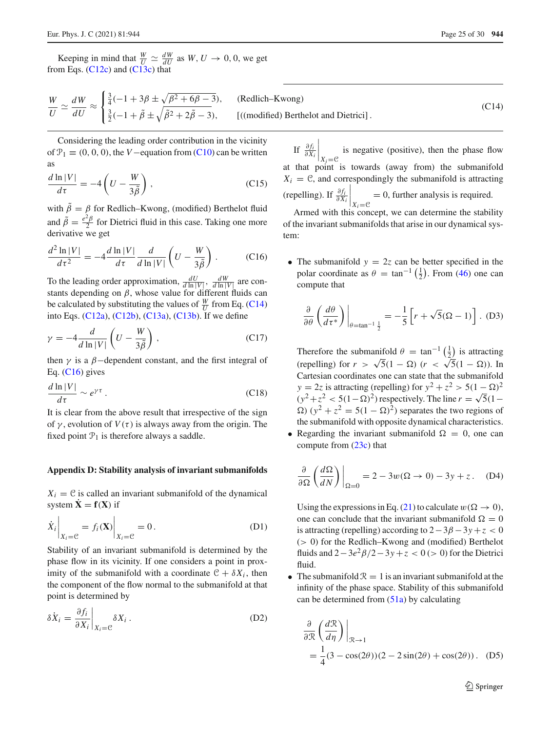Keeping in mind that $\frac{W}{U} \simeq \frac{dW}{dU}$ as $W, U \to 0, 0$, we get from Eqs. (C12c) and (C13c) that

$$\frac{W}{U} \simeq \frac{dW}{dU} \approx \begin{cases} \frac{3}{4}(-1+3\beta \pm \sqrt{\beta^2+6\beta-3}), & \text{(Redlich–Kwong)} \\ \frac{3}{2}(-1+\tilde{\beta} \pm \sqrt{\tilde{\beta}^2+2\tilde{\beta}-3}), & \text{[((modified) Berthelot and Dietrici]}\,. \end{cases} \tag{C14}$$

Considering the leading order contribution in the vicinity of $\mathcal{P}_1 \equiv (0, 0, 0)$, the $V-$equation from (C10) can be written as

$$\frac{d \ln |V|}{d\tau} = -4\left(U - \frac{W}{3\tilde{\beta}}\right), \tag{C15}$$

with $\tilde{\beta} = \beta$ for Redlich–Kwong, (modified) Berthelot fluid and $\tilde{\beta} = \frac{e^2\beta}{2}$ for Dietrici fluid in this case. Taking one more derivative we get

$$\frac{d^2 \ln |V|}{d\tau^2} = -4\frac{d \ln |V|}{d\tau}\frac{d}{d \ln |V|}\left(U - \frac{W}{3\tilde{\beta}}\right). \tag{C16}$$

To the leading order approximation, $\frac{dU}{d \ln |V|}$, $\frac{dW}{d \ln |V|}$ are constants depending on $\beta$, whose value for different fluids can be calculated by substituting the values of $\frac{W}{U}$ from Eq. (C14) into Eqs. (C12a), (C12b), (C13a), (C13b). If we define

$$\gamma = -4\frac{d}{d \ln |V|}\left(U - \frac{W}{3\tilde{\beta}}\right), \tag{C17}$$

then $\gamma$ is a $\beta-$dependent constant, and the first integral of Eq. (C16) gives

$$\frac{d \ln |V|}{d\tau} \sim e^{\gamma\tau}. \tag{C18}$$

It is clear from the above result that irrespective of the sign of $\gamma$, evolution of $V(\tau)$ is always away from the origin. The fixed point $\mathcal{P}_1$ is therefore always a saddle.

## Appendix D: Stability analysis of invariant submanifolds

$X_i = \mathcal{C}$ is called an invariant submanifold of the dynamical system $\dot{\mathbf{X}} = \mathbf{f}(\mathbf{X})$ if

$$\dot{X}_i\Big|_{X_i=\mathcal{C}} = f_i(\mathbf{X})\Big|_{X_i=\mathcal{C}} = 0\,. \tag{D1}$$

Stability of an invariant submanifold is determined by the phase flow in its vicinity. If one considers a point in proximity of the submanifold with a coordinate $\mathcal{C} + \delta X_i$, then the component of the flow normal to the submanifold at that point is determined by

$$\delta\dot{X}_i = \frac{\partial f_i}{\partial X_i}\Big|_{X_i=\mathcal{C}} \delta X_i\,. \tag{D2}$$

If $\frac{\partial f_i}{\partial X_i}\Big|_{X_i=\mathcal{C}}$ is negative (positive), then the phase flow at that point is towards (away from) the submanifold $X_i = \mathcal{C}$, and correspondingly the submanifold is attracting (repelling). If $\frac{\partial f_i}{\partial X_i}\Big|_{X_i=\mathcal{C}} = 0$, further analysis is required.

Armed with this concept, we can determine the stability of the invariant submanifolds that arise in our dynamical system:

- The submanifold $y = 2z$ can be better specified in the polar coordinate as $\theta = \tan^{-1}\left(\frac{1}{2}\right)$. From (46) one can compute that

$$\frac{\partial}{\partial\theta}\left(\frac{d\theta}{d\tau^*}\right)\Big|_{\theta=\tan^{-1}\frac{1}{2}} = -\frac{1}{5}\left[r + \sqrt{5}(\Omega - 1)\right]. \tag{D3}$$

  Therefore the submanifold $\theta = \tan^{-1}\left(\frac{1}{2}\right)$ is attracting (repelling) for $r > \sqrt{5}(1-\Omega)$ ($r < \sqrt{5}(1-\Omega)$). In Cartesian coordinates one can state that the submanifold $y = 2z$ is attracting (repelling) for $y^2+z^2 > 5(1-\Omega)^2$ ($y^2+z^2 < 5(1-\Omega)^2$) respectively. The line $r = \sqrt{5}(1-\Omega)$ ($y^2+z^2 = 5(1-\Omega)^2$) separates the two regions of the submanifold with opposite dynamical characteristics.
- Regarding the invariant submanifold $\Omega = 0$, one can compute from (23c) that

$$\frac{\partial}{\partial\Omega}\left(\frac{d\Omega}{dN}\right)\Big|_{\Omega=0} = 2 - 3w(\Omega \to 0) - 3y + z\,. \tag{D4}$$

  Using the expressions in Eq. (21) to calculate $w(\Omega \to 0)$, one can conclude that the invariant submanifold $\Omega = 0$ is attracting (repelling) according to $2 - 3\beta - 3y + z < 0$ ($> 0$) for the Redlich–Kwong and (modified) Berthelot fluids and $2 - 3e^2\beta/2 - 3y + z < 0$ ($> 0$) for the Dietrici fluid.
- The submanifold $\mathcal{R} = 1$ is an invariant submanifold at the infinity of the phase space. Stability of this submanifold can be determined from (51a) by calculating

$$\frac{\partial}{\partial\mathcal{R}}\left(\frac{d\mathcal{R}}{d\eta}\right)\Big|_{\mathcal{R}\to 1} = \frac{1}{4}(3 - \cos(2\theta))(2 - 2\sin(2\theta) + \cos(2\theta))\,. \tag{D5}$$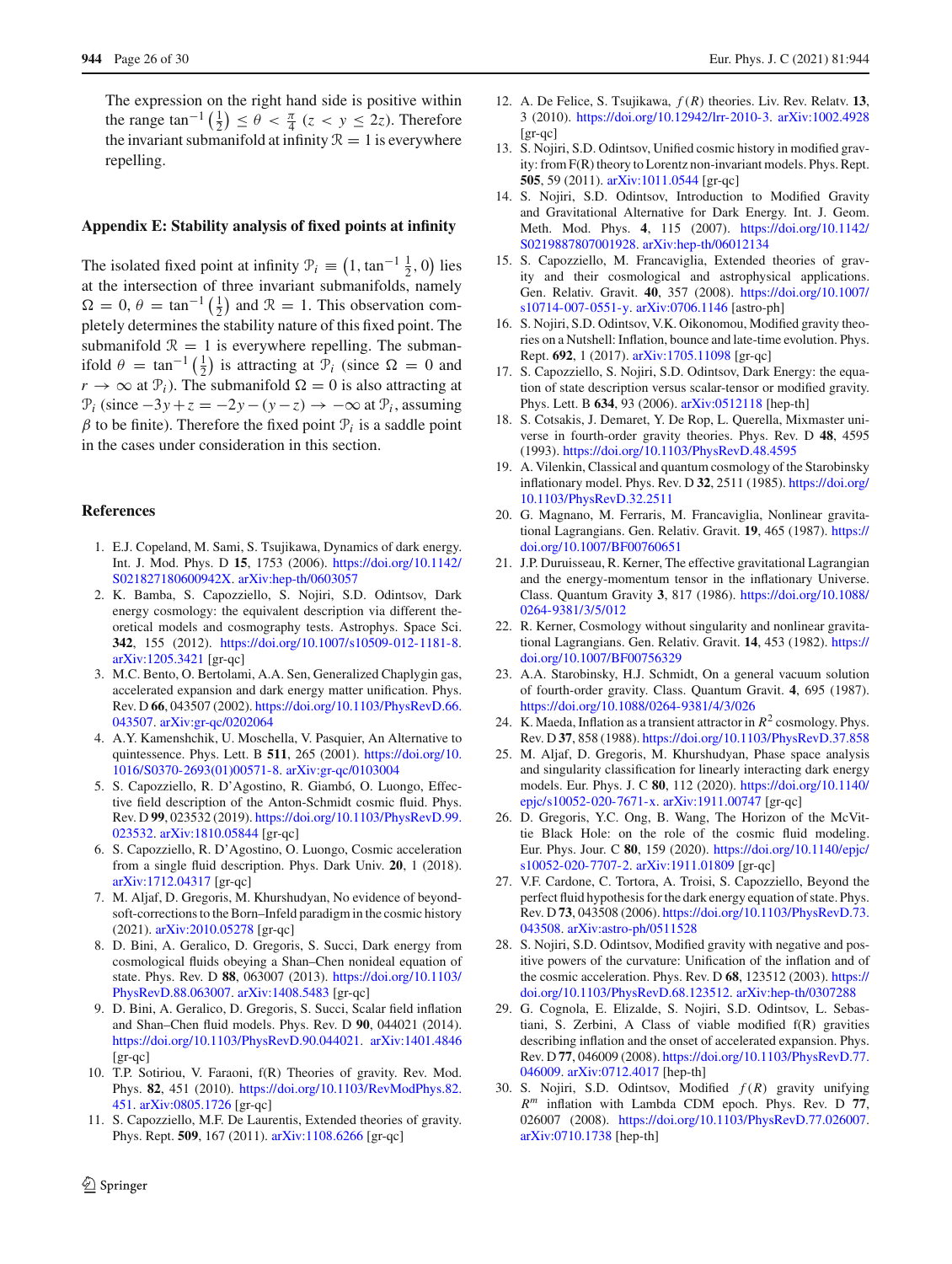The expression on the right hand side is positive within the range $\tan^{-1}\left(\frac{1}{2}\right) \leq \theta < \frac{\pi}{4}$ $(z < y \leq 2z)$. Therefore the invariant submanifold at infinity $\mathcal{R} = 1$ is everywhere repelling.

## Appendix E: Stability analysis of fixed points at infinity

The isolated fixed point at infinity $\mathcal{P}_i \equiv \left(1, \tan^{-1}\frac{1}{2}, 0\right)$ lies at the intersection of three invariant submanifolds, namely $\Omega = 0$, $\theta = \tan^{-1}\left(\frac{1}{2}\right)$ and $\mathcal{R} = 1$. This observation completely determines the stability nature of this fixed point. The submanifold $\mathcal{R} = 1$ is everywhere repelling. The submanifold $\theta = \tan^{-1}\left(\frac{1}{2}\right)$ is attracting at $\mathcal{P}_i$ (since $\Omega = 0$ and $r \to \infty$ at $\mathcal{P}_i$). The submanifold $\Omega = 0$ is also attracting at $\mathcal{P}_i$ (since $-3y + z = -2y - (y - z) \to -\infty$ at $\mathcal{P}_i$, assuming $\beta$ to be finite). Therefore the fixed point $\mathcal{P}_i$ is a saddle point in the cases under consideration in this section.

## References

1. E.J. Copeland, M. Sami, S. Tsujikawa, Dynamics of dark energy. Int. J. Mod. Phys. D **15**, 1753 (2006). https://doi.org/10.1142/S021827180600942X. arXiv:hep-th/0603057
2. K. Bamba, S. Capozziello, S. Nojiri, S.D. Odintsov, Dark energy cosmology: the equivalent description via different theoretical models and cosmography tests. Astrophys. Space Sci. **342**, 155 (2012). https://doi.org/10.1007/s10509-012-1181-8. arXiv:1205.3421 [gr-qc]
3. M.C. Bento, O. Bertolami, A.A. Sen, Generalized Chaplygin gas, accelerated expansion and dark energy matter unification. Phys. Rev. D **66**, 043507 (2002). https://doi.org/10.1103/PhysRevD.66.043507. arXiv:gr-qc/0202064
4. A.Y. Kamenshchik, U. Moschella, V. Pasquier, An Alternative to quintessence. Phys. Lett. B **511**, 265 (2001). https://doi.org/10.1016/S0370-2693(01)00571-8. arXiv:gr-qc/0103004
5. S. Capozziello, R. D'Agostino, R. Giambó, O. Luongo, Effective field description of the Anton-Schmidt cosmic fluid. Phys. Rev. D **99**, 023532 (2019). https://doi.org/10.1103/PhysRevD.99.023532. arXiv:1810.05844 [gr-qc]
6. S. Capozziello, R. D'Agostino, O. Luongo, Cosmic acceleration from a single fluid description. Phys. Dark Univ. **20**, 1 (2018). arXiv:1712.04317 [gr-qc]
7. M. Aljaf, D. Gregoris, M. Khurshudyan, No evidence of beyond-soft-corrections to the Born–Infeld paradigm in the cosmic history (2021). arXiv:2010.05278 [gr-qc]
8. D. Bini, A. Geralico, D. Gregoris, S. Succi, Dark energy from cosmological fluids obeying a Shan–Chen nonideal equation of state. Phys. Rev. D **88**, 063007 (2013). https://doi.org/10.1103/PhysRevD.88.063007. arXiv:1408.5483 [gr-qc]
9. D. Bini, A. Geralico, D. Gregoris, S. Succi, Scalar field inflation and Shan–Chen fluid models. Phys. Rev. D **90**, 044021 (2014). https://doi.org/10.1103/PhysRevD.90.044021. arXiv:1401.4846 [gr-qc]
10. T.P. Sotiriou, V. Faraoni, f(R) Theories of gravity. Rev. Mod. Phys. **82**, 451 (2010). https://doi.org/10.1103/RevModPhys.82.451. arXiv:0805.1726 [gr-qc]
11. S. Capozziello, M.F. De Laurentis, Extended theories of gravity. Phys. Rept. **509**, 167 (2011). arXiv:1108.6266 [gr-qc]
12. A. De Felice, S. Tsujikawa, $f(R)$ theories. Liv. Rev. Relatv. **13**, 3 (2010). https://doi.org/10.12942/lrr-2010-3. arXiv:1002.4928 [gr-qc]
13. S. Nojiri, S.D. Odintsov, Unified cosmic history in modified gravity: from F(R) theory to Lorentz non-invariant models. Phys. Rept. **505**, 59 (2011). arXiv:1011.0544 [gr-qc]
14. S. Nojiri, S.D. Odintsov, Introduction to Modified Gravity and Gravitational Alternative for Dark Energy. Int. J. Geom. Meth. Mod. Phys. **4**, 115 (2007). https://doi.org/10.1142/S0219887807001928. arXiv:hep-th/06012134
15. S. Capozziello, M. Francaviglia, Extended theories of gravity and their cosmological and astrophysical applications. Gen. Relativ. Gravit. **40**, 357 (2008). https://doi.org/10.1007/s10714-007-0551-y. arXiv:0706.1146 [astro-ph]
16. S. Nojiri, S.D. Odintsov, V.K. Oikonomou, Modified gravity theories on a Nutshell: Inflation, bounce and late-time evolution. Phys. Rept. **692**, 1 (2017). arXiv:1705.11098 [gr-qc]
17. S. Capozziello, S. Nojiri, S.D. Odintsov, Dark Energy: the equation of state description versus scalar-tensor or modified gravity. Phys. Lett. B **634**, 93 (2006). arXiv:0512118 [hep-th]
18. S. Cotsakis, J. Demaret, Y. De Rop, L. Querella, Mixmaster universe in fourth-order gravity theories. Phys. Rev. D **48**, 4595 (1993). https://doi.org/10.1103/PhysRevD.48.4595
19. A. Vilenkin, Classical and quantum cosmology of the Starobinsky inflationary model. Phys. Rev. D **32**, 2511 (1985). https://doi.org/10.1103/PhysRevD.32.2511
20. G. Magnano, M. Ferraris, M. Francaviglia, Nonlinear gravitational Lagrangians. Gen. Relativ. Gravit. **19**, 465 (1987). https://doi.org/10.1007/BF00760651
21. J.P. Duruisseau, R. Kerner, The effective gravitational Lagrangian and the energy-momentum tensor in the inflationary Universe. Class. Quantum Gravity **3**, 817 (1986). https://doi.org/10.1088/0264-9381/3/5/012
22. R. Kerner, Cosmology without singularity and nonlinear gravitational Lagrangians. Gen. Relativ. Gravit. **14**, 453 (1982). https://doi.org/10.1007/BF00756329
23. A.A. Starobinsky, H.J. Schmidt, On a general vacuum solution of fourth-order gravity. Class. Quantum Gravit. **4**, 695 (1987). https://doi.org/10.1088/0264-9381/4/3/026
24. K. Maeda, Inflation as a transient attractor in $R^2$ cosmology. Phys. Rev. D **37**, 858 (1988). https://doi.org/10.1103/PhysRevD.37.858
25. M. Aljaf, D. Gregoris, M. Khurshudyan, Phase space analysis and singularity classification for linearly interacting dark energy models. Eur. Phys. J. C **80**, 112 (2020). https://doi.org/10.1140/epjc/s10052-020-7671-x. arXiv:1911.00747 [gr-qc]
26. D. Gregoris, Y.C. Ong, B. Wang, The Horizon of the McVittie Black Hole: on the role of the cosmic fluid modeling. Eur. Phys. Jour. C **80**, 159 (2020). https://doi.org/10.1140/epjc/s10052-020-7707-2. arXiv:1911.01809 [gr-qc]
27. V.F. Cardone, C. Tortora, A. Troisi, S. Capozziello, Beyond the perfect fluid hypothesis for the dark energy equation of state. Phys. Rev. D **73**, 043508 (2006). https://doi.org/10.1103/PhysRevD.73.043508. arXiv:astro-ph/0511528
28. S. Nojiri, S.D. Odintsov, Modified gravity with negative and positive powers of the curvature: Unification of the inflation and of the cosmic acceleration. Phys. Rev. D **68**, 123512 (2003). https://doi.org/10.1103/PhysRevD.68.123512. arXiv:hep-th/0307288
29. G. Cognola, E. Elizalde, S. Nojiri, S.D. Odintsov, L. Sebastiani, S. Zerbini, A Class of viable modified f(R) gravities describing inflation and the onset of accelerated expansion. Phys. Rev. D **77**, 046009 (2008). https://doi.org/10.1103/PhysRevD.77.046009. arXiv:0712.4017 [hep-th]
30. S. Nojiri, S.D. Odintsov, Modified $f(R)$ gravity unifying $R^m$ inflation with Lambda CDM epoch. Phys. Rev. D **77**, 026007 (2008). https://doi.org/10.1103/PhysRevD.77.026007. arXiv:0710.1738 [hep-th]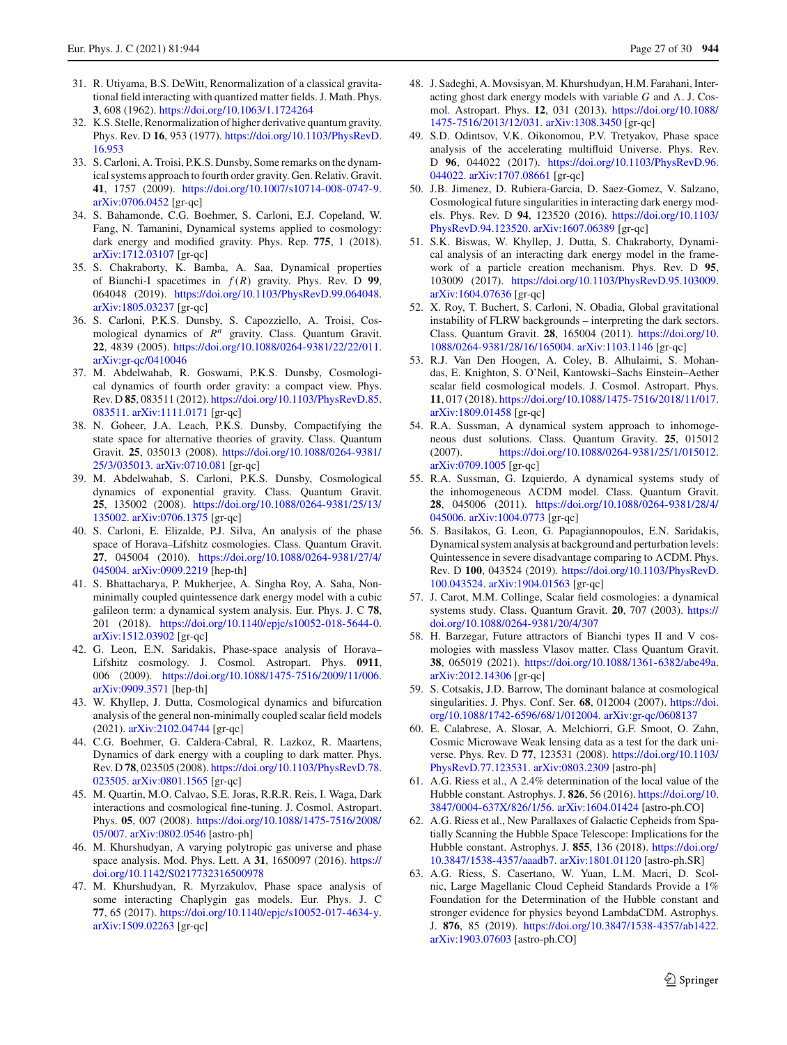31. R. Utiyama, B.S. DeWitt, Renormalization of a classical gravitational field interacting with quantized matter fields. J. Math. Phys. **3**, 608 (1962). https://doi.org/10.1063/1.1724264
32. K.S. Stelle, Renormalization of higher derivative quantum gravity. Phys. Rev. D **16**, 953 (1977). https://doi.org/10.1103/PhysRevD.16.953
33. S. Carloni, A. Troisi, P.K.S. Dunsby, Some remarks on the dynamical systems approach to fourth order gravity. Gen. Relativ. Gravit. **41**, 1757 (2009). https://doi.org/10.1007/s10714-008-0747-9. arXiv:0706.0452 [gr-qc]
34. S. Bahamonde, C.G. Boehmer, S. Carloni, E.J. Copeland, W. Fang, N. Tamanini, Dynamical systems applied to cosmology: dark energy and modified gravity. Phys. Rep. **775**, 1 (2018). arXiv:1712.03107 [gr-qc]
35. S. Chakraborty, K. Bamba, A. Saa, Dynamical properties of Bianchi-I spacetimes in $f(R)$ gravity. Phys. Rev. D **99**, 064048 (2019). https://doi.org/10.1103/PhysRevD.99.064048. arXiv:1805.03237 [gr-qc]
36. S. Carloni, P.K.S. Dunsby, S. Capozziello, A. Troisi, Cosmological dynamics of $R^n$ gravity. Class. Quantum Gravit. **22**, 4839 (2005). https://doi.org/10.1088/0264-9381/22/22/011. arXiv:gr-qc/0410046
37. M. Abdelwahab, R. Goswami, P.K.S. Dunsby, Cosmological dynamics of fourth order gravity: a compact view. Phys. Rev. D **85**, 083511 (2012). https://doi.org/10.1103/PhysRevD.85.083511. arXiv:1111.0171 [gr-qc]
38. N. Goheer, J.A. Leach, P.K.S. Dunsby, Compactifying the state space for alternative theories of gravity. Class. Quantum Gravit. **25**, 035013 (2008). https://doi.org/10.1088/0264-9381/25/3/035013. arXiv:0710.081 [gr-qc]
39. M. Abdelwahab, S. Carloni, P.K.S. Dunsby, Cosmological dynamics of exponential gravity. Class. Quantum Gravit. **25**, 135002 (2008). https://doi.org/10.1088/0264-9381/25/13/135002. arXiv:0706.1375 [gr-qc]
40. S. Carloni, E. Elizalde, P.J. Silva, An analysis of the phase space of Horava–Lifshitz cosmologies. Class. Quantum Gravit. **27**, 045004 (2010). https://doi.org/10.1088/0264-9381/27/4/045004. arXiv:0909.2219 [hep-th]
41. S. Bhattacharya, P. Mukherjee, A. Singha Roy, A. Saha, Non-minimally coupled quintessence dark energy model with a cubic galileon term: a dynamical system analysis. Eur. Phys. J. C **78**, 201 (2018). https://doi.org/10.1140/epjc/s10052-018-5644-0. arXiv:1512.03902 [gr-qc]
42. G. Leon, E.N. Saridakis, Phase-space analysis of Horava–Lifshitz cosmology. J. Cosmol. Astropart. Phys. **0911**, 006 (2009). https://doi.org/10.1088/1475-7516/2009/11/006. arXiv:0909.3571 [hep-th]
43. W. Khyllep, J. Dutta, Cosmological dynamics and bifurcation analysis of the general non-minimally coupled scalar field models (2021). arXiv:2102.04744 [gr-qc]
44. C.G. Boehmer, G. Caldera-Cabral, R. Lazkoz, R. Maartens, Dynamics of dark energy with a coupling to dark matter. Phys. Rev. D **78**, 023505 (2008). https://doi.org/10.1103/PhysRevD.78.023505. arXiv:0801.1565 [gr-qc]
45. M. Quartin, M.O. Calvao, S.E. Joras, R.R.R. Reis, I. Waga, Dark interactions and cosmological fine-tuning. J. Cosmol. Astropart. Phys. **05**, 007 (2008). https://doi.org/10.1088/1475-7516/2008/05/007. arXiv:0802.0546 [astro-ph]
46. M. Khurshudyan, A varying polytropic gas universe and phase space analysis. Mod. Phys. Lett. A **31**, 1650097 (2016). https://doi.org/10.1142/S0217732316500978
47. M. Khurshudyan, R. Myrzakulov, Phase space analysis of some interacting Chaplygin gas models. Eur. Phys. J. C **77**, 65 (2017). https://doi.org/10.1140/epjc/s10052-017-4634-y. arXiv:1509.02263 [gr-qc]
48. J. Sadeghi, A. Movsisyan, M. Khurshudyan, H.M. Farahani, Interacting ghost dark energy models with variable $G$ and $\Lambda$. J. Cosmol. Astropart. Phys. **12**, 031 (2013). https://doi.org/10.1088/1475-7516/2013/12/031. arXiv:1308.3450 [gr-qc]
49. S.D. Odintsov, V.K. Oikonomou, P.V. Tretyakov, Phase space analysis of the accelerating multifluid Universe. Phys. Rev. D **96**, 044022 (2017). https://doi.org/10.1103/PhysRevD.96.044022. arXiv:1707.08661 [gr-qc]
50. J.B. Jimenez, D. Rubiera-Garcia, D. Saez-Gomez, V. Salzano, Cosmological future singularities in interacting dark energy models. Phys. Rev. D **94**, 123520 (2016). https://doi.org/10.1103/PhysRevD.94.123520. arXiv:1607.06389 [gr-qc]
51. S.K. Biswas, W. Khyllep, J. Dutta, S. Chakraborty, Dynamical analysis of an interacting dark energy model in the framework of a particle creation mechanism. Phys. Rev. D **95**, 103009 (2017). https://doi.org/10.1103/PhysRevD.95.103009. arXiv:1604.07636 [gr-qc]
52. X. Roy, T. Buchert, S. Carloni, N. Obadia, Global gravitational instability of FLRW backgrounds – interpreting the dark sectors. Class. Quantum Gravit. **28**, 165004 (2011). https://doi.org/10.1088/0264-9381/28/16/165004. arXiv:1103.1146 [gr-qc]
53. R.J. Van Den Hoogen, A. Coley, B. Alhulaimi, S. Mohandas, E. Knighton, S. O'Neil, Kantowski–Sachs Einstein–Aether scalar field cosmological models. J. Cosmol. Astropart. Phys. **11**, 017 (2018). https://doi.org/10.1088/1475-7516/2018/11/017. arXiv:1809.01458 [gr-qc]
54. R.A. Sussman, A dynamical system approach to inhomogeneous dust solutions. Class. Quantum Gravity. **25**, 015012 (2007). https://doi.org/10.1088/0264-9381/25/1/015012. arXiv:0709.1005 [gr-qc]
55. R.A. Sussman, G. Izquierdo, A dynamical systems study of the inhomogeneous ΛCDM model. Class. Quantum Gravit. **28**, 045006 (2011). https://doi.org/10.1088/0264-9381/28/4/045006. arXiv:1004.0773 [gr-qc]
56. S. Basilakos, G. Leon, G. Papagiannopoulos, E.N. Saridakis, Dynamical system analysis at background and perturbation levels: Quintessence in severe disadvantage comparing to ΛCDM. Phys. Rev. D **100**, 043524 (2019). https://doi.org/10.1103/PhysRevD.100.043524. arXiv:1904.01563 [gr-qc]
57. J. Carot, M.M. Collinge, Scalar field cosmologies: a dynamical systems study. Class. Quantum Gravit. **20**, 707 (2003). https://doi.org/10.1088/0264-9381/20/4/307
58. H. Barzegar, Future attractors of Bianchi types II and V cosmologies with massless Vlasov matter. Class Quantum Gravit. **38**, 065019 (2021). https://doi.org/10.1088/1361-6382/abe49a. arXiv:2012.14306 [gr-qc]
59. S. Cotsakis, J.D. Barrow, The dominant balance at cosmological singularities. J. Phys. Conf. Ser. **68**, 012004 (2007). https://doi.org/10.1088/1742-6596/68/1/012004. arXiv:gr-qc/0608137
60. E. Calabrese, A. Slosar, A. Melchiorri, G.F. Smoot, O. Zahn, Cosmic Microwave Weak lensing data as a test for the dark universe. Phys. Rev. D **77**, 123531 (2008). https://doi.org/10.1103/PhysRevD.77.123531. arXiv:0803.2309 [astro-ph]
61. A.G. Riess et al., A 2.4% determination of the local value of the Hubble constant. Astrophys. J. **826**, 56 (2016). https://doi.org/10.3847/0004-637X/826/1/56. arXiv:1604.01424 [astro-ph.CO]
62. A.G. Riess et al., New Parallaxes of Galactic Cepheids from Spatially Scanning the Hubble Space Telescope: Implications for the Hubble constant. Astrophys. J. **855**, 136 (2018). https://doi.org/10.3847/1538-4357/aaadb7. arXiv:1801.01120 [astro-ph.SR]
63. A.G. Riess, S. Casertano, W. Yuan, L.M. Macri, D. Scolnic, Large Magellanic Cloud Cepheid Standards Provide a 1% Foundation for the Determination of the Hubble constant and stronger evidence for physics beyond LambdaCDM. Astrophys. J. **876**, 85 (2019). https://doi.org/10.3847/1538-4357/ab1422. arXiv:1903.07603 [astro-ph.CO]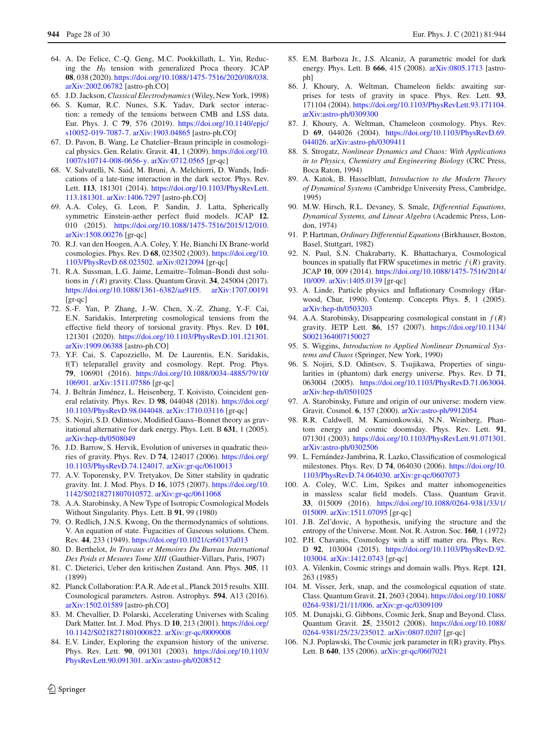64. A. De Felice, C.-Q. Geng, M.C. Pookkillath, L. Yin, Reducing the $H_0$ tension with generalized Proca theory. JCAP **08**, 038 (2020). https://doi.org/10.1088/1475-7516/2020/08/038. arXiv:2002.06782 [astro-ph.CO]
65. J.D. Jackson, *Classical Electrodynamics* (Wiley, New York, 1998)
66. S. Kumar, R.C. Nunes, S.K. Yadav, Dark sector interaction: a remedy of the tensions between CMB and LSS data. Eur. Phys. J. C **79**, 576 (2019). https://doi.org/10.1140/epjc/s10052-019-7087-7. arXiv:1903.04865 [astro-ph.CO]
67. D. Pavon, B. Wang, Le Chatelier–Braun principle in cosmological physics. Gen. Relativ. Gravit. **41**, 1 (2009). https://doi.org/10.1007/s10714-008-0656-y. arXiv:0712.0565 [gr-qc]
68. V. Salvatelli, N. Said, M. Bruni, A. Melchiorri, D. Wands, Indications of a late-time interaction in the dark sector. Phys. Rev. Lett. **113**, 181301 (2014). https://doi.org/10.1103/PhysRevLett.113.181301. arXiv:1406.7297 [astro-ph.CO]
69. A.A. Coley, G. Leon, P. Sandin, J. Latta, Spherically symmetric Einstein-aether perfect fluid models. JCAP **12**, 010 (2015). https://doi.org/10.1088/1475-7516/2015/12/010. arXiv:1508.00276 [gr-qc]
70. R.J. van den Hoogen, A.A. Coley, Y. He, Bianchi IX Brane-world cosmologies. Phys. Rev. D **68**, 023502 (2003). https://doi.org/10.1103/PhysRevD.68.023502. arXiv:0212094 [gr-qc]
71. R.A. Sussman, L.G. Jaime, Lemaitre–Tolman–Bondi dust solutions in $f(R)$ gravity. Class. Quantum Gravit. **34**, 245004 (2017). https://doi.org/10.1088/1361-6382/aa91f5. arXiv:1707.00191 [gr-qc]
72. S.-F. Yan, P. Zhang, J.-W. Chen, X.-Z. Zhang, Y.-F. Cai, E.N. Saridakis, Interpreting cosmological tensions from the effective field theory of torsional gravity. Phys. Rev. D **101**, 121301 (2020). https://doi.org/10.1103/PhysRevD.101.121301. arXiv:1909.06388 [astro-ph.CO]
73. Y.F. Cai, S. Capozziello, M. De Laurentis, E.N. Saridakis, f(T) teleparallel gravity and cosmology. Rept. Prog. Phys. **79**, 106901 (2016). https://doi.org/10.1088/0034-4885/79/10/106901. arXiv:1511.07586 [gr-qc]
74. J. Beltrán Jiménez, L. Heisenberg, T. Koivisto, Coincident general relativity. Phys. Rev. D **98**, 044048 (2018). https://doi.org/10.1103/PhysRevD.98.044048. arXiv:1710.03116 [gr-qc]
75. S. Nojiri, S.D. Odintsov, Modified Gauss–Bonnet theory as gravitational alternative for dark energy. Phys. Lett. B **631**, 1 (2005). arXiv:hep-th/0508049
76. J.D. Barrow, S. Hervik, Evolution of universes in quadratic theories of gravity. Phys. Rev. D **74**, 124017 (2006). https://doi.org/10.1103/PhysRevD.74.124017. arXiv:gr-qc/0610013
77. A.V. Toporensky, P.V. Tretyakov, De Sitter stability in qudratic gravity. Int. J. Mod. Phys. D **16**, 1075 (2007). https://doi.org/10.1142/S0218271807010572. arXiv:gr-qc/0611068
78. A.A. Starobinsky, A New Type of Isotropic Cosmological Models Without Singularity. Phys. Lett. B **91**, 99 (1980)
79. O. Redlich, J.N.S. Kwong, On the thermodynamics of solutions. V. An equation of state. Fugacities of Gaseous solutions. Chem. Rev. **44**, 233 (1949). https://doi.org/10.1021/cr60137a013
80. D. Berthelot, *In Travaux et Memoires Du Bureau International Des Poids et Mesures Tome XIII* (Gauthier-Villars, Paris, 1907)
81. C. Dieterici, Ueber den kritischen Zustand. Ann. Phys. **305**, 11 (1899)
82. Planck Collaboration: P.A.R. Ade et al., Planck 2015 results. XIII. Cosmological parameters. Astron. Astrophys. **594**, A13 (2016). arXiv:1502.01589 [astro-ph.CO]
83. M. Chevallier, D. Polarski, Accelerating Universes with Scaling Dark Matter. Int. J. Mod. Phys. D **10**, 213 (2001). https://doi.org/10.1142/S0218271801000822. arXiv:gr-qc/0009008
84. E.V. Linder, Exploring the expansion history of the universe. Phys. Rev. Lett. **90**, 091301 (2003). https://doi.org/10.1103/PhysRevLett.90.091301. arXiv:astro-ph/0208512
85. E.M. Barboza Jr., J.S. Alcaniz, A parametric model for dark energy. Phys. Lett. B **666**, 415 (2008). arXiv:0805.1713 [astro-ph]
86. J. Khoury, A. Weltman, Chameleon fields: awaiting surprises for tests of gravity in space. Phys. Rev. Lett. **93**, 171104 (2004). https://doi.org/10.1103/PhysRevLett.93.171104. arXiv:astro-ph/0309300
87. J. Khoury, A. Weltman, Chameleon cosmology. Phys. Rev. D **69**, 044026 (2004). https://doi.org/10.1103/PhysRevD.69.044026. arXiv:astro-ph/0309411
88. S. Strogatz, *Nonlinear Dynamics and Chaos: With Applications in to Physics, Chemistry and Engineering Biology* (CRC Press, Boca Raton, 1994)
89. A. Katok, B. Hasselblatt, *Introduction to the Modern Theory of Dynamical Systems* (Cambridge University Press, Cambridge, 1995)
90. M.W. Hirsch, R.L. Devaney, S. Smale, *Differential Equations, Dynamical Systems, and Linear Algebra* (Academic Press, London, 1974)
91. P. Hartman, *Ordinary Differential Equations* (Birkhauser, Boston, Basel, Stuttgart, 1982)
92. N. Paul, S.N. Chakrabarty, K. Bhattacharya, Cosmological bounces in spatially flat FRW spacetimes in metric $f(R)$ gravity. JCAP **10**, 009 (2014). https://doi.org/10.1088/1475-7516/2014/10/009. arXiv:1405.0139 [gr-qc]
93. A. Linde, Particle physics and Inflationary Cosmology (Harwood, Chur, 1990). Contemp. Concepts Phys. **5**, 1 (2005). arXiv:hep-th/0503203
94. A.A. Starobinsky, Disappearing cosmological constant in $f(R)$ gravity. JETP Lett. **86**, 157 (2007). https://doi.org/10.1134/S0021364007150027
95. S. Wiggins, *Introduction to Applied Nonlinear Dynamical Systems and Chaos* (Springer, New York, 1990)
96. S. Nojiri, S.D. Odintsov, S. Tsujikawa, Properties of singularities in (phantom) dark energy universe. Phys. Rev. D **71**, 063004 (2005). https://doi.org/10.1103/PhysRevD.71.063004. arXiv:hep-th/0501025
97. A. Starobinsky, Future and origin of our universe: modern view. Gravit. Cosmol. **6**, 157 (2000). arXiv:astro-ph/9912054
98. R.R. Caldwell, M. Kamionkowski, N.N. Weinberg, Phantom energy and cosmic doomsday. Phys. Rev. Lett. **91**, 071301 (2003). https://doi.org/10.1103/PhysRevLett.91.071301. arXiv:astro-ph/0302506
99. L. Fernández-Jambrina, R. Lazko, Classification of cosmological milestones. Phys. Rev. D **74**, 064030 (2006). https://doi.org/10.1103/PhysRevD.74.064030. arXiv:gr-qc/0607073
100. A. Coley, W.C. Lim, Spikes and matter inhomogeneities in massless scalar field models. Class. Quantum Gravit. **33**, 015009 (2016). https://doi.org/10.1088/0264-9381/33/1/015009. arXiv:1511.07095 [gr-qc]
101. J.B. Zel'dovic, A hypothesis, unifying the structure and the entropy of the Universe. Mont. Not. R. Astron. Soc. **160**, 1 (1972)
102. P.H. Chavanis, Cosmology with a stiff matter era. Phys. Rev. D **92**, 103004 (2015). https://doi.org/10.1103/PhysRevD.92.103004. arXiv:1412.0743 [gr-qc]
103. A. Vilenkin, Cosmic strings and domain walls. Phys. Rept. **121**, 263 (1985)
104. M. Visser, Jerk, snap, and the cosmological equation of state. Class. Quantum Gravit. **21**, 2603 (2004). https://doi.org/10.1088/0264-9381/21/11/006. arXiv:gr-qc/0309109
105. M. Dunajski, G. Gibbons, Cosmic Jerk, Snap and Beyond. Class. Quantum Gravit. **25**, 235012 (2008). https://doi.org/10.1088/0264-9381/25/23/235012. arXiv:0807.0207 [gr-qc]
106. N.J. Poplawski, The Cosmic jerk parameter in f(R) gravity. Phys. Lett. B **640**, 135 (2006). arXiv:gr-qc/0607021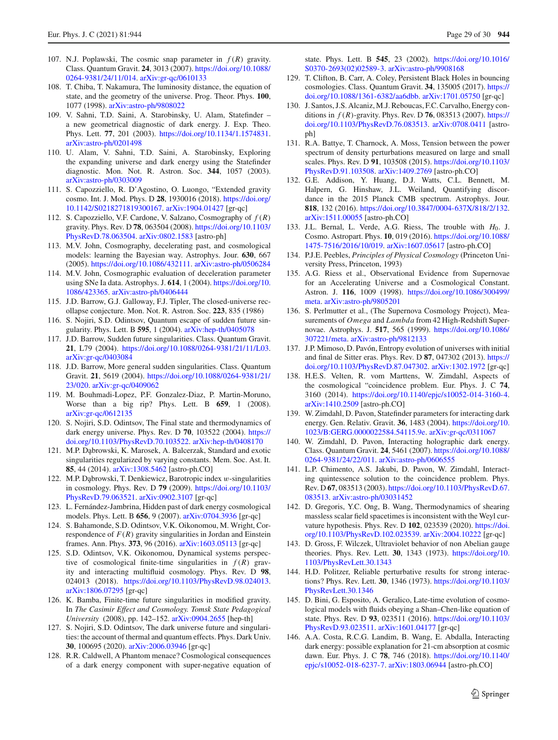107. N.J. Poplawski, The cosmic snap parameter in $f(R)$ gravity. Class. Quantum Gravit. **24**, 3013 (2007). https://doi.org/10.1088/0264-9381/24/11/014. arXiv:gr-qc/0610133
108. T. Chiba, T. Nakamura, The luminosity distance, the equation of state, and the geometry of the universe. Prog. Theor. Phys. **100**, 1077 (1998). arXiv:astro-ph/9808022
109. V. Sahni, T.D. Saini, A. Starobinsky, U. Alam, Statefinder – a new geometrical diagnostic of dark energy. J. Exp. Theo. Phys. Lett. **77**, 201 (2003). https://doi.org/10.1134/1.1574831. arXiv:astro-ph/0201498
110. U. Alam, V. Sahni, T.D. Saini, A. Starobinsky, Exploring the expanding universe and dark energy using the Statefinder diagnostic. Mon. Not. R. Astron. Soc. **344**, 1057 (2003). arXiv:astro-ph/0303009
111. S. Capozziello, R. D'Agostino, O. Luongo, "Extended gravity cosmo. Int. J. Mod. Phys. D **28**, 1930016 (2018). https://doi.org/10.1142/S0218271819300167. arXiv:1904.01427 [gr-qc]
112. S. Capozziello, V.F. Cardone, V. Salzano, Cosmography of $f(R)$ gravity. Phys. Rev. D **78**, 063504 (2008). https://doi.org/10.1103/PhysRevD.78.063504. arXiv:0802.1583 [astro-ph]
113. M.V. John, Cosmography, decelerating past, and cosmological models: learning the Bayesian way. Astrophys. Jour. **630**, 667 (2005). https://doi.org/10.1086/432111. arXiv:astro-ph/0506284
114. M.V. John, Cosmographic evaluation of deceleration parameter using SNe Ia data. Astrophys. J. **614**, 1 (2004). https://doi.org/10.1086/423365. arXiv:astro-ph/0406444
115. J.D. Barrow, G.J. Galloway, F.J. Tipler, The closed-universe recollapse conjecture. Mon. Not. R. Astron. Soc. **223**, 835 (1986)
116. S. Nojiri, S.D. Odintsov, Quantum escape of sudden future singularity. Phys. Lett. B **595**, 1 (2004). arXiv:hep-th/0405078
117. J.D. Barrow, Sudden future singularities. Class. Quantum Gravit. **21**, L79 (2004). https://doi.org/10.1088/0264-9381/21/11/L03. arXiv:gr-qc/0403084
118. J.D. Barrow, More general sudden singularities. Class. Quantum Gravit. **21**, 5619 (2004). https://doi.org/10.1088/0264-9381/21/23/020. arXiv:gr-qc/0409062
119. M. Bouhmadi-Lopez, P.F. Gonzalez-Diaz, P. Martin-Moruno, Worse than a big rip? Phys. Lett. B **659**, 1 (2008). arXiv:gr-qc/0612135
120. S. Nojiri, S.D. Odintsov, The Final state and thermodynamics of dark energy universe. Phys. Rev. D **70**, 103522 (2004). https://doi.org/10.1103/PhysRevD.70.103522. arXiv:hep-th/0408170
121. M.P. Dąbrowski, K. Marosek, A. Balcerzak, Standard and exotic singularities regularized by varying constants. Mem. Soc. Ast. It. **85**, 44 (2014). arXiv:1308.5462 [astro-ph.CO]
122. M.P. Dąbrowski, T. Denkiewicz, Barotropic index $w$-singularities in cosmology. Phys. Rev. D **79** (2009). https://doi.org/10.1103/PhysRevD.79.063521. arXiv:0902.3107 [gr-qc]
123. L. Fernández-Jambrina, Hidden past of dark energy cosmological models. Phys. Lett. B **656**, 9 (2007). arXiv:0704.3936 [gr-qc]
124. S. Bahamonde, S.D. Odintsov, V.K. Oikonomou, M. Wright, Correspondence of $F(R)$ gravity singularities in Jordan and Einstein frames. Ann. Phys. **373**, 96 (2016). arXiv:1603.05113 [gr-qc]
125. S.D. Odintsov, V.K. Oikonomou, Dynamical systems perspective of cosmological finite-time singularities in $f(R)$ gravity and interacting multifluid cosmology. Phys. Rev. D **98**, 024013 (2018). https://doi.org/10.1103/PhysRevD.98.024013. arXiv:1806.07295 [gr-qc]
126. K. Bamba, Finite-time future singularities in modified gravity. In *The Casimir Effect and Cosmology. Tomsk State Pedagogical University* (2008), pp. 142–152. arXiv:0904.2655 [hep-th]
127. S. Nojiri, S.D. Odintsov, The dark universe future and singularities: the account of thermal and quantum effects. Phys. Dark Univ. **30**, 100695 (2020). arXiv:2006.03946 [gr-qc]
128. R.R. Caldwell, A Phantom menace? Cosmological consequences of a dark energy component with super-negative equation of state. Phys. Lett. B **545**, 23 (2002). https://doi.org/10.1016/S0370-2693(02)02589-3. arXiv:astro-ph/9908168
129. T. Clifton, B. Carr, A. Coley, Persistent Black Holes in bouncing cosmologies. Class. Quantum Gravit. **34**, 135005 (2017). https://doi.org/10.1088/1361-6382/aa6dbb. arXiv:1701.05750 [gr-qc]
130. J. Santos, J.S. Alcaniz, M.J. Reboucas, F.C. Carvalho, Energy conditions in $f(R)$-gravity. Phys. Rev. D **76**, 083513 (2007). https://doi.org/10.1103/PhysRevD.76.083513. arXiv:0708.0411 [astro-ph]
131. R.A. Battye, T. Charnock, A. Moss, Tension between the power spectrum of density perturbations measured on large and small scales. Phys. Rev. D **91**, 103508 (2015). https://doi.org/10.1103/PhysRevD.91.103508. arXiv:1409.2769 [astro-ph.CO]
132. G.E. Addison, Y. Huang, D.J. Watts, C.L. Bennett, M. Halpern, G. Hinshaw, J.L. Weiland, Quantifying discordance in the 2015 Planck CMB spectrum. Astrophys. Jour. **818**, 132 (2016). https://doi.org/10.3847/0004-637X/818/2/132. arXiv:1511.00055 [astro-ph.CO]
133. J.L. Bernal, L. Verde, A.G. Riess, The trouble with $H_0$. J. Cosmo. Astropart. Phys. **10**, 019 (2016). https://doi.org/10.1088/1475-7516/2016/10/019. arXiv:1607.05617 [astro-ph.CO]
134. P.J.E. Peebles, *Principles of Physical Cosmology* (Princeton University Press, Princeton, 1993)
135. A.G. Riess et al., Observational Evidence from Supernovae for an Accelerating Universe and a Cosmological Constant. Astron. J. **116**, 1009 (1998). https://doi.org/10.1086/300499/meta. arXiv:astro-ph/9805201
136. S. Perlmutter et al., (The Supernova Cosmology Project), Measurements of *Omega* and *Lambda* from 42 High-Redshift Supernovae. Astrophys. J. **517**, 565 (1999). https://doi.org/10.1086/307221/meta. arXiv:astro-ph/9812133
137. J.P. Mimoso, D. Pavón, Entropy evolution of universes with initial and final de Sitter eras. Phys. Rev. D **87**, 047302 (2013). https://doi.org/10.1103/PhysRevD.87.047302. arXiv:1302.1972 [gr-qc]
138. H.E.S. Velten, R. vom Marttens, W. Zimdahl, Aspects of the cosmological "coincidence problem. Eur. Phys. J. C **74**, 3160 (2014). https://doi.org/10.1140/epjc/s10052-014-3160-4. arXiv:1410.2509 [astro-ph.CO]
139. W. Zimdahl, D. Pavon, Statefinder parameters for interacting dark energy. Gen. Relativ. Gravit. **36**, 1483 (2004). https://doi.org/10.1023/B:GERG.0000022584.54115.9e. arXiv:gr-qc/0311067
140. W. Zimdahl, D. Pavon, Interacting holographic dark energy. Class. Quantum Gravit. **24**, 5461 (2007). https://doi.org/10.1088/0264-9381/24/22/011. arXiv:astro-ph/0606555
141. L.P. Chimento, A.S. Jakubi, D. Pavon, W. Zimdahl, Interacting quintessence solution to the coincidence problem. Phys. Rev. D **67**, 083513 (2003). https://doi.org/10.1103/PhysRevD.67.083513. arXiv:astro-ph/03031452
142. D. Gregoris, Y.C. Ong, B. Wang, Thermodynamics of shearing massless scalar field spacetimes is inconsistent with the Weyl curvature hypothesis. Phys. Rev. D **102**, 023539 (2020). https://doi.org/10.1103/PhysRevD.102.023539. arXiv:2004.10222 [gr-qc]
143. D. Gross, F. Wilczek, Ultraviolet behavior of non Abelian gauge theories. Phys. Rev. Lett. **30**, 1343 (1973). https://doi.org/10.1103/PhysRevLett.30.1343
144. H.D. Politzer, Reliable perturbative results for strong interactions? Phys. Rev. Lett. **30**, 1346 (1973). https://doi.org/10.1103/PhysRevLett.30.1346
145. D. Bini, G. Esposito, A. Geralico, Late-time evolution of cosmological models with fluids obeying a Shan–Chen-like equation of state. Phys. Rev. D **93**, 023511 (2016). https://doi.org/10.1103/PhysRevD.93.023511. arXiv:1601.04177 [gr-qc]
146. A.A. Costa, R.C.G. Landim, B. Wang, E. Abdalla, Interacting dark energy: possible explanation for 21-cm absorption at cosmic dawn. Eur. Phys. J. C **78**, 746 (2018). https://doi.org/10.1140/epjc/s10052-018-6237-7. arXiv:1803.06944 [astro-ph.CO]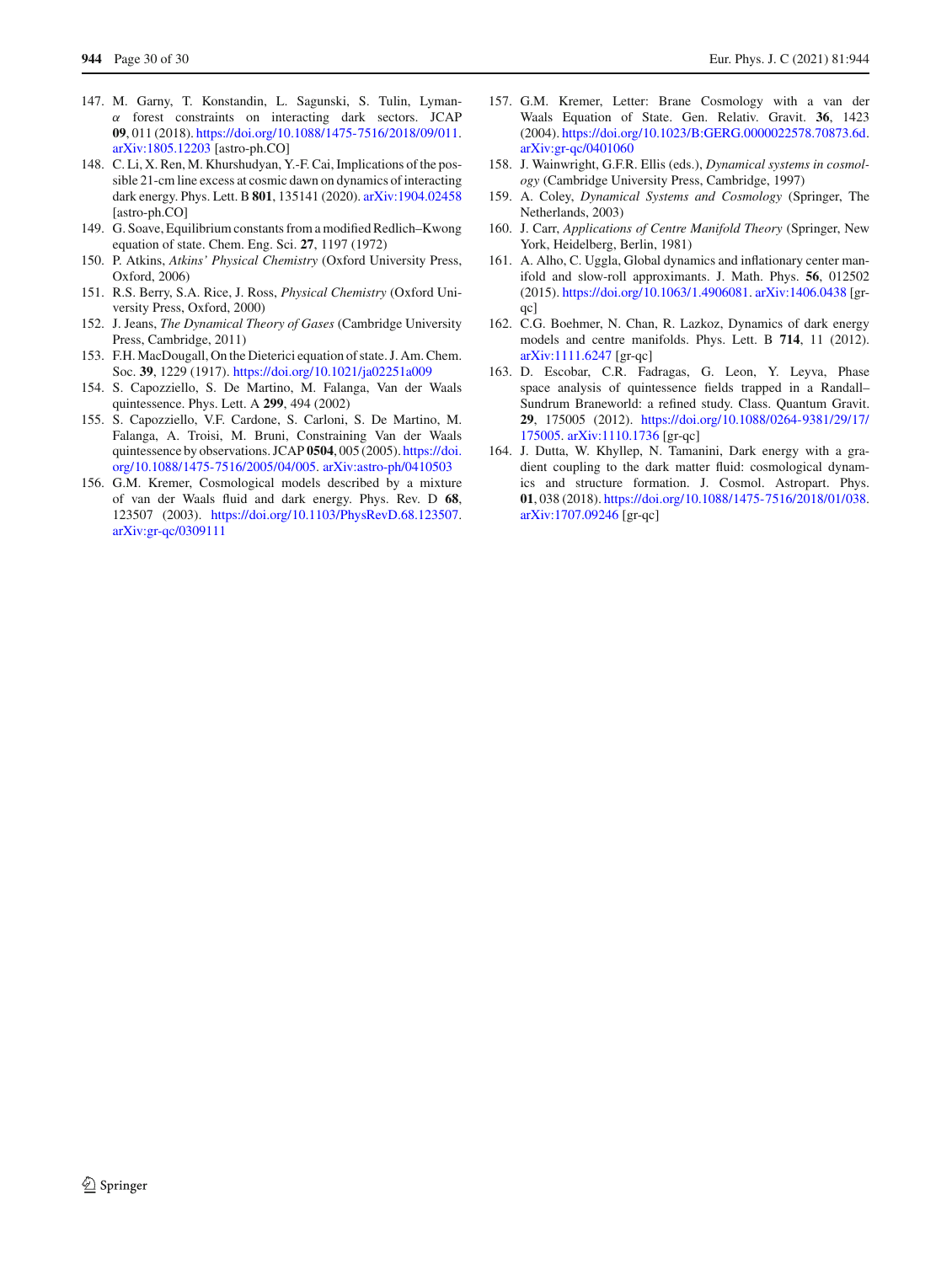147. M. Garny, T. Konstandin, L. Sagunski, S. Tulin, Lyman-$\alpha$ forest constraints on interacting dark sectors. JCAP **09**, 011 (2018). https://doi.org/10.1088/1475-7516/2018/09/011. arXiv:1805.12203 [astro-ph.CO]
148. C. Li, X. Ren, M. Khurshudyan, Y.-F. Cai, Implications of the possible 21-cm line excess at cosmic dawn on dynamics of interacting dark energy. Phys. Lett. B **801**, 135141 (2020). arXiv:1904.02458 [astro-ph.CO]
149. G. Soave, Equilibrium constants from a modified Redlich–Kwong equation of state. Chem. Eng. Sci. **27**, 1197 (1972)
150. P. Atkins, *Atkins' Physical Chemistry* (Oxford University Press, Oxford, 2006)
151. R.S. Berry, S.A. Rice, J. Ross, *Physical Chemistry* (Oxford University Press, Oxford, 2000)
152. J. Jeans, *The Dynamical Theory of Gases* (Cambridge University Press, Cambridge, 2011)
153. F.H. MacDougall, On the Dieterici equation of state. J. Am. Chem. Soc. **39**, 1229 (1917). https://doi.org/10.1021/ja02251a009
154. S. Capozziello, S. De Martino, M. Falanga, Van der Waals quintessence. Phys. Lett. A **299**, 494 (2002)
155. S. Capozziello, V.F. Cardone, S. Carloni, S. De Martino, M. Falanga, A. Troisi, M. Bruni, Constraining Van der Waals quintessence by observations. JCAP **0504**, 005 (2005). https://doi.org/10.1088/1475-7516/2005/04/005. arXiv:astro-ph/0410503
156. G.M. Kremer, Cosmological models described by a mixture of van der Waals fluid and dark energy. Phys. Rev. D **68**, 123507 (2003). https://doi.org/10.1103/PhysRevD.68.123507. arXiv:gr-qc/0309111
157. G.M. Kremer, Letter: Brane Cosmology with a van der Waals Equation of State. Gen. Relativ. Gravit. **36**, 1423 (2004). https://doi.org/10.1023/B:GERG.0000022578.70873.6d. arXiv:gr-qc/0401060
158. J. Wainwright, G.F.R. Ellis (eds.), *Dynamical systems in cosmology* (Cambridge University Press, Cambridge, 1997)
159. A. Coley, *Dynamical Systems and Cosmology* (Springer, The Netherlands, 2003)
160. J. Carr, *Applications of Centre Manifold Theory* (Springer, New York, Heidelberg, Berlin, 1981)
161. A. Alho, C. Uggla, Global dynamics and inflationary center manifold and slow-roll approximants. J. Math. Phys. **56**, 012502 (2015). https://doi.org/10.1063/1.4906081. arXiv:1406.0438 [gr-qc]
162. C.G. Boehmer, N. Chan, R. Lazkoz, Dynamics of dark energy models and centre manifolds. Phys. Lett. B **714**, 11 (2012). arXiv:1111.6247 [gr-qc]
163. D. Escobar, C.R. Fadragas, G. Leon, Y. Leyva, Phase space analysis of quintessence fields trapped in a Randall–Sundrum Braneworld: a refined study. Class. Quantum Gravit. **29**, 175005 (2012). https://doi.org/10.1088/0264-9381/29/17/175005. arXiv:1110.1736 [gr-qc]
164. J. Dutta, W. Khyllep, N. Tamanini, Dark energy with a gradient coupling to the dark matter fluid: cosmological dynamics and structure formation. J. Cosmol. Astropart. Phys. **01**, 038 (2018). https://doi.org/10.1088/1475-7516/2018/01/038. arXiv:1707.09246 [gr-qc]